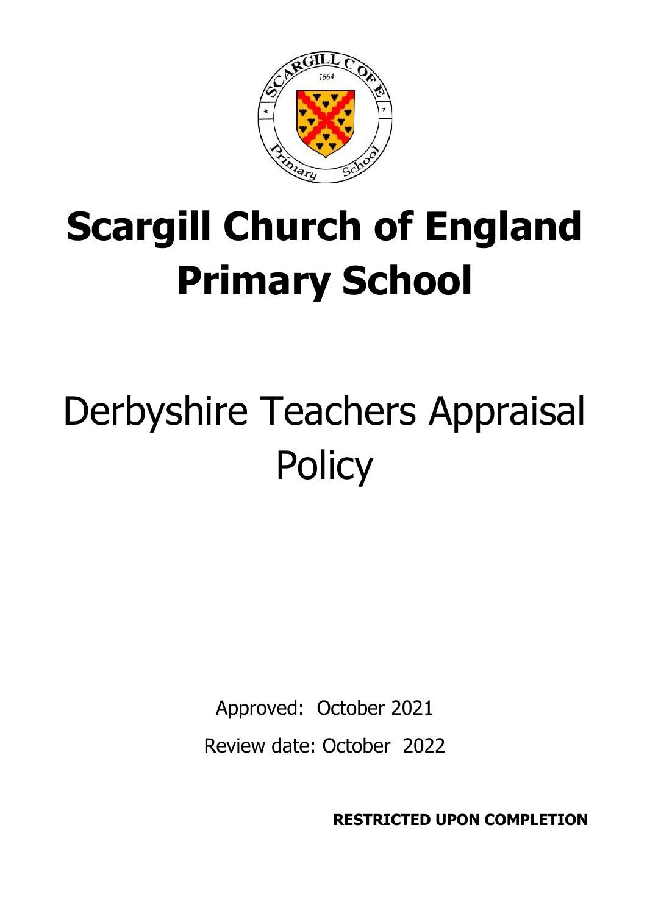# Scargill Church of England Primary School

# Derbyshire Teachers Appraisal Policy

Approved: October 2021

Review date: October 2022

**RESTRICTED UPON COMPLETION**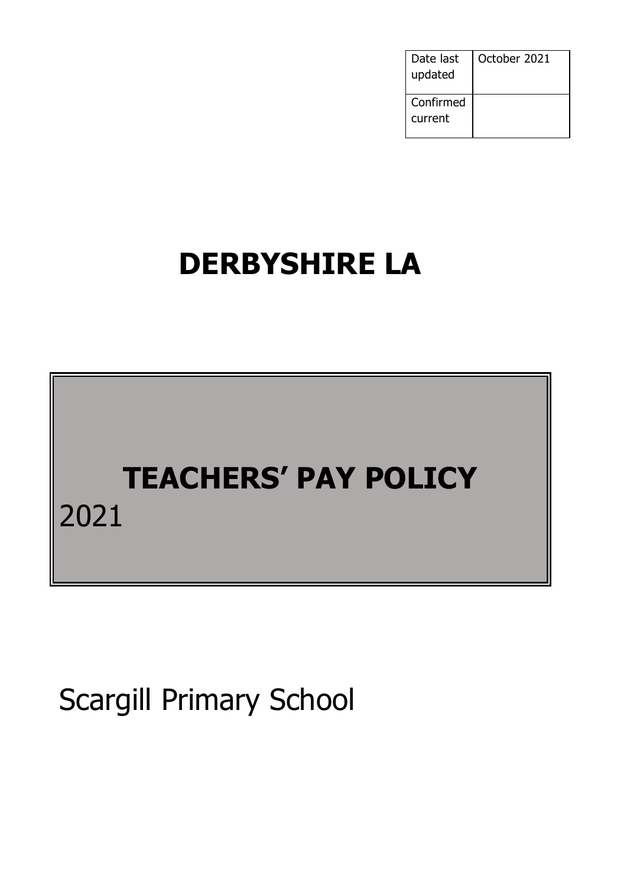| Date last updated | October 2021 |
| --- | --- |
| Confirmed current | |

# DERBYSHIRE LA

# TEACHERS' PAY POLICY
2021

Scargill Primary School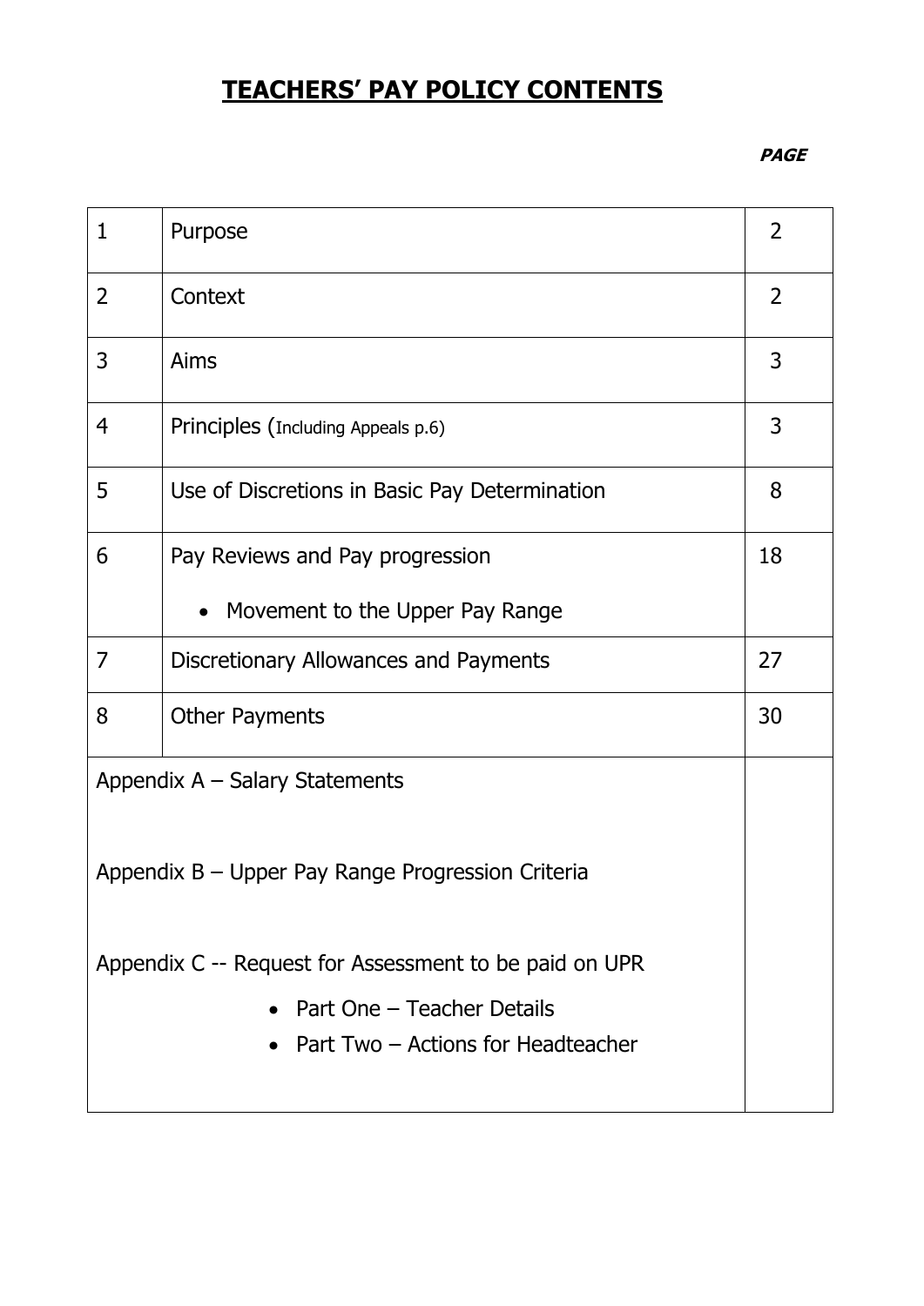# TEACHERS' PAY POLICY CONTENTS

| | | PAGE |
|---|---|---|
| 1 | Purpose | 2 |
| 2 | Context | 2 |
| 3 | Aims | 3 |
| 4 | Principles (Including Appeals p.6) | 3 |
| 5 | Use of Discretions in Basic Pay Determination | 8 |
| 6 | Pay Reviews and Pay progression<br>• Movement to the Upper Pay Range | 18 |
| 7 | Discretionary Allowances and Payments | 27 |
| 8 | Other Payments | 30 |
| Appendix A – Salary Statements<br><br>Appendix B – Upper Pay Range Progression Criteria<br><br>Appendix C -- Request for Assessment to be paid on UPR<br>• Part One – Teacher Details<br>• Part Two – Actions for Headteacher | | |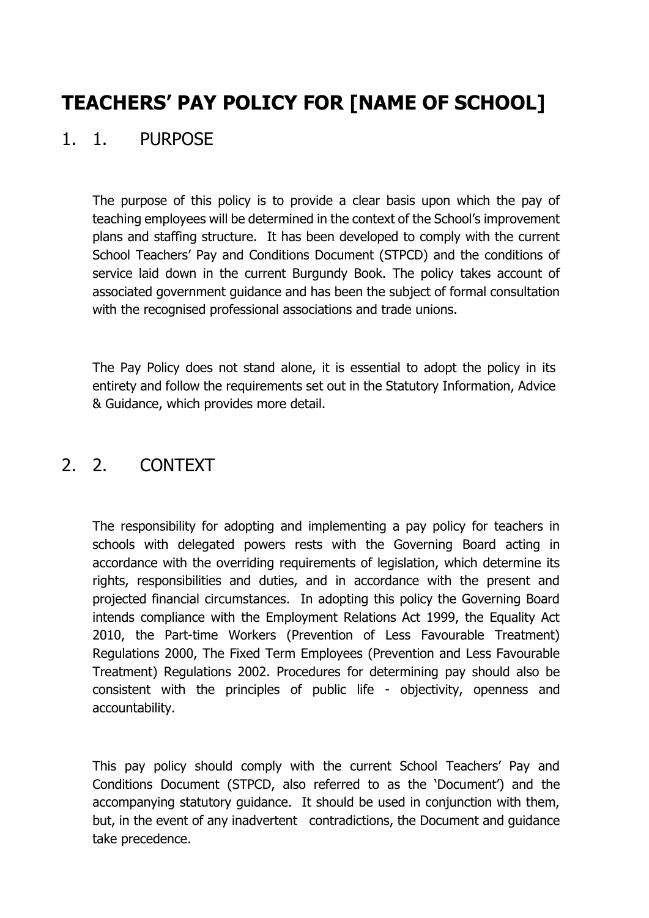# TEACHERS' POLICY FOR [NAME OF SCHOOL]

## 1. 1. PURPOSE

The purpose of this policy is to provide a clear basis upon which the pay of teaching employees will be determined in the context of the School's improvement plans and staffing structure. It has been developed to comply with the current School Teachers' Pay and Conditions Document (STPCD) and the conditions of service laid down in the current Burgundy Book. The policy takes account of associated government guidance and has been the subject of formal consultation with the recognised professional associations and trade unions.

The Pay Policy does not stand alone, it is essential to adopt the policy in its entirety and follow the requirements set out in the Statutory Information, Advice & Guidance, which provides more detail.

## 2. 2. CONTEXT

The responsibility for adopting and implementing a pay policy for teachers in schools with delegated powers rests with the Governing Board acting in accordance with the overriding requirements of legislation, which determine its rights, responsibilities and duties, and in accordance with the present and projected financial circumstances. In adopting this policy the Governing Board intends compliance with the Employment Relations Act 1999, the Equality Act 2010, the Part-time Workers (Prevention of Less Favourable Treatment) Regulations 2000, The Fixed Term Employees (Prevention and Less Favourable Treatment) Regulations 2002. Procedures for determining pay should also be consistent with the principles of public life - objectivity, openness and accountability.

This pay policy should comply with the current School Teachers' Pay and Conditions Document (STPCD, also referred to as the 'Document') and the accompanying statutory guidance. It should be used in conjunction with them, but, in the event of any inadvertent contradictions, the Document and guidance take precedence.

# TEACHERS' PAY POLICY FOR [NAME OF SCHOOL]

## 1. 1. PURPOSE

The purpose of this policy is to provide a clear basis upon which the pay of teaching employees will be determined in the context of the School's improvement plans and staffing structure. It has been developed to comply with the current School Teachers' Pay and Conditions Document (STPCD) and the conditions of service laid down in the current Burgundy Book. The policy takes account of associated government guidance and has been the subject of formal consultation with the recognised professional associations and trade unions.

The Pay Policy does not stand alone, it is essential to adopt the policy in its entirety and follow the requirements set out in the Statutory Information, Advice & Guidance, which provides more detail.

## 2. 2. CONTEXT

The responsibility for adopting and implementing a pay policy for teachers in schools with delegated powers rests with the Governing Board acting in accordance with the overriding requirements of legislation, which determine its rights, responsibilities and duties, and in accordance with the present and projected financial circumstances. In adopting this policy the Governing Board intends compliance with the Employment Relations Act 1999, the Equality Act 2010, the Part-time Workers (Prevention of Less Favourable Treatment) Regulations 2000, The Fixed Term Employees (Prevention and Less Favourable Treatment) Regulations 2002. Procedures for determining pay should also be consistent with the principles of public life - objectivity, openness and accountability.

This pay policy should comply with the current School Teachers' Pay and Conditions Document (STPCD, also referred to as the 'Document') and the accompanying statutory guidance. It should be used in conjunction with them, but, in the event of any inadvertent contradictions, the Document and guidance take precedence.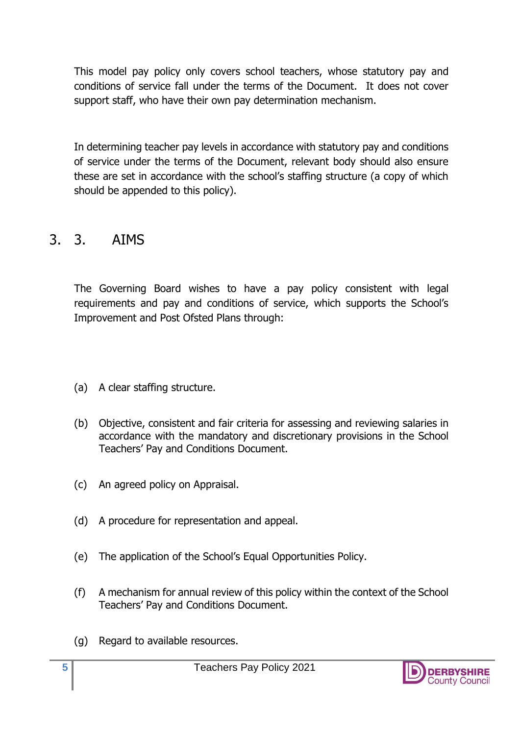This model pay policy only covers school teachers, whose statutory pay and conditions of service fall under the terms of the Document. It does not cover support staff, who have their own pay determination mechanism.

In determining teacher pay levels in accordance with statutory pay and conditions of service under the terms of the Document, relevant body should also ensure these are set in accordance with the school's staffing structure (a copy of which should be appended to this policy).

# 3. 3. AIMS

The Governing Board wishes to have a pay policy consistent with legal requirements and pay and conditions of service, which supports the School's Improvement and Post Ofsted Plans through:

(a) A clear staffing structure.

(b) Objective, consistent and fair criteria for assessing and reviewing salaries in accordance with the mandatory and discretionary provisions in the School Teachers' Pay and Conditions Document.

(c) An agreed policy on Appraisal.

(d) A procedure for representation and appeal.

(e) The application of the School's Equal Opportunities Policy.

(f) A mechanism for annual review of this policy within the context of the School Teachers' Pay and Conditions Document.

(g) Regard to available resources.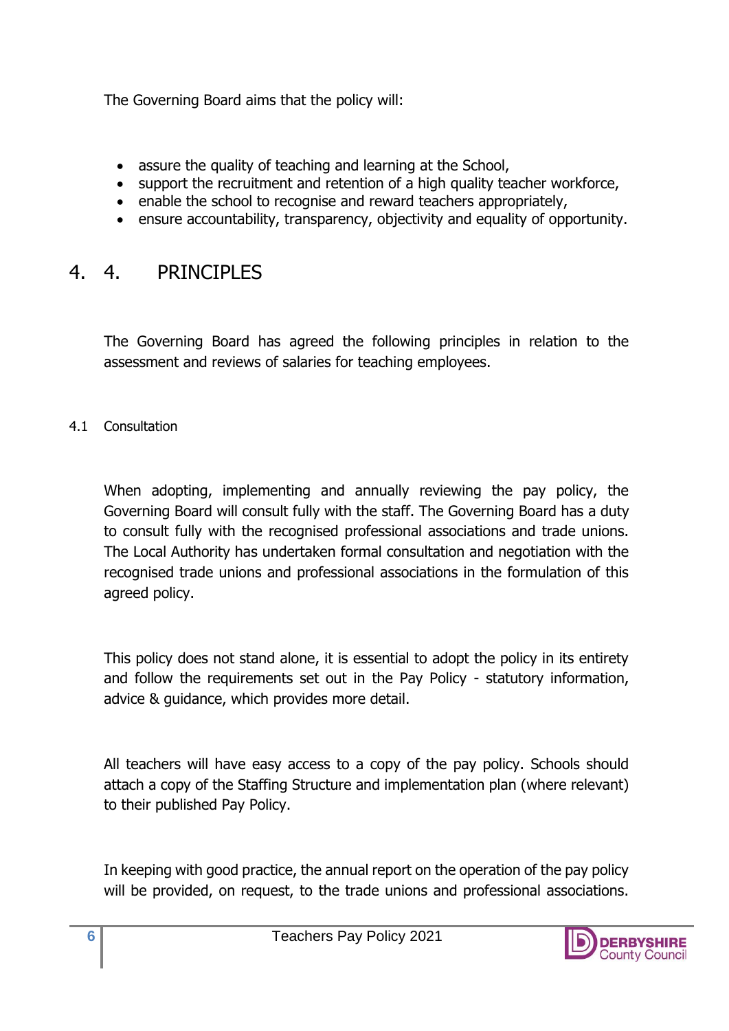The Governing Board aims that the policy will:

- assure the quality of teaching and learning at the School,
- support the recruitment and retention of a high quality teacher workforce,
- enable the school to recognise and reward teachers appropriately,
- ensure accountability, transparency, objectivity and equality of opportunity.

# 4. 4. PRINCIPLES

The Governing Board has agreed the following principles in relation to the assessment and reviews of salaries for teaching employees.

### 4.1 Consultation

When adopting, implementing and annually reviewing the pay policy, the Governing Board will consult fully with the staff. The Governing Board has a duty to consult fully with the recognised professional associations and trade unions. The Local Authority has undertaken formal consultation and negotiation with the recognised trade unions and professional associations in the formulation of this agreed policy.

This policy does not stand alone, it is essential to adopt the policy in its entirety and follow the requirements set out in the Pay Policy - statutory information, advice & guidance, which provides more detail.

All teachers will have easy access to a copy of the pay policy. Schools should attach a copy of the Staffing Structure and implementation plan (where relevant) to their published Pay Policy.

In keeping with good practice, the annual report on the operation of the pay policy will be provided, on request, to the trade unions and professional associations.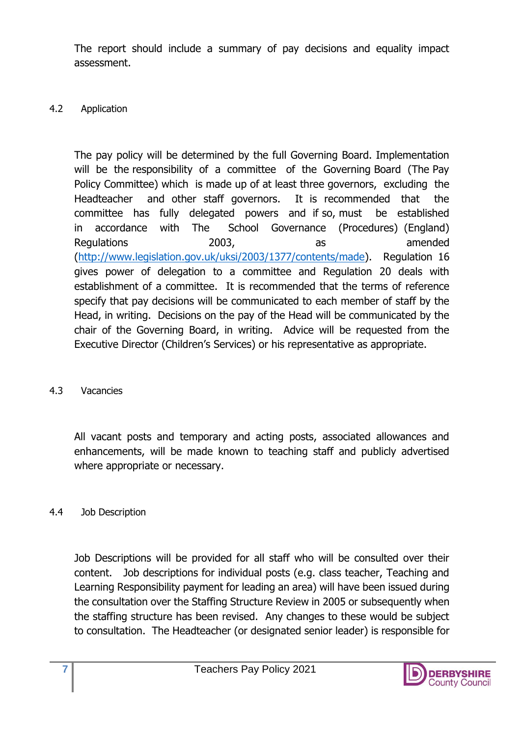The report should include a summary of pay decisions and equality impact assessment.

### 4.2 Application

The pay policy will be determined by the full Governing Board. Implementation will be the responsibility of a committee of the Governing Board (The Pay Policy Committee) which is made up of at least three governors, excluding the Headteacher and other staff governors. It is recommended that the committee has fully delegated powers and if so, must be established in accordance with The School Governance (Procedures) (England) Regulations 2003, as amended (http://www.legislation.gov.uk/uksi/2003/1377/contents/made). Regulation 16 gives power of delegation to a committee and Regulation 20 deals with establishment of a committee. It is recommended that the terms of reference specify that pay decisions will be communicated to each member of staff by the Head, in writing. Decisions on the pay of the Head will be communicated by the chair of the Governing Board, in writing. Advice will be requested from the Executive Director (Children's Services) or his representative as appropriate.

### 4.3 Vacancies

All vacant posts and temporary and acting posts, associated allowances and enhancements, will be made known to teaching staff and publicly advertised where appropriate or necessary.

### 4.4 Job Description

Job Descriptions will be provided for all staff who will be consulted over their content. Job descriptions for individual posts (e.g. class teacher, Teaching and Learning Responsibility payment for leading an area) will have been issued during the consultation over the Staffing Structure Review in 2005 or subsequently when the staffing structure has been revised. Any changes to these would be subject to consultation. The Headteacher (or designated senior leader) is responsible for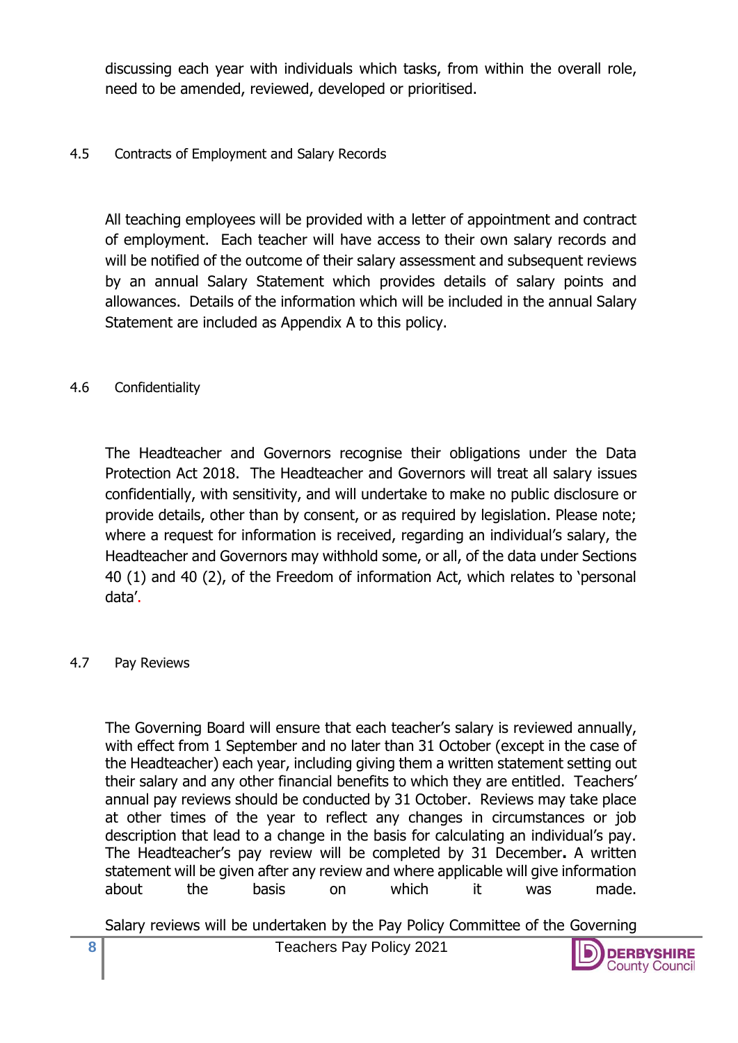discussing each year with individuals which tasks, from within the overall role, need to be amended, reviewed, developed or prioritised.

### 4.5 Contracts of Employment and Salary Records

All teaching employees will be provided with a letter of appointment and contract of employment. Each teacher will have access to their own salary records and will be notified of the outcome of their salary assessment and subsequent reviews by an annual Salary Statement which provides details of salary points and allowances. Details of the information which will be included in the annual Salary Statement are included as Appendix A to this policy.

### 4.6 Confidentiality

The Headteacher and Governors recognise their obligations under the Data Protection Act 2018. The Headteacher and Governors will treat all salary issues confidentially, with sensitivity, and will undertake to make no public disclosure or provide details, other than by consent, or as required by legislation. Please note; where a request for information is received, regarding an individual's salary, the Headteacher and Governors may withhold some, or all, of the data under Sections 40 (1) and 40 (2), of the Freedom of information Act, which relates to 'personal data'.

### 4.7 Pay Reviews

The Governing Board will ensure that each teacher's salary is reviewed annually, with effect from 1 September and no later than 31 October (except in the case of the Headteacher) each year, including giving them a written statement setting out their salary and any other financial benefits to which they are entitled. Teachers' annual pay reviews should be conducted by 31 October. Reviews may take place at other times of the year to reflect any changes in circumstances or job description that lead to a change in the basis for calculating an individual's pay. The Headteacher's pay review will be completed by 31 December**.** A written statement will be given after any review and where applicable will give information about the basis on which it was made.

Salary reviews will be undertaken by the Pay Policy Committee of the Governing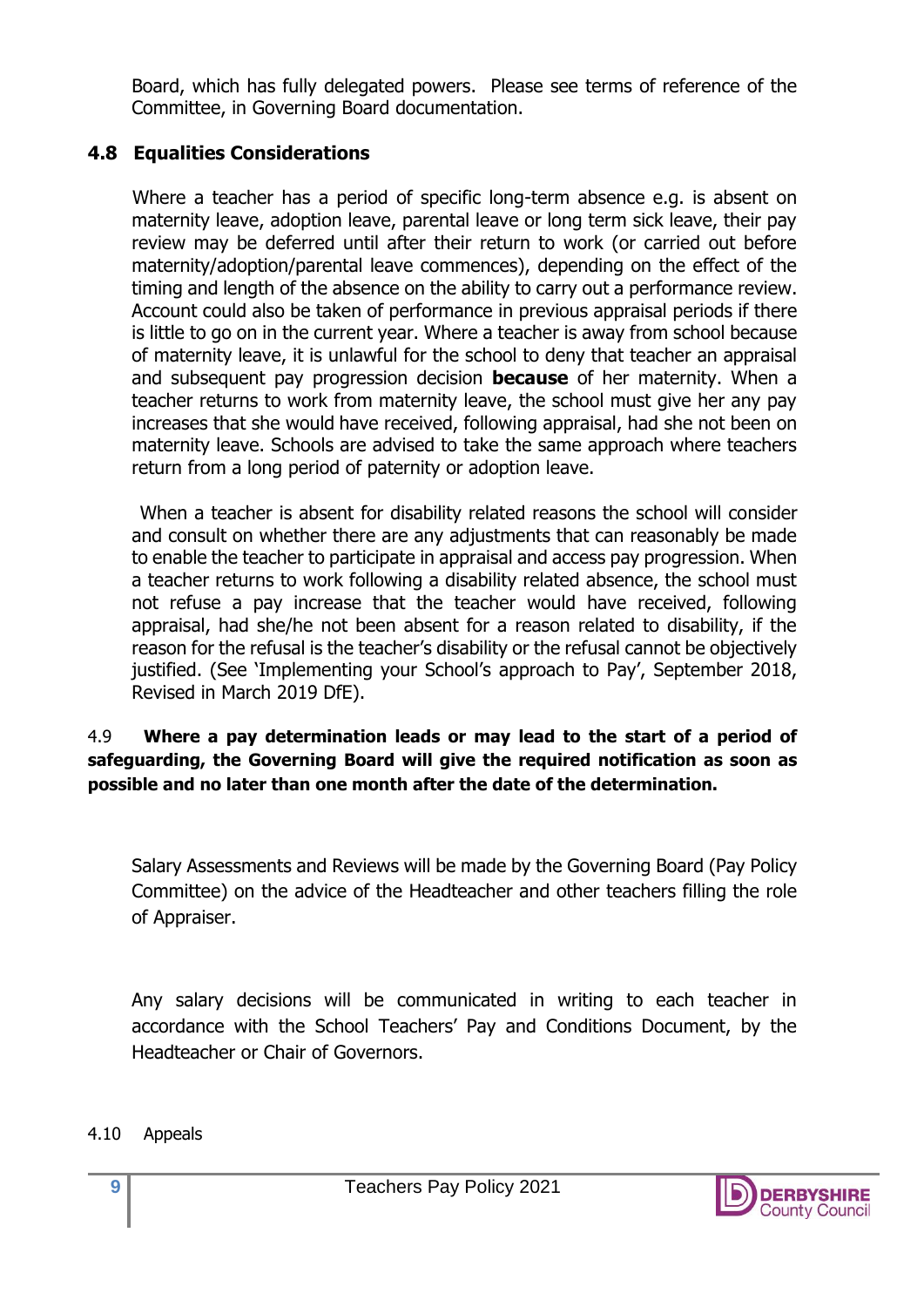Board, which has fully delegated powers. Please see terms of reference of the Committee, in Governing Board documentation.

### 4.8 Equalities Considerations

Where a teacher has a period of specific long-term absence e.g. is absent on maternity leave, adoption leave, parental leave or long term sick leave, their pay review may be deferred until after their return to work (or carried out before maternity/adoption/parental leave commences), depending on the effect of the timing and length of the absence on the ability to carry out a performance review. Account could also be taken of performance in previous appraisal periods if there is little to go on in the current year. Where a teacher is away from school because of maternity leave, it is unlawful for the school to deny that teacher an appraisal and subsequent pay progression decision **because** of her maternity. When a teacher returns to work from maternity leave, the school must give her any pay increases that she would have received, following appraisal, had she not been on maternity leave. Schools are advised to take the same approach where teachers return from a long period of paternity or adoption leave.

When a teacher is absent for disability related reasons the school will consider and consult on whether there are any adjustments that can reasonably be made to enable the teacher to participate in appraisal and access pay progression. When a teacher returns to work following a disability related absence, the school must not refuse a pay increase that the teacher would have received, following appraisal, had she/he not been absent for a reason related to disability, if the reason for the refusal is the teacher's disability or the refusal cannot be objectively justified. (See 'Implementing your School's approach to Pay', September 2018, Revised in March 2019 DfE).

4.9 **Where a pay determination leads or may lead to the start of a period of safeguarding, the Governing Board will give the required notification as soon as possible and no later than one month after the date of the determination.**

Salary Assessments and Reviews will be made by the Governing Board (Pay Policy Committee) on the advice of the Headteacher and other teachers filling the role of Appraiser.

Any salary decisions will be communicated in writing to each teacher in accordance with the School Teachers' Pay and Conditions Document, by the Headteacher or Chair of Governors.

4.10 Appeals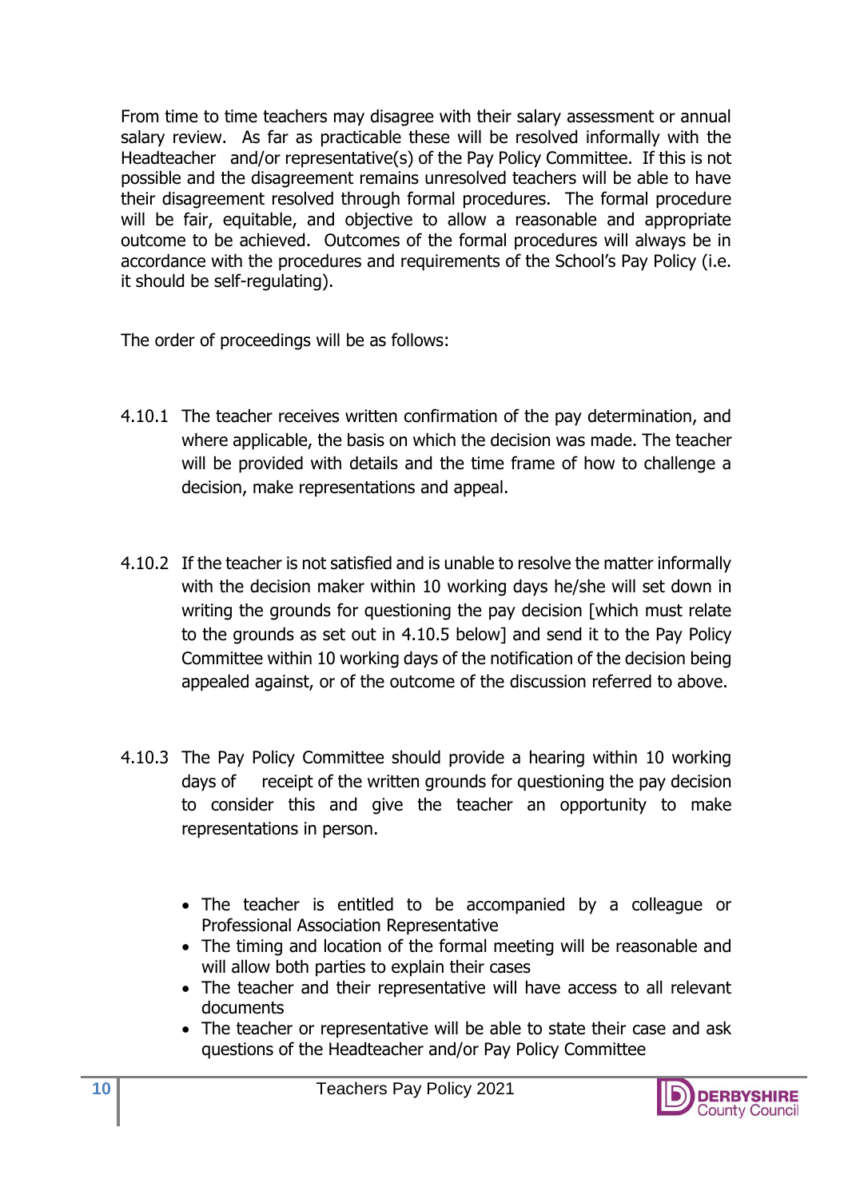From time to time teachers may disagree with their salary assessment or annual salary review. As far as practicable these will be resolved informally with the Headteacher and/or representative(s) of the Pay Policy Committee. If this is not possible and the disagreement remains unresolved teachers will be able to have their disagreement resolved through formal procedures. The formal procedure will be fair, equitable, and objective to allow a reasonable and appropriate outcome to be achieved. Outcomes of the formal procedures will always be in accordance with the procedures and requirements of the School's Pay Policy (i.e. it should be self-regulating).

The order of proceedings will be as follows:

4.10.1 The teacher receives written confirmation of the pay determination, and where applicable, the basis on which the decision was made. The teacher will be provided with details and the time frame of how to challenge a decision, make representations and appeal.

4.10.2 If the teacher is not satisfied and is unable to resolve the matter informally with the decision maker within 10 working days he/she will set down in writing the grounds for questioning the pay decision [which must relate to the grounds as set out in 4.10.5 below] and send it to the Pay Policy Committee within 10 working days of the notification of the decision being appealed against, or of the outcome of the discussion referred to above.

4.10.3 The Pay Policy Committee should provide a hearing within 10 working days of receipt of the written grounds for questioning the pay decision to consider this and give the teacher an opportunity to make representations in person.

- The teacher is entitled to be accompanied by a colleague or Professional Association Representative
- The timing and location of the formal meeting will be reasonable and will allow both parties to explain their cases
- The teacher and their representative will have access to all relevant documents
- The teacher or representative will be able to state their case and ask questions of the Headteacher and/or Pay Policy Committee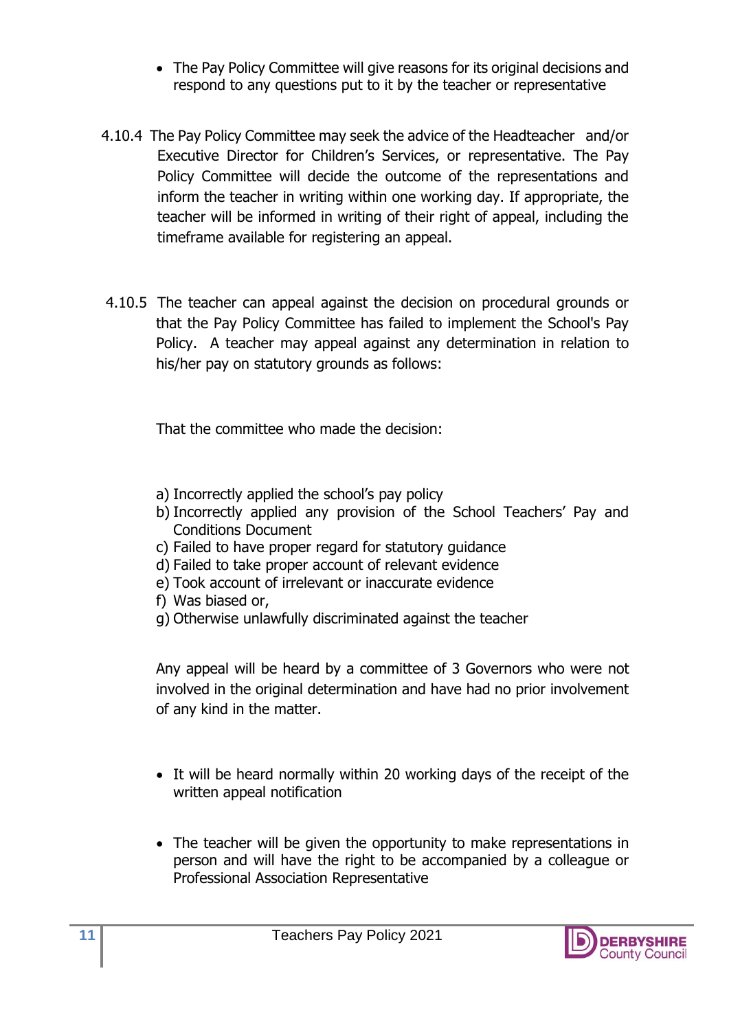- The Pay Policy Committee will give reasons for its original decisions and respond to any questions put to it by the teacher or representative

4.10.4 The Pay Policy Committee may seek the advice of the Headteacher and/or Executive Director for Children's Services, or representative. The Pay Policy Committee will decide the outcome of the representations and inform the teacher in writing within one working day. If appropriate, the teacher will be informed in writing of their right of appeal, including the timeframe available for registering an appeal.

4.10.5 The teacher can appeal against the decision on procedural grounds or that the Pay Policy Committee has failed to implement the School's Pay Policy. A teacher may appeal against any determination in relation to his/her pay on statutory grounds as follows:

That the committee who made the decision:

a) Incorrectly applied the school's pay policy
b) Incorrectly applied any provision of the School Teachers' Pay and Conditions Document
c) Failed to have proper regard for statutory guidance
d) Failed to take proper account of relevant evidence
e) Took account of irrelevant or inaccurate evidence
f) Was biased or,
g) Otherwise unlawfully discriminated against the teacher

Any appeal will be heard by a committee of 3 Governors who were not involved in the original determination and have had no prior involvement of any kind in the matter.

- It will be heard normally within 20 working days of the receipt of the written appeal notification

- The teacher will be given the opportunity to make representations in person and will have the right to be accompanied by a colleague or Professional Association Representative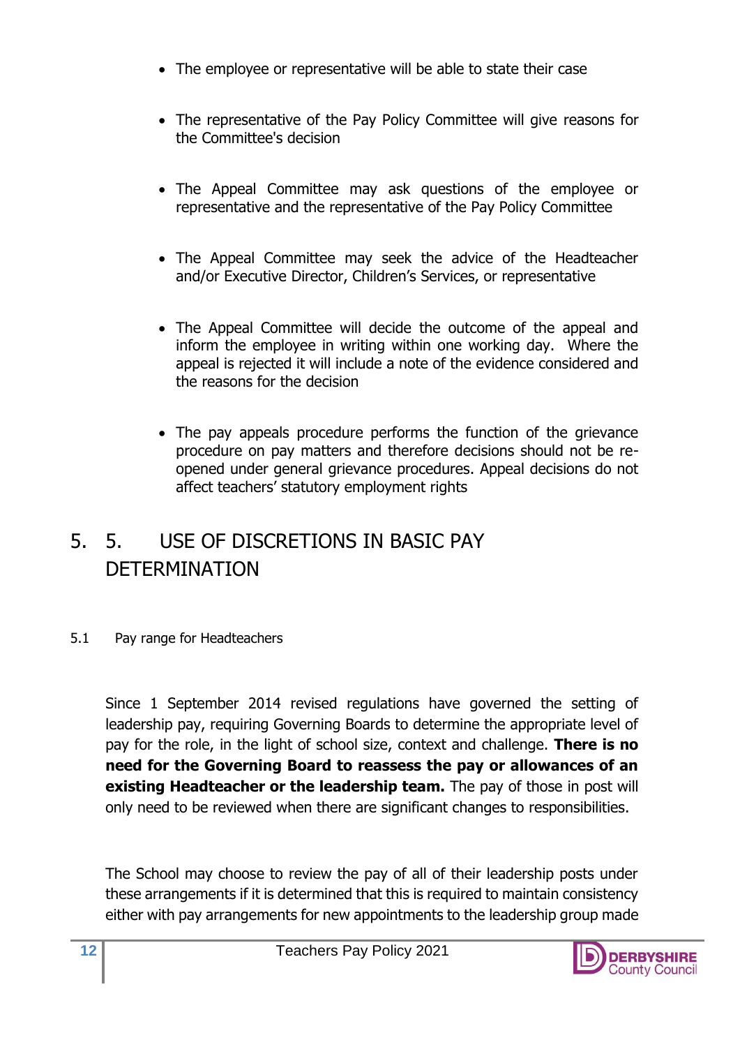- The employee or representative will be able to state their case

- The representative of the Pay Policy Committee will give reasons for the Committee's decision

- The Appeal Committee may ask questions of the employee or representative and the representative of the Pay Policy Committee

- The Appeal Committee may seek the advice of the Headteacher and/or Executive Director, Children's Services, or representative

- The Appeal Committee will decide the outcome of the appeal and inform the employee in writing within one working day. Where the appeal is rejected it will include a note of the evidence considered and the reasons for the decision

- The pay appeals procedure performs the function of the grievance procedure on pay matters and therefore decisions should not be re-opened under general grievance procedures. Appeal decisions do not affect teachers' statutory employment rights

# 5. 5. USE OF DISCRETIONS IN BASIC PAY DETERMINATION

5.1 Pay range for Headteachers

Since 1 September 2014 revised regulations have governed the setting of leadership pay, requiring Governing Boards to determine the appropriate level of pay for the role, in the light of school size, context and challenge. **There is no need for the Governing Board to reassess the pay or allowances of an existing Headteacher or the leadership team.** The pay of those in post will only need to be reviewed when there are significant changes to responsibilities.

The School may choose to review the pay of all of their leadership posts under these arrangements if it is determined that this is required to maintain consistency either with pay arrangements for new appointments to the leadership group made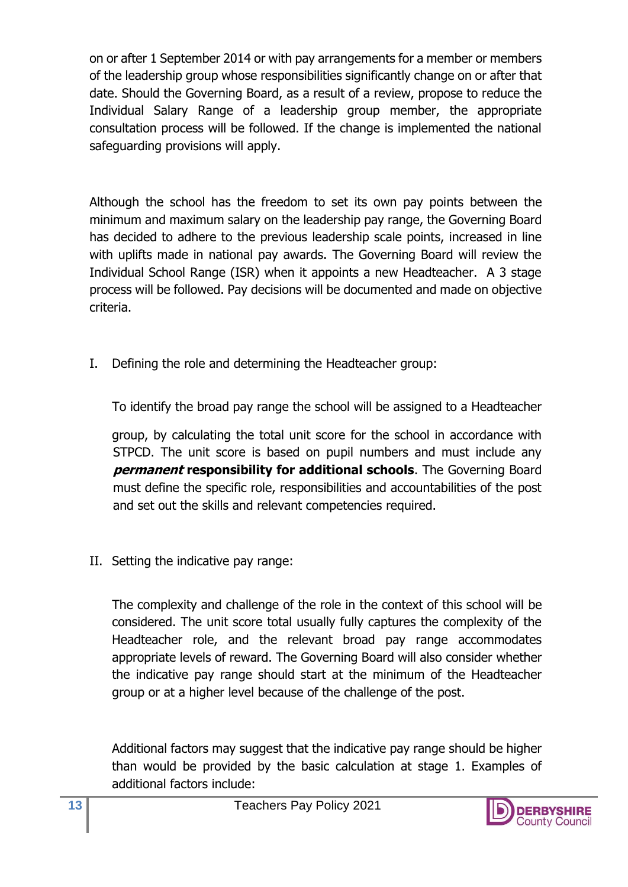on or after 1 September 2014 or with pay arrangements for a member or members of the leadership group whose responsibilities significantly change on or after that date. Should the Governing Board, as a result of a review, propose to reduce the Individual Salary Range of a leadership group member, the appropriate consultation process will be followed. If the change is implemented the national safeguarding provisions will apply.

Although the school has the freedom to set its own pay points between the minimum and maximum salary on the leadership pay range, the Governing Board has decided to adhere to the previous leadership scale points, increased in line with uplifts made in national pay awards. The Governing Board will review the Individual School Range (ISR) when it appoints a new Headteacher. A 3 stage process will be followed. Pay decisions will be documented and made on objective criteria.

I. Defining the role and determining the Headteacher group:

   To identify the broad pay range the school will be assigned to a Headteacher group, by calculating the total unit score for the school in accordance with STPCD. The unit score is based on pupil numbers and must include any ***permanent*** **responsibility for additional schools**. The Governing Board must define the specific role, responsibilities and accountabilities of the post and set out the skills and relevant competencies required.

II. Setting the indicative pay range:

   The complexity and challenge of the role in the context of this school will be considered. The unit score total usually fully captures the complexity of the Headteacher role, and the relevant broad pay range accommodates appropriate levels of reward. The Governing Board will also consider whether the indicative pay range should start at the minimum of the Headteacher group or at a higher level because of the challenge of the post.

   Additional factors may suggest that the indicative pay range should be higher than would be provided by the basic calculation at stage 1. Examples of additional factors include: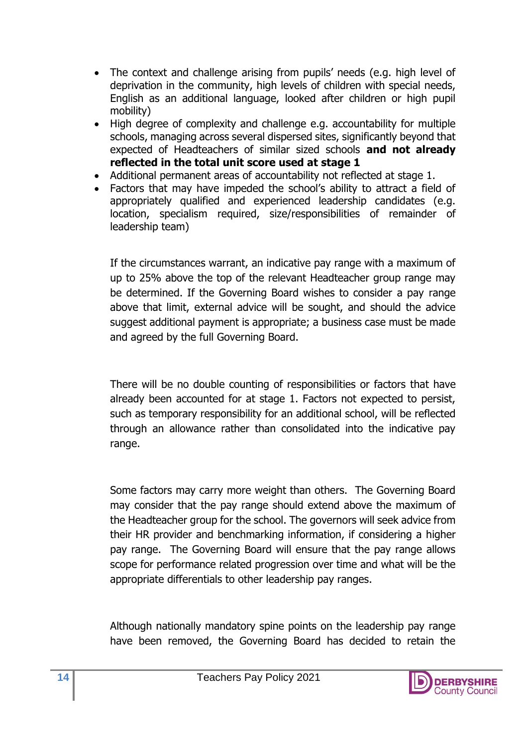- The context and challenge arising from pupils' needs (e.g. high level of deprivation in the community, high levels of children with special needs, English as an additional language, looked after children or high pupil mobility)
- High degree of complexity and challenge e.g. accountability for multiple schools, managing across several dispersed sites, significantly beyond that expected of Headteachers of similar sized schools **and not already reflected in the total unit score used at stage 1**
- Additional permanent areas of accountability not reflected at stage 1.
- Factors that may have impeded the school's ability to attract a field of appropriately qualified and experienced leadership candidates (e.g. location, specialism required, size/responsibilities of remainder of leadership team)

If the circumstances warrant, an indicative pay range with a maximum of up to 25% above the top of the relevant Headteacher group range may be determined. If the Governing Board wishes to consider a pay range above that limit, external advice will be sought, and should the advice suggest additional payment is appropriate; a business case must be made and agreed by the full Governing Board.

There will be no double counting of responsibilities or factors that have already been accounted for at stage 1. Factors not expected to persist, such as temporary responsibility for an additional school, will be reflected through an allowance rather than consolidated into the indicative pay range.

Some factors may carry more weight than others. The Governing Board may consider that the pay range should extend above the maximum of the Headteacher group for the school. The governors will seek advice from their HR provider and benchmarking information, if considering a higher pay range. The Governing Board will ensure that the pay range allows scope for performance related progression over time and what will be the appropriate differentials to other leadership pay ranges.

Although nationally mandatory spine points on the leadership pay range have been removed, the Governing Board has decided to retain the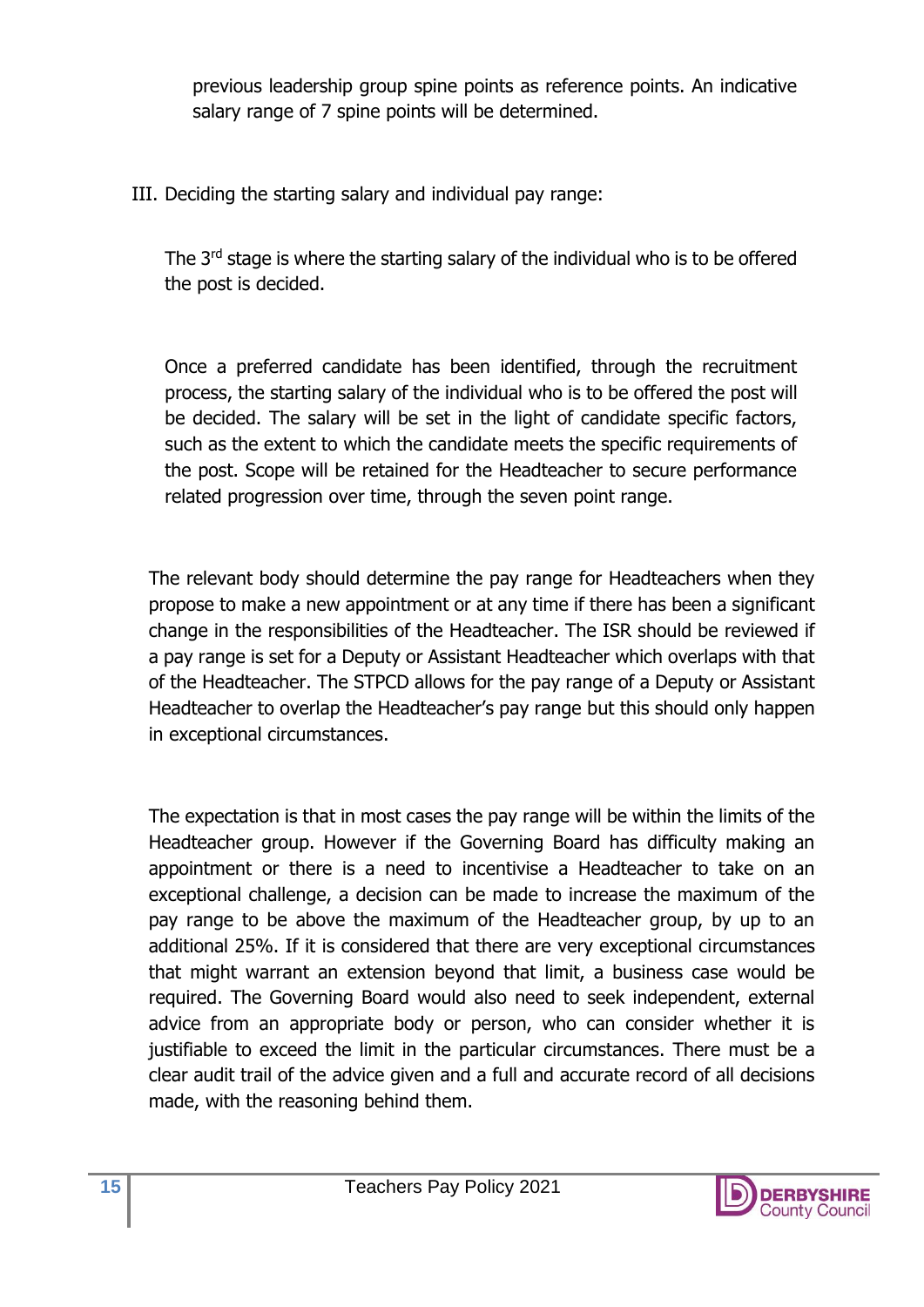previous leadership group spine points as reference points. An indicative salary range of 7 spine points will be determined.

III. Deciding the starting salary and individual pay range:

The 3rd stage is where the starting salary of the individual who is to be offered the post is decided.

Once a preferred candidate has been identified, through the recruitment process, the starting salary of the individual who is to be offered the post will be decided. The salary will be set in the light of candidate specific factors, such as the extent to which the candidate meets the specific requirements of the post. Scope will be retained for the Headteacher to secure performance related progression over time, through the seven point range.

The relevant body should determine the pay range for Headteachers when they propose to make a new appointment or at any time if there has been a significant change in the responsibilities of the Headteacher. The ISR should be reviewed if a pay range is set for a Deputy or Assistant Headteacher which overlaps with that of the Headteacher. The STPCD allows for the pay range of a Deputy or Assistant Headteacher to overlap the Headteacher's pay range but this should only happen in exceptional circumstances.

The expectation is that in most cases the pay range will be within the limits of the Headteacher group. However if the Governing Board has difficulty making an appointment or there is a need to incentivise a Headteacher to take on an exceptional challenge, a decision can be made to increase the maximum of the pay range to be above the maximum of the Headteacher group, by up to an additional 25%. If it is considered that there are very exceptional circumstances that might warrant an extension beyond that limit, a business case would be required. The Governing Board would also need to seek independent, external advice from an appropriate body or person, who can consider whether it is justifiable to exceed the limit in the particular circumstances. There must be a clear audit trail of the advice given and a full and accurate record of all decisions made, with the reasoning behind them.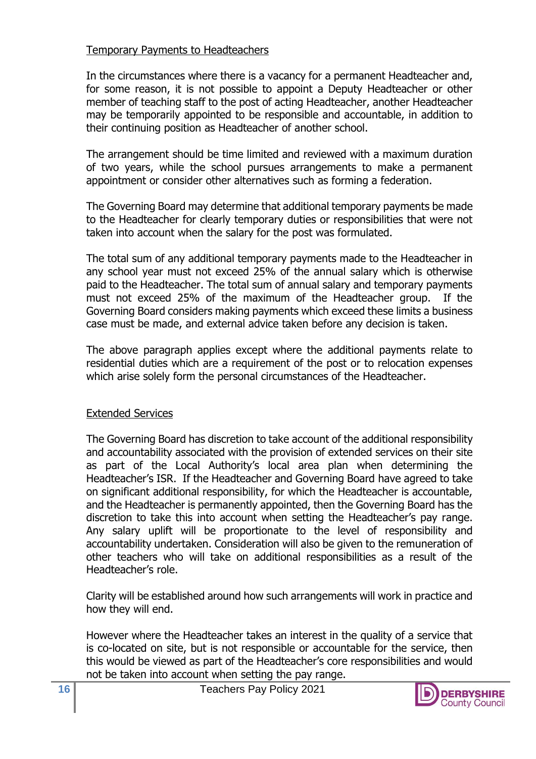<u>Temporary Payments to Headteachers</u>

In the circumstances where there is a vacancy for a permanent Headteacher and, for some reason, it is not possible to appoint a Deputy Headteacher or other member of teaching staff to the post of acting Headteacher, another Headteacher may be temporarily appointed to be responsible and accountable, in addition to their continuing position as Headteacher of another school.

The arrangement should be time limited and reviewed with a maximum duration of two years, while the school pursues arrangements to make a permanent appointment or consider other alternatives such as forming a federation.

The Governing Board may determine that additional temporary payments be made to the Headteacher for clearly temporary duties or responsibilities that were not taken into account when the salary for the post was formulated.

The total sum of any additional temporary payments made to the Headteacher in any school year must not exceed 25% of the annual salary which is otherwise paid to the Headteacher. The total sum of annual salary and temporary payments must not exceed 25% of the maximum of the Headteacher group. If the Governing Board considers making payments which exceed these limits a business case must be made, and external advice taken before any decision is taken.

The above paragraph applies except where the additional payments relate to residential duties which are a requirement of the post or to relocation expenses which arise solely form the personal circumstances of the Headteacher.

<u>Extended Services</u>

The Governing Board has discretion to take account of the additional responsibility and accountability associated with the provision of extended services on their site as part of the Local Authority's local area plan when determining the Headteacher's ISR. If the Headteacher and Governing Board have agreed to take on significant additional responsibility, for which the Headteacher is accountable, and the Headteacher is permanently appointed, then the Governing Board has the discretion to take this into account when setting the Headteacher's pay range. Any salary uplift will be proportionate to the level of responsibility and accountability undertaken. Consideration will also be given to the remuneration of other teachers who will take on additional responsibilities as a result of the Headteacher's role.

Clarity will be established around how such arrangements will work in practice and how they will end.

However where the Headteacher takes an interest in the quality of a service that is co-located on site, but is not responsible or accountable for the service, then this would be viewed as part of the Headteacher's core responsibilities and would not be taken into account when setting the pay range.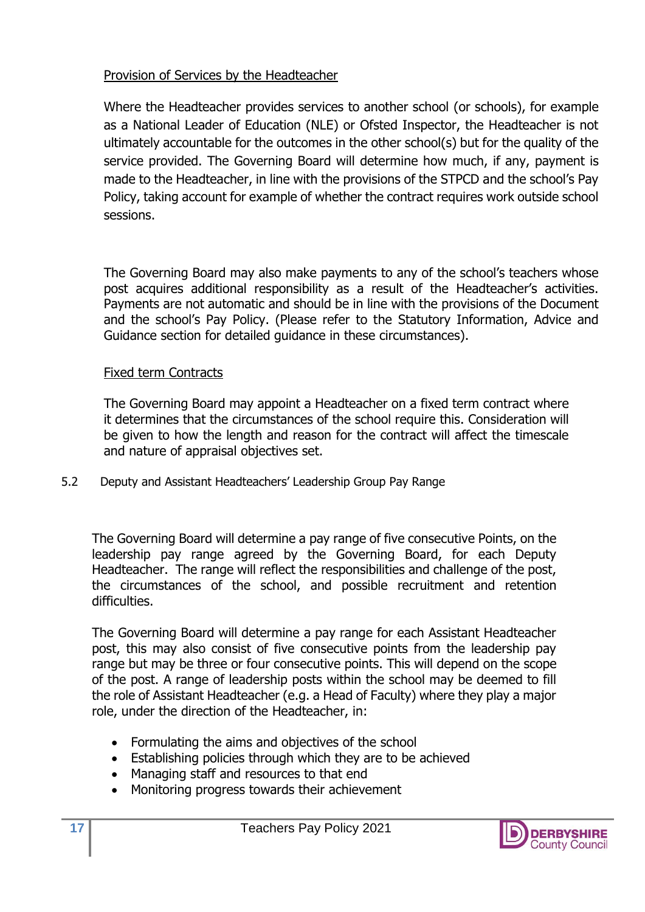Provision of Services by the Headteacher

Where the Headteacher provides services to another school (or schools), for example as a National Leader of Education (NLE) or Ofsted Inspector, the Headteacher is not ultimately accountable for the outcomes in the other school(s) but for the quality of the service provided. The Governing Board will determine how much, if any, payment is made to the Headteacher, in line with the provisions of the STPCD and the school's Pay Policy, taking account for example of whether the contract requires work outside school sessions.

The Governing Board may also make payments to any of the school's teachers whose post acquires additional responsibility as a result of the Headteacher's activities. Payments are not automatic and should be in line with the provisions of the Document and the school's Pay Policy. (Please refer to the Statutory Information, Advice and Guidance section for detailed guidance in these circumstances).

Fixed term Contracts

The Governing Board may appoint a Headteacher on a fixed term contract where it determines that the circumstances of the school require this. Consideration will be given to how the length and reason for the contract will affect the timescale and nature of appraisal objectives set.

5.2 Deputy and Assistant Headteachers' Leadership Group Pay Range

The Governing Board will determine a pay range of five consecutive Points, on the leadership pay range agreed by the Governing Board, for each Deputy Headteacher. The range will reflect the responsibilities and challenge of the post, the circumstances of the school, and possible recruitment and retention difficulties.

The Governing Board will determine a pay range for each Assistant Headteacher post, this may also consist of five consecutive points from the leadership pay range but may be three or four consecutive points. This will depend on the scope of the post. A range of leadership posts within the school may be deemed to fill the role of Assistant Headteacher (e.g. a Head of Faculty) where they play a major role, under the direction of the Headteacher, in:

- Formulating the aims and objectives of the school
- Establishing policies through which they are to be achieved
- Managing staff and resources to that end
- Monitoring progress towards their achievement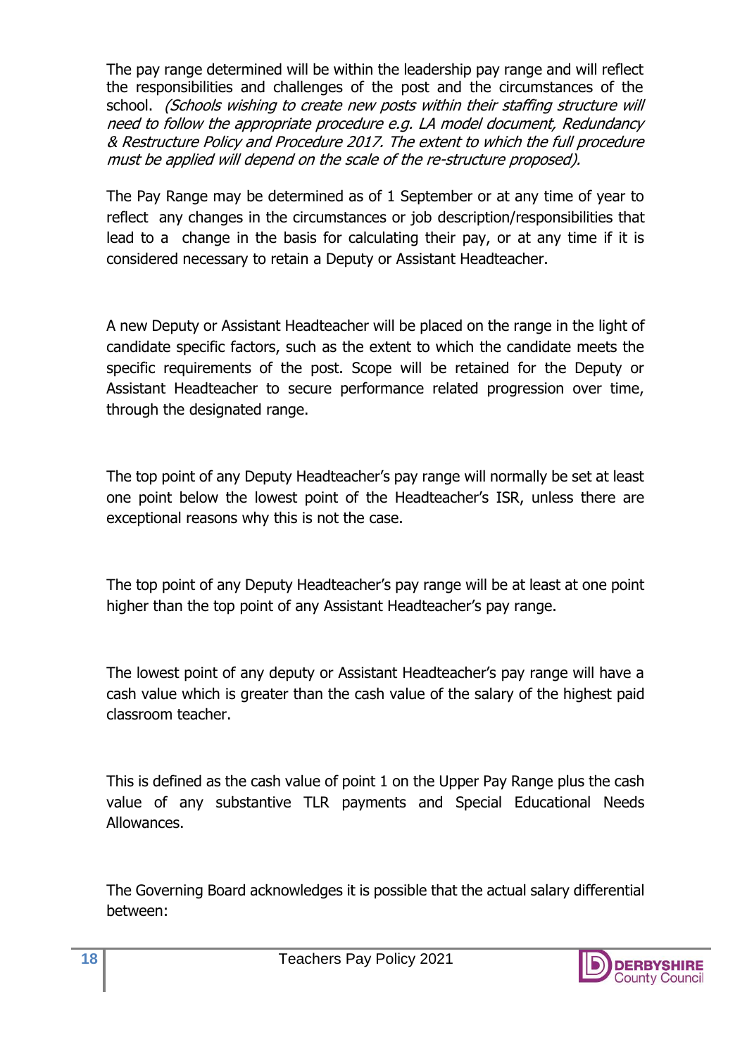The pay range determined will be within the leadership pay range and will reflect the responsibilities and challenges of the post and the circumstances of the school. *(Schools wishing to create new posts within their staffing structure will need to follow the appropriate procedure e.g. LA model document, Redundancy & Restructure Policy and Procedure 2017. The extent to which the full procedure must be applied will depend on the scale of the re-structure proposed).*

The Pay Range may be determined as of 1 September or at any time of year to reflect any changes in the circumstances or job description/responsibilities that lead to a change in the basis for calculating their pay, or at any time if it is considered necessary to retain a Deputy or Assistant Headteacher.

A new Deputy or Assistant Headteacher will be placed on the range in the light of candidate specific factors, such as the extent to which the candidate meets the specific requirements of the post. Scope will be retained for the Deputy or Assistant Headteacher to secure performance related progression over time, through the designated range.

The top point of any Deputy Headteacher's pay range will normally be set at least one point below the lowest point of the Headteacher's ISR, unless there are exceptional reasons why this is not the case.

The top point of any Deputy Headteacher's pay range will be at least at one point higher than the top point of any Assistant Headteacher's pay range.

The lowest point of any deputy or Assistant Headteacher's pay range will have a cash value which is greater than the cash value of the salary of the highest paid classroom teacher.

This is defined as the cash value of point 1 on the Upper Pay Range plus the cash value of any substantive TLR payments and Special Educational Needs Allowances.

The Governing Board acknowledges it is possible that the actual salary differential between: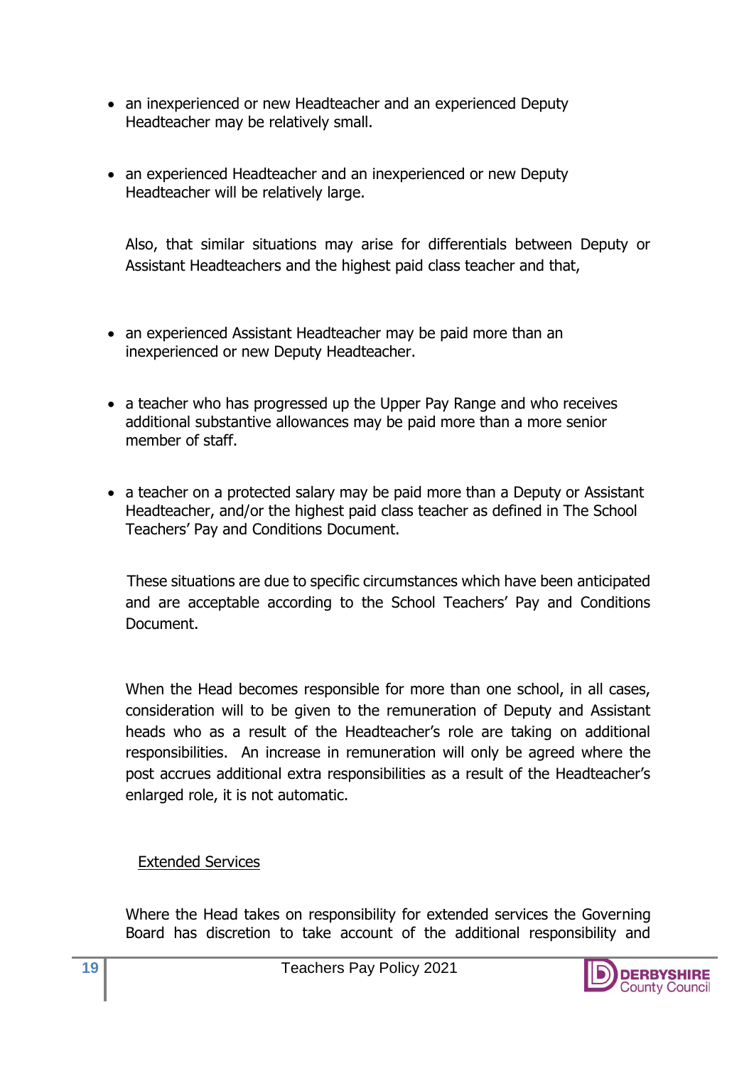- an inexperienced or new Headteacher and an experienced Deputy Headteacher may be relatively small.

- an experienced Headteacher and an inexperienced or new Deputy Headteacher will be relatively large.

Also, that similar situations may arise for differentials between Deputy or Assistant Headteachers and the highest paid class teacher and that,

- an experienced Assistant Headteacher may be paid more than an inexperienced or new Deputy Headteacher.

- a teacher who has progressed up the Upper Pay Range and who receives additional substantive allowances may be paid more than a more senior member of staff.

- a teacher on a protected salary may be paid more than a Deputy or Assistant Headteacher, and/or the highest paid class teacher as defined in The School Teachers' Pay and Conditions Document.

These situations are due to specific circumstances which have been anticipated and are acceptable according to the School Teachers' Pay and Conditions Document.

When the Head becomes responsible for more than one school, in all cases, consideration will to be given to the remuneration of Deputy and Assistant heads who as a result of the Headteacher's role are taking on additional responsibilities. An increase in remuneration will only be agreed where the post accrues additional extra responsibilities as a result of the Headteacher's enlarged role, it is not automatic.

<u>Extended Services</u>

Where the Head takes on responsibility for extended services the Governing Board has discretion to take account of the additional responsibility and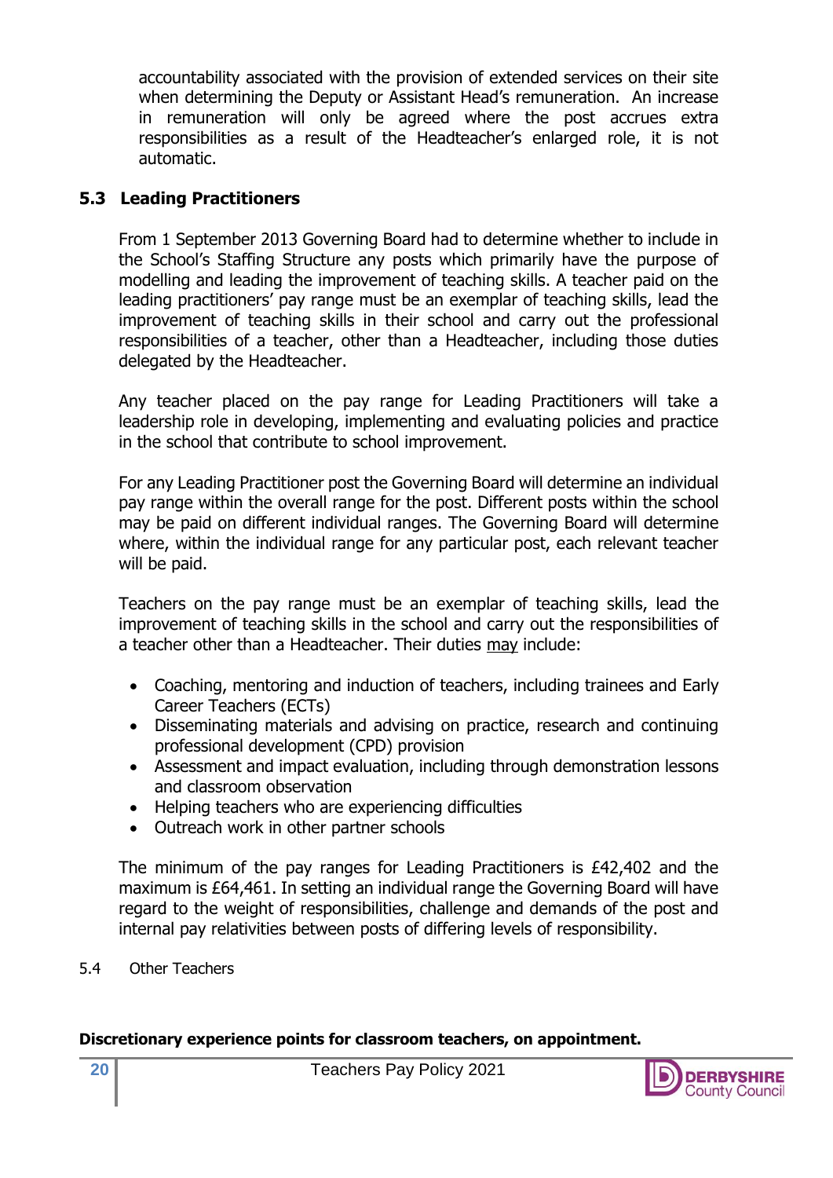accountability associated with the provision of extended services on their site when determining the Deputy or Assistant Head's remuneration. An increase in remuneration will only be agreed where the post accrues extra responsibilities as a result of the Headteacher's enlarged role, it is not automatic.

### 5.3 Leading Practitioners

From 1 September 2013 Governing Board had to determine whether to include in the School's Staffing Structure any posts which primarily have the purpose of modelling and leading the improvement of teaching skills. A teacher paid on the leading practitioners' pay range must be an exemplar of teaching skills, lead the improvement of teaching skills in their school and carry out the professional responsibilities of a teacher, other than a Headteacher, including those duties delegated by the Headteacher.

Any teacher placed on the pay range for Leading Practitioners will take a leadership role in developing, implementing and evaluating policies and practice in the school that contribute to school improvement.

For any Leading Practitioner post the Governing Board will determine an individual pay range within the overall range for the post. Different posts within the school may be paid on different individual ranges. The Governing Board will determine where, within the individual range for any particular post, each relevant teacher will be paid.

Teachers on the pay range must be an exemplar of teaching skills, lead the improvement of teaching skills in the school and carry out the responsibilities of a teacher other than a Headteacher. Their duties may include:

- Coaching, mentoring and induction of teachers, including trainees and Early Career Teachers (ECTs)
- Disseminating materials and advising on practice, research and continuing professional development (CPD) provision
- Assessment and impact evaluation, including through demonstration lessons and classroom observation
- Helping teachers who are experiencing difficulties
- Outreach work in other partner schools

The minimum of the pay ranges for Leading Practitioners is £42,402 and the maximum is £64,461. In setting an individual range the Governing Board will have regard to the weight of responsibilities, challenge and demands of the post and internal pay relativities between posts of differing levels of responsibility.

5.4 Other Teachers

**Discretionary experience points for classroom teachers, on appointment.**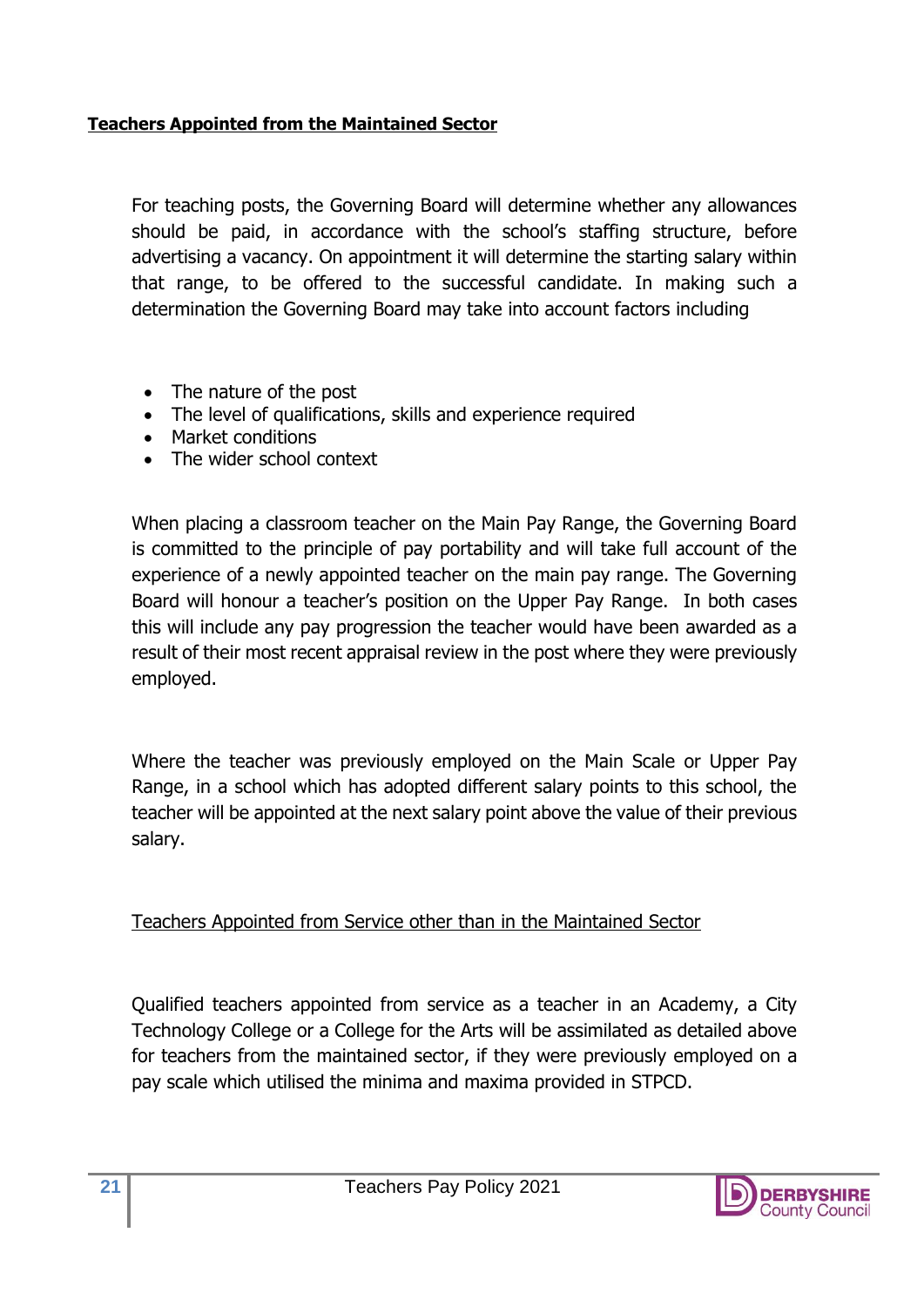**Teachers Appointed from the Maintained Sector**

For teaching posts, the Governing Board will determine whether any allowances should be paid, in accordance with the school's staffing structure, before advertising a vacancy. On appointment it will determine the starting salary within that range, to be offered to the successful candidate. In making such a determination the Governing Board may take into account factors including

- The nature of the post
- The level of qualifications, skills and experience required
- Market conditions
- The wider school context

When placing a classroom teacher on the Main Pay Range, the Governing Board is committed to the principle of pay portability and will take full account of the experience of a newly appointed teacher on the main pay range. The Governing Board will honour a teacher's position on the Upper Pay Range. In both cases this will include any pay progression the teacher would have been awarded as a result of their most recent appraisal review in the post where they were previously employed.

Where the teacher was previously employed on the Main Scale or Upper Pay Range, in a school which has adopted different salary points to this school, the teacher will be appointed at the next salary point above the value of their previous salary.

Teachers Appointed from Service other than in the Maintained Sector

Qualified teachers appointed from service as a teacher in an Academy, a City Technology College or a College for the Arts will be assimilated as detailed above for teachers from the maintained sector, if they were previously employed on a pay scale which utilised the minima and maxima provided in STPCD.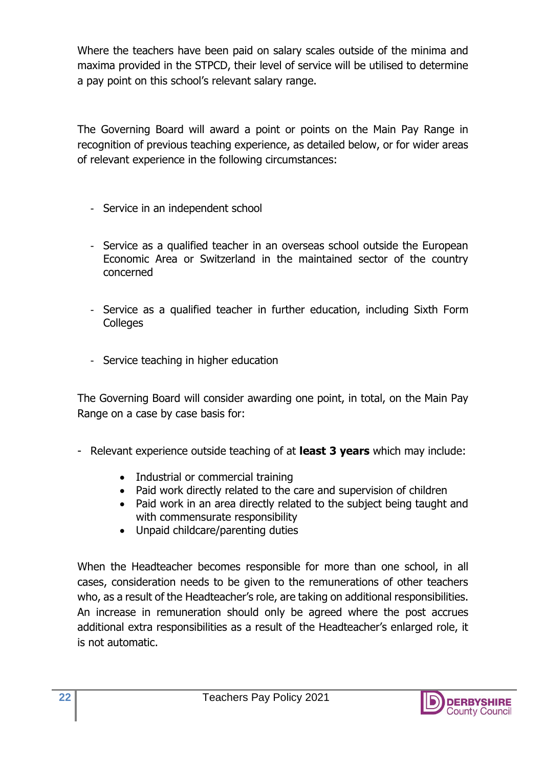Where the teachers have been paid on salary scales outside of the minima and maxima provided in the STPCD, their level of service will be utilised to determine a pay point on this school's relevant salary range.

The Governing Board will award a point or points on the Main Pay Range in recognition of previous teaching experience, as detailed below, or for wider areas of relevant experience in the following circumstances:

- Service in an independent school

- Service as a qualified teacher in an overseas school outside the European Economic Area or Switzerland in the maintained sector of the country concerned

- Service as a qualified teacher in further education, including Sixth Form Colleges

- Service teaching in higher education

The Governing Board will consider awarding one point, in total, on the Main Pay Range on a case by case basis for:

- Relevant experience outside teaching of at **least 3 years** which may include:
    - Industrial or commercial training
    - Paid work directly related to the care and supervision of children
    - Paid work in an area directly related to the subject being taught and with commensurate responsibility
    - Unpaid childcare/parenting duties

When the Headteacher becomes responsible for more than one school, in all cases, consideration needs to be given to the remunerations of other teachers who, as a result of the Headteacher's role, are taking on additional responsibilities. An increase in remuneration should only be agreed where the post accrues additional extra responsibilities as a result of the Headteacher's enlarged role, it is not automatic.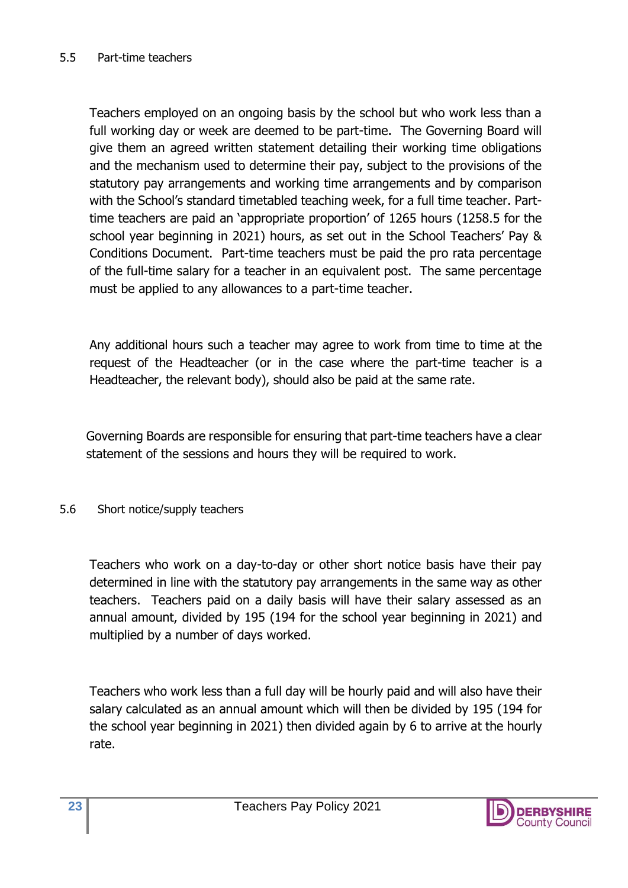### 5.5 Part-time teachers

Teachers employed on an ongoing basis by the school but who work less than a full working day or week are deemed to be part-time. The Governing Board will give them an agreed written statement detailing their working time obligations and the mechanism used to determine their pay, subject to the provisions of the statutory pay arrangements and working time arrangements and by comparison with the School's standard timetabled teaching week, for a full time teacher. Part-time teachers are paid an 'appropriate proportion' of 1265 hours (1258.5 for the school year beginning in 2021) hours, as set out in the School Teachers' Pay & Conditions Document. Part-time teachers must be paid the pro rata percentage of the full-time salary for a teacher in an equivalent post. The same percentage must be applied to any allowances to a part-time teacher.

Any additional hours such a teacher may agree to work from time to time at the request of the Headteacher (or in the case where the part-time teacher is a Headteacher, the relevant body), should also be paid at the same rate.

Governing Boards are responsible for ensuring that part-time teachers have a clear statement of the sessions and hours they will be required to work.

### 5.6 Short notice/supply teachers

Teachers who work on a day-to-day or other short notice basis have their pay determined in line with the statutory pay arrangements in the same way as other teachers. Teachers paid on a daily basis will have their salary assessed as an annual amount, divided by 195 (194 for the school year beginning in 2021) and multiplied by a number of days worked.

Teachers who work less than a full day will be hourly paid and will also have their salary calculated as an annual amount which will then be divided by 195 (194 for the school year beginning in 2021) then divided again by 6 to arrive at the hourly rate.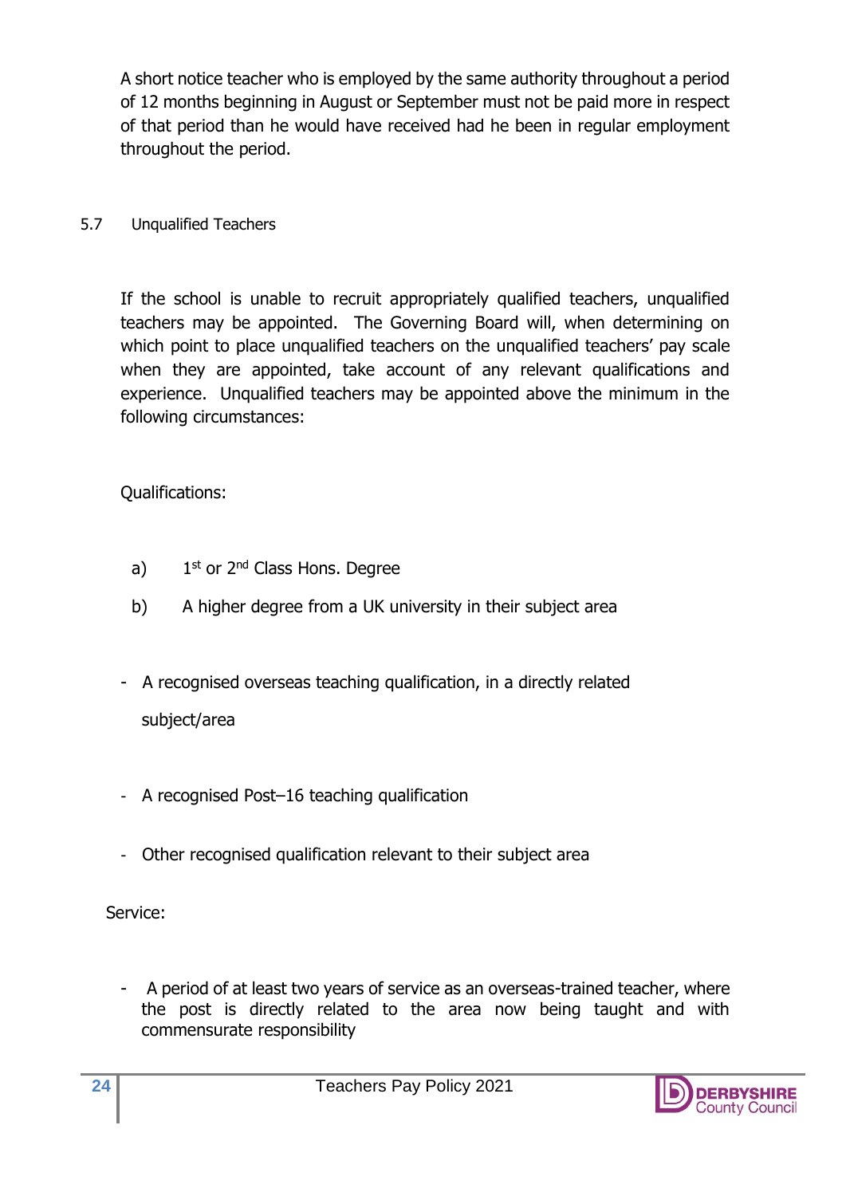A short notice teacher who is employed by the same authority throughout a period of 12 months beginning in August or September must not be paid more in respect of that period than he would have received had he been in regular employment throughout the period.

## 5.7 Unqualified Teachers

If the school is unable to recruit appropriately qualified teachers, unqualified teachers may be appointed. The Governing Board will, when determining on which point to place unqualified teachers on the unqualified teachers' pay scale when they are appointed, take account of any relevant qualifications and experience. Unqualified teachers may be appointed above the minimum in the following circumstances:

Qualifications:

a) 1st or 2nd Class Hons. Degree

b) A higher degree from a UK university in their subject area

- A recognised overseas teaching qualification, in a directly related subject/area
- A recognised Post–16 teaching qualification
- Other recognised qualification relevant to their subject area

Service:

- A period of at least two years of service as an overseas-trained teacher, where the post is directly related to the area now being taught and with commensurate responsibility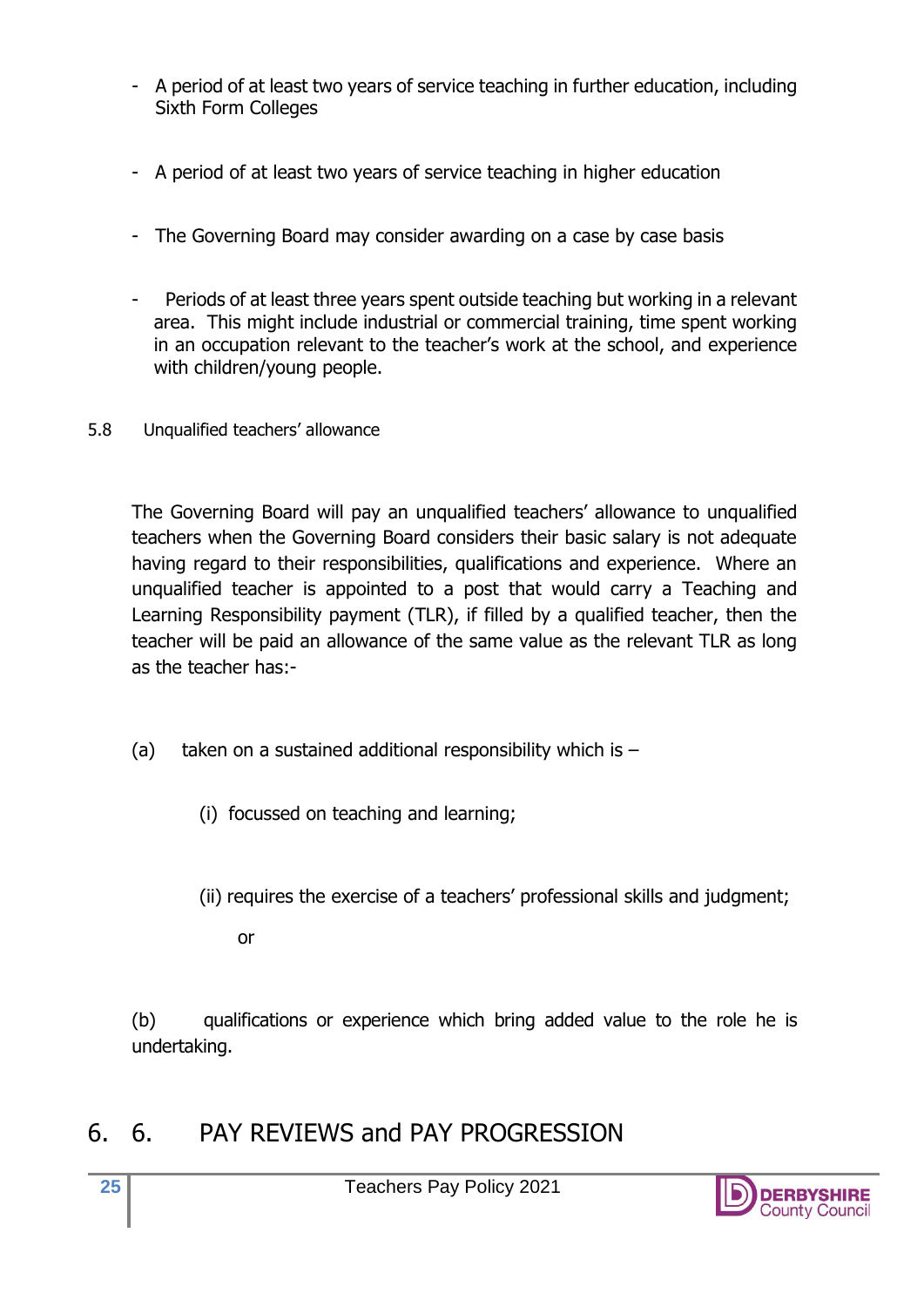- A period of at least two years of service teaching in further education, including Sixth Form Colleges
- A period of at least two years of service teaching in higher education
- The Governing Board may consider awarding on a case by case basis
- Periods of at least three years spent outside teaching but working in a relevant area. This might include industrial or commercial training, time spent working in an occupation relevant to the teacher's work at the school, and experience with children/young people.

5.8 Unqualified teachers' allowance

The Governing Board will pay an unqualified teachers' allowance to unqualified teachers when the Governing Board considers their basic salary is not adequate having regard to their responsibilities, qualifications and experience. Where an unqualified teacher is appointed to a post that would carry a Teaching and Learning Responsibility payment (TLR), if filled by a qualified teacher, then the teacher will be paid an allowance of the same value as the relevant TLR as long as the teacher has:-

(a) taken on a sustained additional responsibility which is –

(i) focussed on teaching and learning;

(ii) requires the exercise of a teachers' professional skills and judgment;

or

(b) qualifications or experience which bring added value to the role he is undertaking.

# 6. 6. PAY REVIEWS and PAY PROGRESSION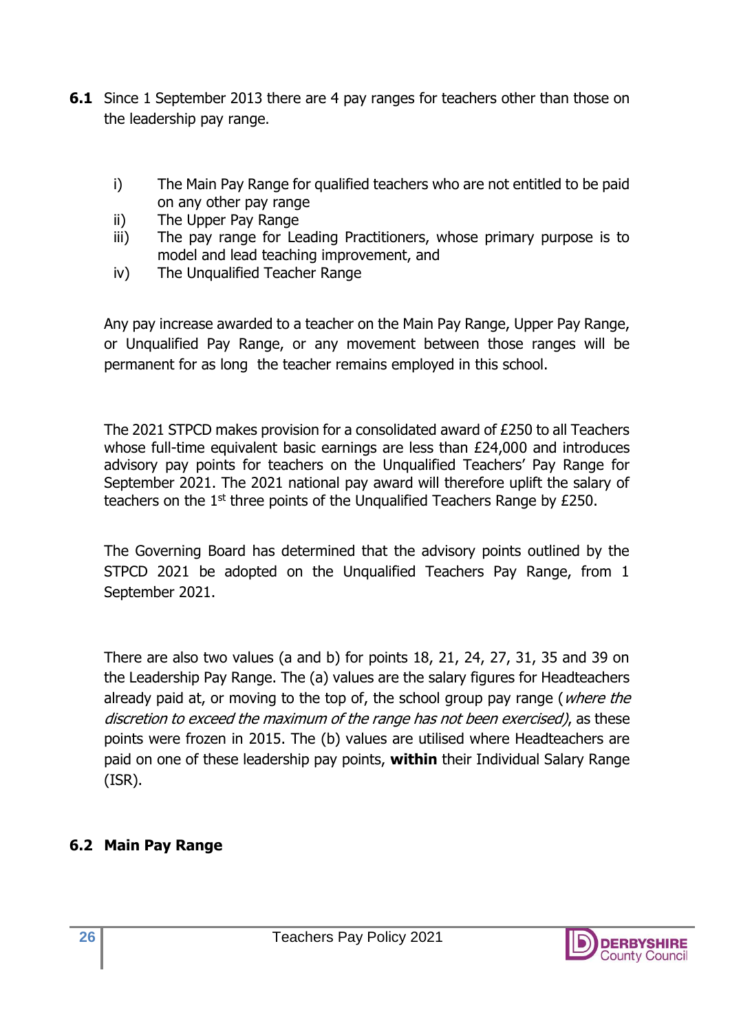**6.1** Since 1 September 2013 there are 4 pay ranges for teachers other than those on the leadership pay range.

i) The Main Pay Range for qualified teachers who are not entitled to be paid on any other pay range
ii) The Upper Pay Range
iii) The pay range for Leading Practitioners, whose primary purpose is to model and lead teaching improvement, and
iv) The Unqualified Teacher Range

Any pay increase awarded to a teacher on the Main Pay Range, Upper Pay Range, or Unqualified Pay Range, or any movement between those ranges will be permanent for as long the teacher remains employed in this school.

The 2021 STPCD makes provision for a consolidated award of £250 to all Teachers whose full-time equivalent basic earnings are less than £24,000 and introduces advisory pay points for teachers on the Unqualified Teachers' Pay Range for September 2021. The 2021 national pay award will therefore uplift the salary of teachers on the 1st three points of the Unqualified Teachers Range by £250.

The Governing Board has determined that the advisory points outlined by the STPCD 2021 be adopted on the Unqualified Teachers Pay Range, from 1 September 2021.

There are also two values (a and b) for points 18, 21, 24, 27, 31, 35 and 39 on the Leadership Pay Range. The (a) values are the salary figures for Headteachers already paid at, or moving to the top of, the school group pay range (*where the discretion to exceed the maximum of the range has not been exercised)*, as these points were frozen in 2015. The (b) values are utilised where Headteachers are paid on one of these leadership pay points, **within** their Individual Salary Range (ISR).

## 6.2 Main Pay Range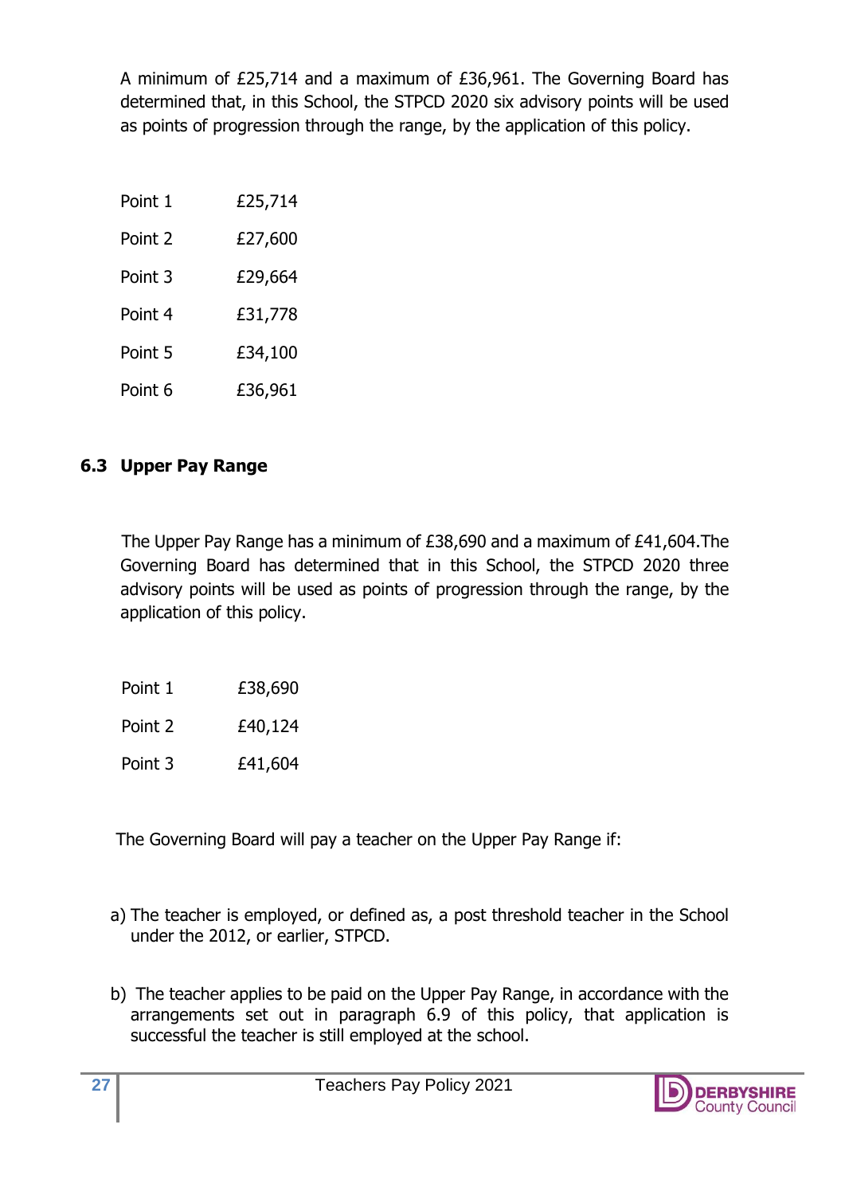A minimum of £25,714 and a maximum of £36,961. The Governing Board has determined that, in this School, the STPCD 2020 six advisory points will be used as points of progression through the range, by the application of this policy.

| | |
|---|---|
| Point 1 | £25,714 |
| Point 2 | £27,600 |
| Point 3 | £29,664 |
| Point 4 | £31,778 |
| Point 5 | £34,100 |
| Point 6 | £36,961 |

### 6.3 Upper Pay Range

The Upper Pay Range has a minimum of £38,690 and a maximum of £41,604.The Governing Board has determined that in this School, the STPCD 2020 three advisory points will be used as points of progression through the range, by the application of this policy.

| | |
|---|---|
| Point 1 | £38,690 |
| Point 2 | £40,124 |
| Point 3 | £41,604 |

The Governing Board will pay a teacher on the Upper Pay Range if:

a) The teacher is employed, or defined as, a post threshold teacher in the School under the 2012, or earlier, STPCD.

b) The teacher applies to be paid on the Upper Pay Range, in accordance with the arrangements set out in paragraph 6.9 of this policy, that application is successful the teacher is still employed at the school.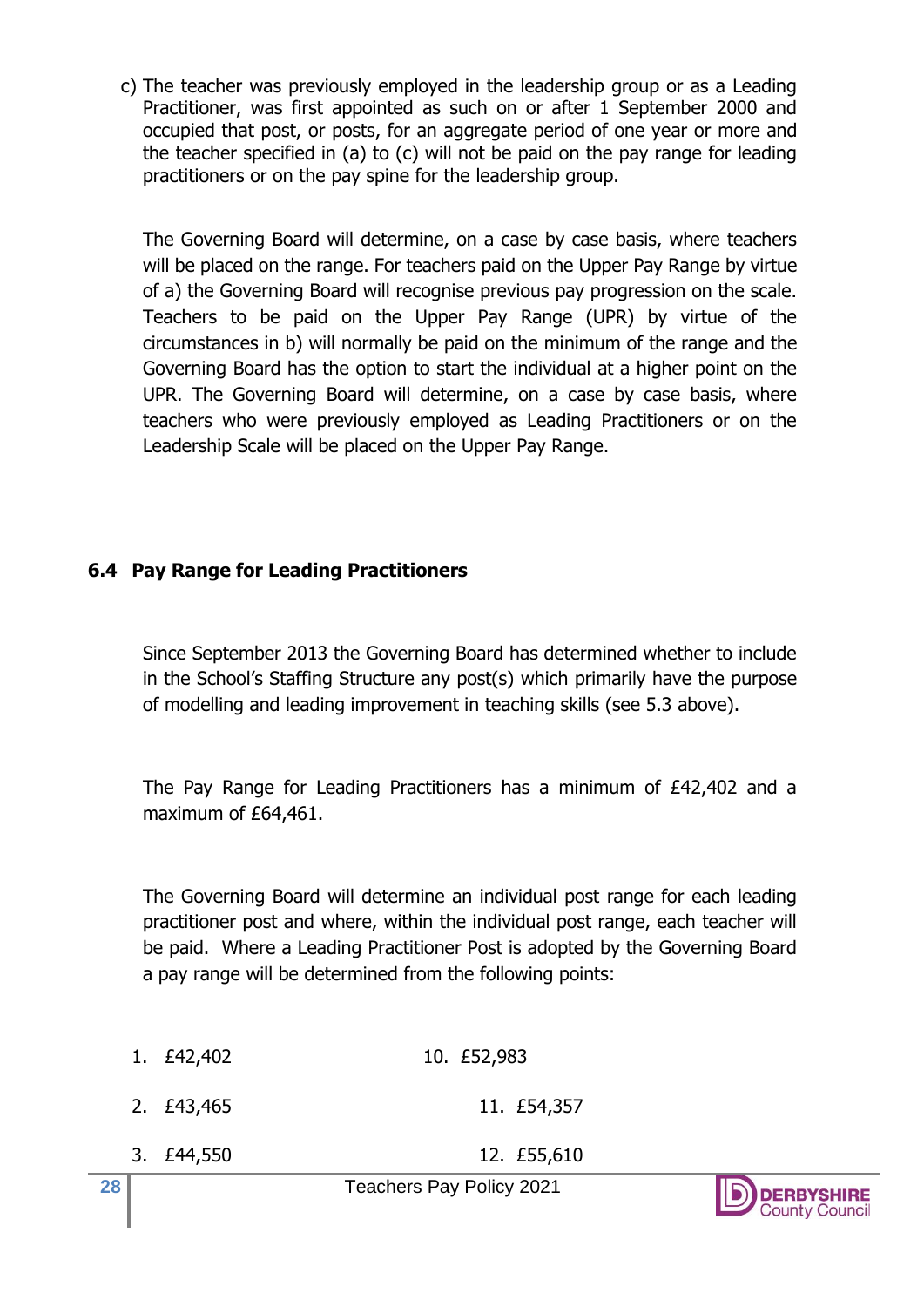c) The teacher was previously employed in the leadership group or as a Leading Practitioner, was first appointed as such on or after 1 September 2000 and occupied that post, or posts, for an aggregate period of one year or more and the teacher specified in (a) to (c) will not be paid on the pay range for leading practitioners or on the pay spine for the leadership group.

The Governing Board will determine, on a case by case basis, where teachers will be placed on the range. For teachers paid on the Upper Pay Range by virtue of a) the Governing Board will recognise previous pay progression on the scale. Teachers to be paid on the Upper Pay Range (UPR) by virtue of the circumstances in b) will normally be paid on the minimum of the range and the Governing Board has the option to start the individual at a higher point on the UPR. The Governing Board will determine, on a case by case basis, where teachers who were previously employed as Leading Practitioners or on the Leadership Scale will be placed on the Upper Pay Range.

### 6.4 Pay Range for Leading Practitioners

Since September 2013 the Governing Board has determined whether to include in the School's Staffing Structure any post(s) which primarily have the purpose of modelling and leading improvement in teaching skills (see 5.3 above).

The Pay Range for Leading Practitioners has a minimum of £42,402 and a maximum of £64,461.

The Governing Board will determine an individual post range for each leading practitioner post and where, within the individual post range, each teacher will be paid. Where a Leading Practitioner Post is adopted by the Governing Board a pay range will be determined from the following points:

1. £42,402
2. £43,465
3. £44,550

10. £52,983
11. £54,357
12. £55,610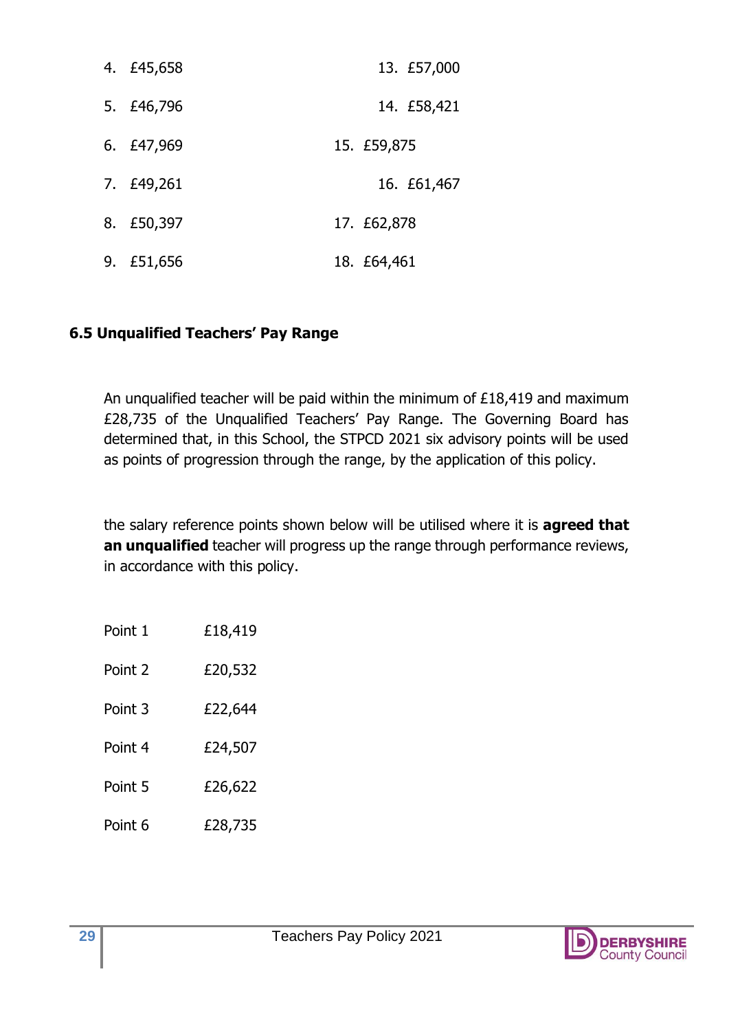4. £45,658
5. £46,796
6. £47,969
7. £49,261
8. £50,397
9. £51,656
13. £57,000
14. £58,421
15. £59,875
16. £61,467
17. £62,878
18. £64,461

### 6.5 Unqualified Teachers' Pay Range

An unqualified teacher will be paid within the minimum of £18,419 and maximum £28,735 of the Unqualified Teachers' Pay Range. The Governing Board has determined that, in this School, the STPCD 2021 six advisory points will be used as points of progression through the range, by the application of this policy.

the salary reference points shown below will be utilised where it is **agreed that an unqualified** teacher will progress up the range through performance reviews, in accordance with this policy.

| | |
|---|---|
| Point 1 | £18,419 |
| Point 2 | £20,532 |
| Point 3 | £22,644 |
| Point 4 | £24,507 |
| Point 5 | £26,622 |
| Point 6 | £28,735 |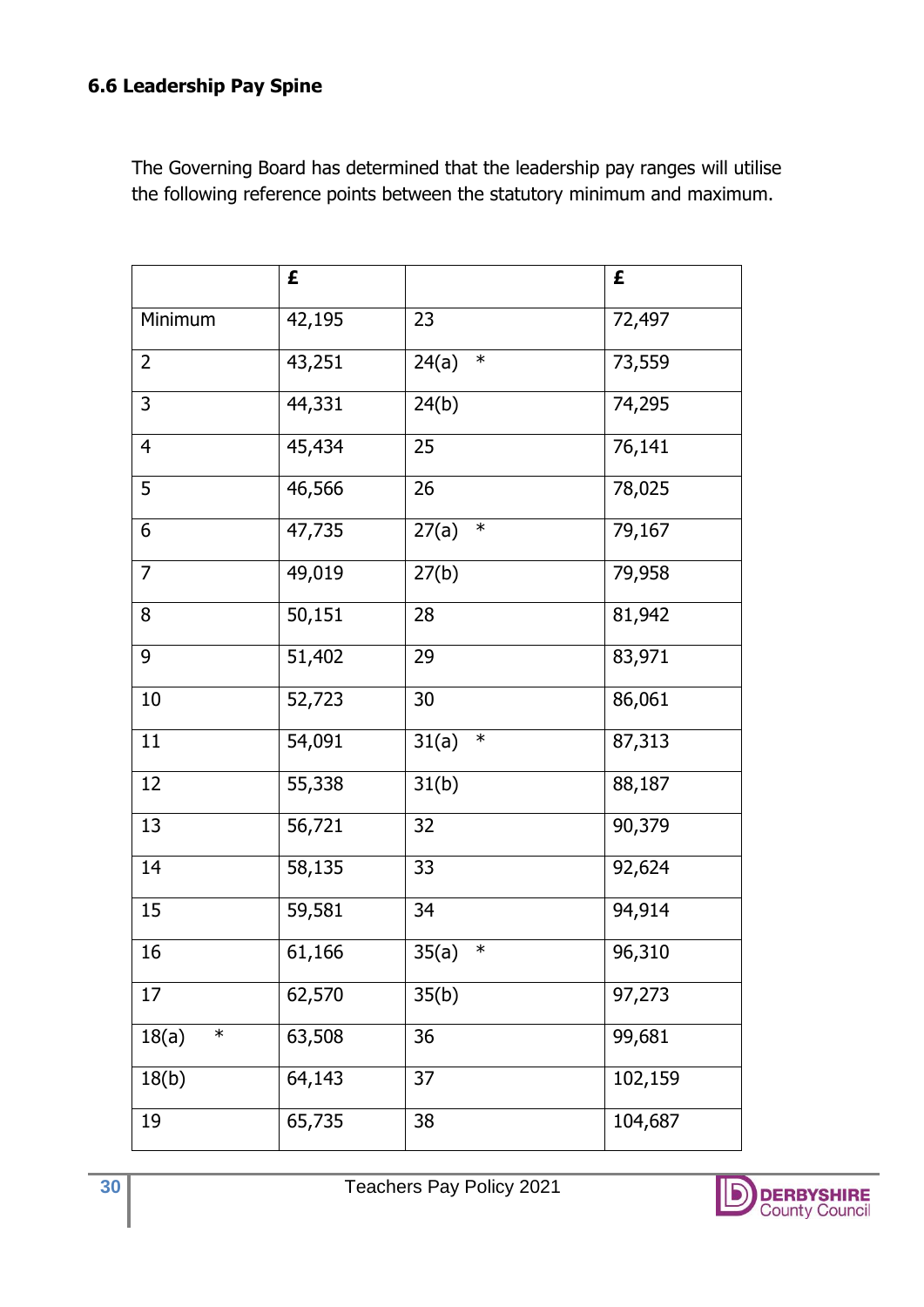### 6.6 Leadership Pay Spine

The Governing Board has determined that the leadership pay ranges will utilise the following reference points between the statutory minimum and maximum.

| | £ | | £ |
|---|---|---|---|
| Minimum | 42,195 | 23 | 72,497 |
| 2 | 43,251 | 24(a) * | 73,559 |
| 3 | 44,331 | 24(b) | 74,295 |
| 4 | 45,434 | 25 | 76,141 |
| 5 | 46,566 | 26 | 78,025 |
| 6 | 47,735 | 27(a) * | 79,167 |
| 7 | 49,019 | 27(b) | 79,958 |
| 8 | 50,151 | 28 | 81,942 |
| 9 | 51,402 | 29 | 83,971 |
| 10 | 52,723 | 30 | 86,061 |
| 11 | 54,091 | 31(a) * | 87,313 |
| 12 | 55,338 | 31(b) | 88,187 |
| 13 | 56,721 | 32 | 90,379 |
| 14 | 58,135 | 33 | 92,624 |
| 15 | 59,581 | 34 | 94,914 |
| 16 | 61,166 | 35(a) * | 96,310 |
| 17 | 62,570 | 35(b) | 97,273 |
| 18(a) * | 63,508 | 36 | 99,681 |
| 18(b) | 64,143 | 37 | 102,159 |
| 19 | 65,735 | 38 | 104,687 |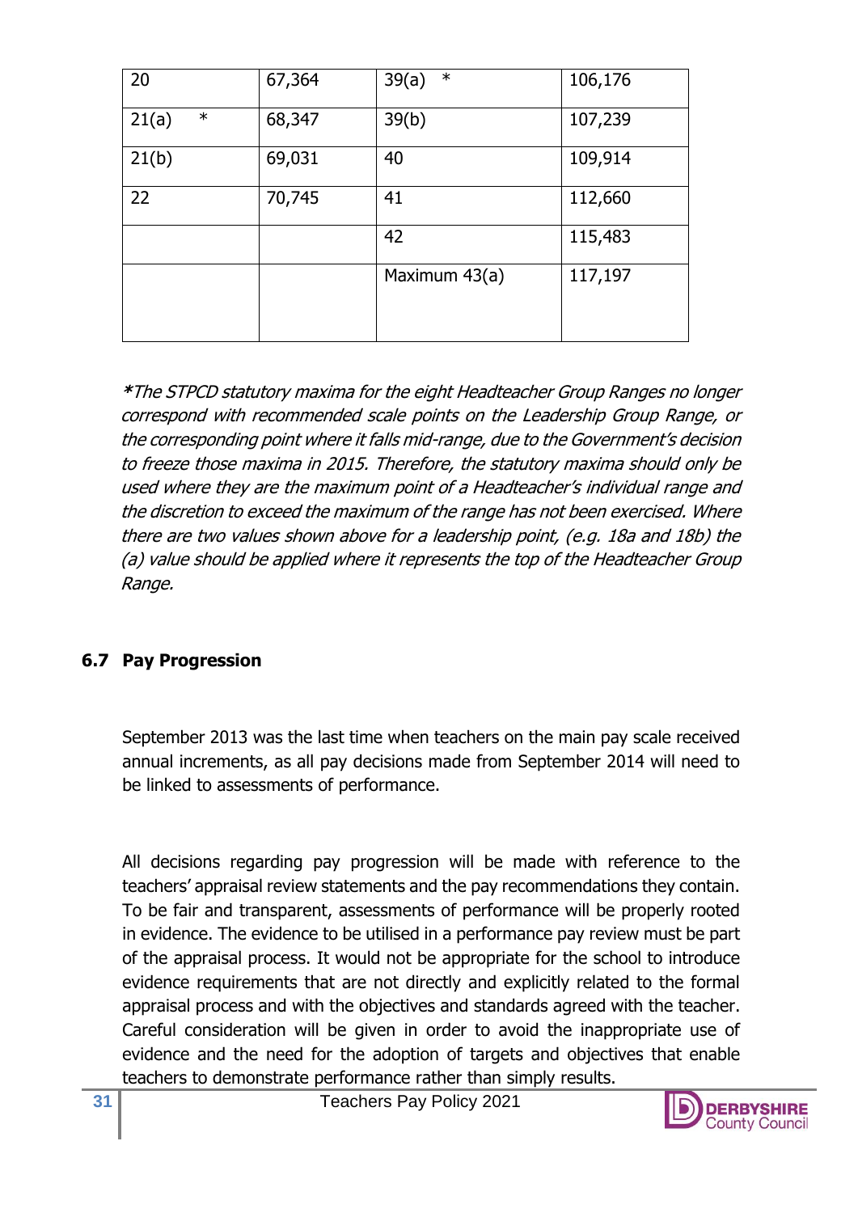| 20 | 67,364 | 39(a) * | 106,176 |
|---|---|---|---|
| 21(a) * | 68,347 | 39(b) | 107,239 |
| 21(b) | 69,031 | 40 | 109,914 |
| 22 | 70,745 | 41 | 112,660 |
| | | 42 | 115,483 |
| | | Maximum 43(a) | 117,197 |

***The STPCD statutory maxima for the eight Headteacher Group Ranges no longer correspond with recommended scale points on the Leadership Group Range, or the corresponding point where it falls mid-range, due to the Government's decision to freeze those maxima in 2015. Therefore, the statutory maxima should only be used where they are the maximum point of a Headteacher's individual range and the discretion to exceed the maximum of the range has not been exercised. Where there are two values shown above for a leadership point, (e.g. 18a and 18b) the (a) value should be applied where it represents the top of the Headteacher Group Range.*

### 6.7 Pay Progression

September 2013 was the last time when teachers on the main pay scale received annual increments, as all pay decisions made from September 2014 will need to be linked to assessments of performance.

All decisions regarding pay progression will be made with reference to the teachers' appraisal review statements and the pay recommendations they contain. To be fair and transparent, assessments of performance will be properly rooted in evidence. The evidence to be utilised in a performance pay review must be part of the appraisal process. It would not be appropriate for the school to introduce evidence requirements that are not directly and explicitly related to the formal appraisal process and with the objectives and standards agreed with the teacher. Careful consideration will be given in order to avoid the inappropriate use of evidence and the need for the adoption of targets and objectives that enable teachers to demonstrate performance rather than simply results.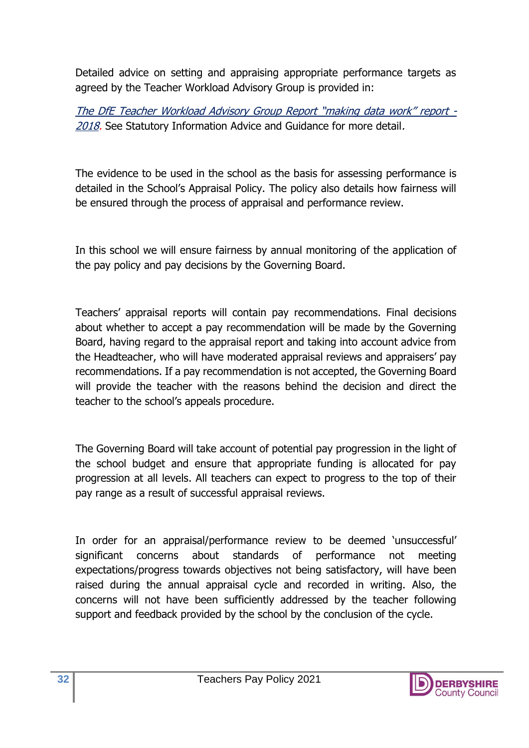Detailed advice on setting and appraising appropriate performance targets as agreed by the Teacher Workload Advisory Group is provided in:

*The DfE Teacher Workload Advisory Group Report "making data work" report - 2018*. See Statutory Information Advice and Guidance for more detail.

The evidence to be used in the school as the basis for assessing performance is detailed in the School's Appraisal Policy. The policy also details how fairness will be ensured through the process of appraisal and performance review.

In this school we will ensure fairness by annual monitoring of the application of the pay policy and pay decisions by the Governing Board.

Teachers' appraisal reports will contain pay recommendations. Final decisions about whether to accept a pay recommendation will be made by the Governing Board, having regard to the appraisal report and taking into account advice from the Headteacher, who will have moderated appraisal reviews and appraisers' pay recommendations. If a pay recommendation is not accepted, the Governing Board will provide the teacher with the reasons behind the decision and direct the teacher to the school's appeals procedure.

The Governing Board will take account of potential pay progression in the light of the school budget and ensure that appropriate funding is allocated for pay progression at all levels. All teachers can expect to progress to the top of their pay range as a result of successful appraisal reviews.

In order for an appraisal/performance review to be deemed 'unsuccessful' significant concerns about standards of performance not meeting expectations/progress towards objectives not being satisfactory, will have been raised during the annual appraisal cycle and recorded in writing. Also, the concerns will not have been sufficiently addressed by the teacher following support and feedback provided by the school by the conclusion of the cycle.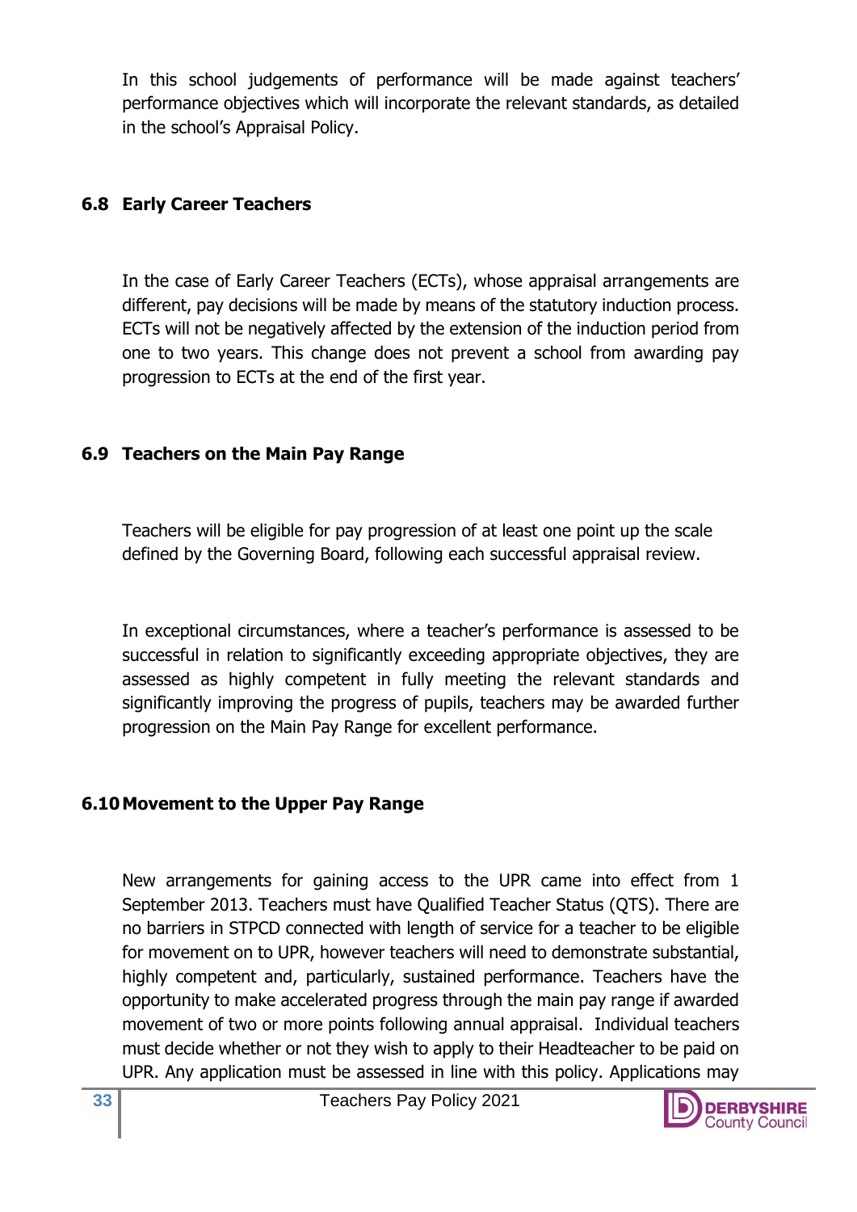In this school judgements of performance will be made against teachers' performance objectives which will incorporate the relevant standards, as detailed in the school's Appraisal Policy.

### 6.8 Early Career Teachers

In the case of Early Career Teachers (ECTs), whose appraisal arrangements are different, pay decisions will be made by means of the statutory induction process. ECTs will not be negatively affected by the extension of the induction period from one to two years. This change does not prevent a school from awarding pay progression to ECTs at the end of the first year.

### 6.9 Teachers on the Main Pay Range

Teachers will be eligible for pay progression of at least one point up the scale defined by the Governing Board, following each successful appraisal review.

In exceptional circumstances, where a teacher's performance is assessed to be successful in relation to significantly exceeding appropriate objectives, they are assessed as highly competent in fully meeting the relevant standards and significantly improving the progress of pupils, teachers may be awarded further progression on the Main Pay Range for excellent performance.

### 6.10 Movement to the Upper Pay Range

New arrangements for gaining access to the UPR came into effect from 1 September 2013. Teachers must have Qualified Teacher Status (QTS). There are no barriers in STPCD connected with length of service for a teacher to be eligible for movement on to UPR, however teachers will need to demonstrate substantial, highly competent and, particularly, sustained performance. Teachers have the opportunity to make accelerated progress through the main pay range if awarded movement of two or more points following annual appraisal. Individual teachers must decide whether or not they wish to apply to their Headteacher to be paid on UPR. Any application must be assessed in line with this policy. Applications may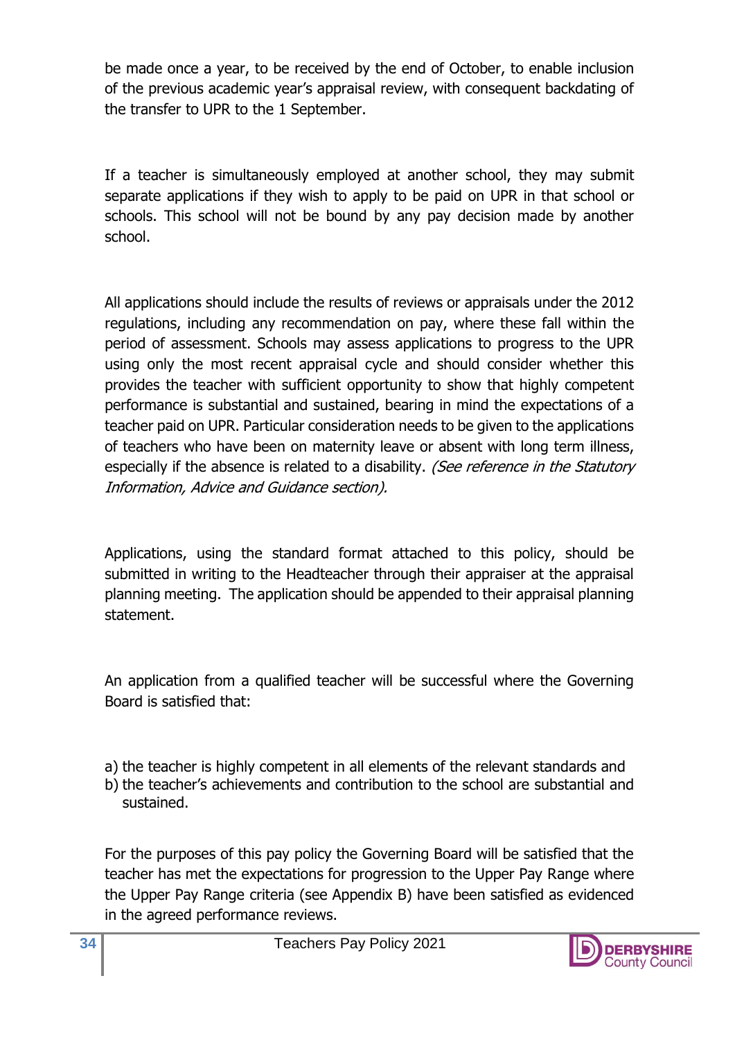be made once a year, to be received by the end of October, to enable inclusion of the previous academic year's appraisal review, with consequent backdating of the transfer to UPR to the 1 September.

If a teacher is simultaneously employed at another school, they may submit separate applications if they wish to apply to be paid on UPR in that school or schools. This school will not be bound by any pay decision made by another school.

All applications should include the results of reviews or appraisals under the 2012 regulations, including any recommendation on pay, where these fall within the period of assessment. Schools may assess applications to progress to the UPR using only the most recent appraisal cycle and should consider whether this provides the teacher with sufficient opportunity to show that highly competent performance is substantial and sustained, bearing in mind the expectations of a teacher paid on UPR. Particular consideration needs to be given to the applications of teachers who have been on maternity leave or absent with long term illness, especially if the absence is related to a disability. *(See reference in the Statutory Information, Advice and Guidance section).*

Applications, using the standard format attached to this policy, should be submitted in writing to the Headteacher through their appraiser at the appraisal planning meeting. The application should be appended to their appraisal planning statement.

An application from a qualified teacher will be successful where the Governing Board is satisfied that:

a) the teacher is highly competent in all elements of the relevant standards and
b) the teacher's achievements and contribution to the school are substantial and sustained.

For the purposes of this pay policy the Governing Board will be satisfied that the teacher has met the expectations for progression to the Upper Pay Range where the Upper Pay Range criteria (see Appendix B) have been satisfied as evidenced in the agreed performance reviews.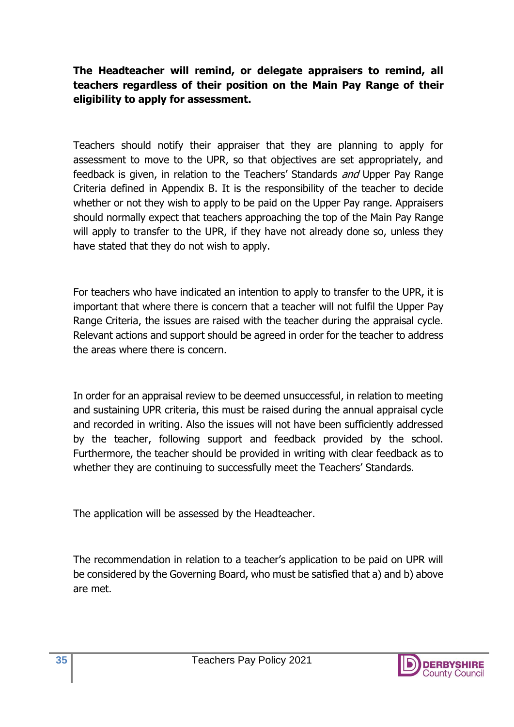**The Headteacher will remind, or delegate appraisers to remind, all teachers regardless of their position on the Main Pay Range of their eligibility to apply for assessment.**

Teachers should notify their appraiser that they are planning to apply for assessment to move to the UPR, so that objectives are set appropriately, and feedback is given, in relation to the Teachers' Standards *and* Upper Pay Range Criteria defined in Appendix B. It is the responsibility of the teacher to decide whether or not they wish to apply to be paid on the Upper Pay range. Appraisers should normally expect that teachers approaching the top of the Main Pay Range will apply to transfer to the UPR, if they have not already done so, unless they have stated that they do not wish to apply.

For teachers who have indicated an intention to apply to transfer to the UPR, it is important that where there is concern that a teacher will not fulfil the Upper Pay Range Criteria, the issues are raised with the teacher during the appraisal cycle. Relevant actions and support should be agreed in order for the teacher to address the areas where there is concern.

In order for an appraisal review to be deemed unsuccessful, in relation to meeting and sustaining UPR criteria, this must be raised during the annual appraisal cycle and recorded in writing. Also the issues will not have been sufficiently addressed by the teacher, following support and feedback provided by the school. Furthermore, the teacher should be provided in writing with clear feedback as to whether they are continuing to successfully meet the Teachers' Standards.

The application will be assessed by the Headteacher.

The recommendation in relation to a teacher's application to be paid on UPR will be considered by the Governing Board, who must be satisfied that a) and b) above are met.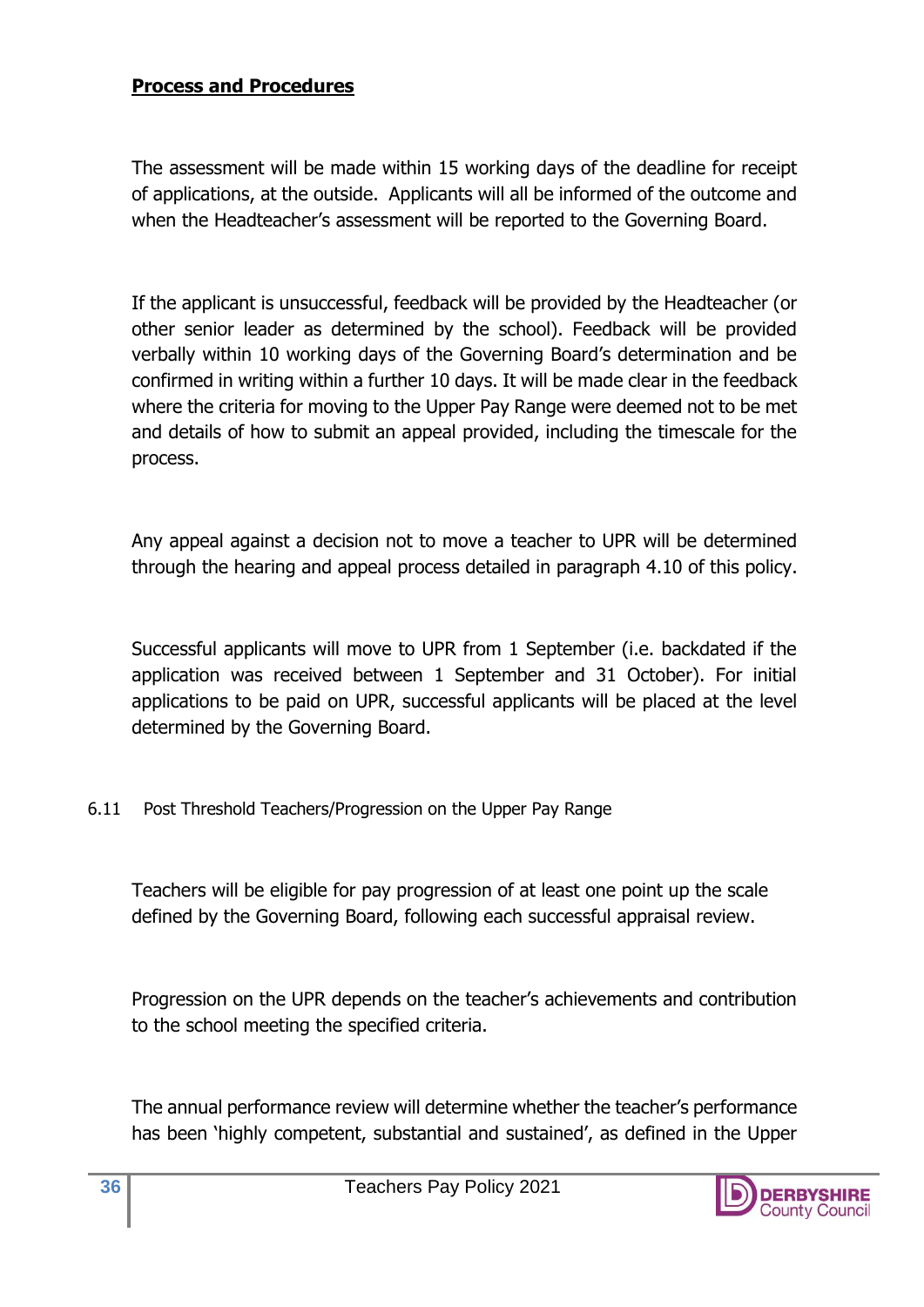**Process and Procedures**

The assessment will be made within 15 working days of the deadline for receipt of applications, at the outside. Applicants will all be informed of the outcome and when the Headteacher's assessment will be reported to the Governing Board.

If the applicant is unsuccessful, feedback will be provided by the Headteacher (or other senior leader as determined by the school). Feedback will be provided verbally within 10 working days of the Governing Board's determination and be confirmed in writing within a further 10 days. It will be made clear in the feedback where the criteria for moving to the Upper Pay Range were deemed not to be met and details of how to submit an appeal provided, including the timescale for the process.

Any appeal against a decision not to move a teacher to UPR will be determined through the hearing and appeal process detailed in paragraph 4.10 of this policy.

Successful applicants will move to UPR from 1 September (i.e. backdated if the application was received between 1 September and 31 October). For initial applications to be paid on UPR, successful applicants will be placed at the level determined by the Governing Board.

6.11 Post Threshold Teachers/Progression on the Upper Pay Range

Teachers will be eligible for pay progression of at least one point up the scale defined by the Governing Board, following each successful appraisal review.

Progression on the UPR depends on the teacher's achievements and contribution to the school meeting the specified criteria.

The annual performance review will determine whether the teacher's performance has been 'highly competent, substantial and sustained', as defined in the Upper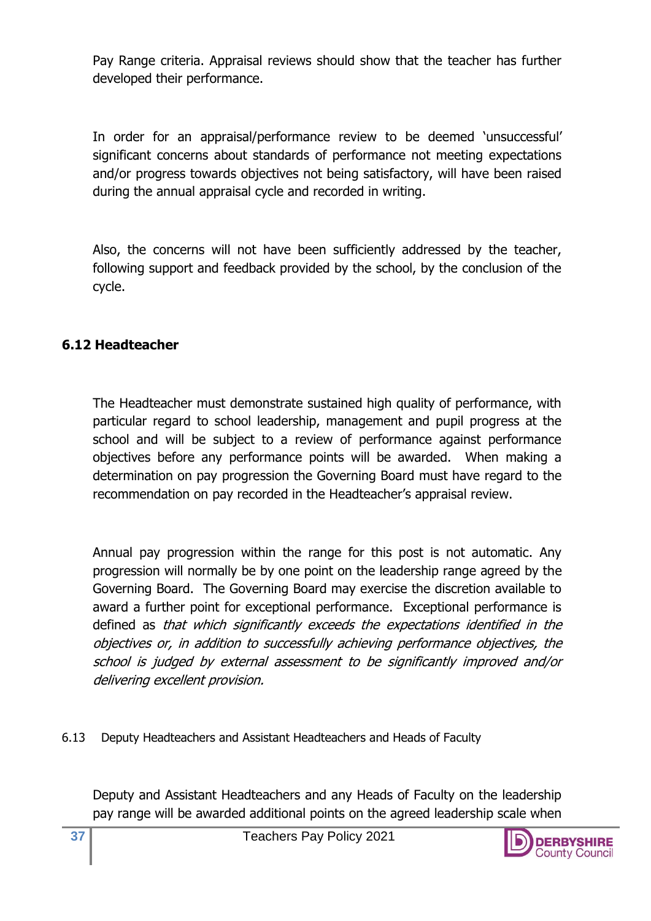Pay Range criteria. Appraisal reviews should show that the teacher has further developed their performance.

In order for an appraisal/performance review to be deemed 'unsuccessful' significant concerns about standards of performance not meeting expectations and/or progress towards objectives not being satisfactory, will have been raised during the annual appraisal cycle and recorded in writing.

Also, the concerns will not have been sufficiently addressed by the teacher, following support and feedback provided by the school, by the conclusion of the cycle.

### 6.12 Headteacher

The Headteacher must demonstrate sustained high quality of performance, with particular regard to school leadership, management and pupil progress at the school and will be subject to a review of performance against performance objectives before any performance points will be awarded. When making a determination on pay progression the Governing Board must have regard to the recommendation on pay recorded in the Headteacher's appraisal review.

Annual pay progression within the range for this post is not automatic. Any progression will normally be by one point on the leadership range agreed by the Governing Board. The Governing Board may exercise the discretion available to award a further point for exceptional performance. Exceptional performance is defined as *that which significantly exceeds the expectations identified in the objectives or, in addition to successfully achieving performance objectives, the school is judged by external assessment to be significantly improved and/or delivering excellent provision.*

### 6.13 Deputy Headteachers and Assistant Headteachers and Heads of Faculty

Deputy and Assistant Headteachers and any Heads of Faculty on the leadership pay range will be awarded additional points on the agreed leadership scale when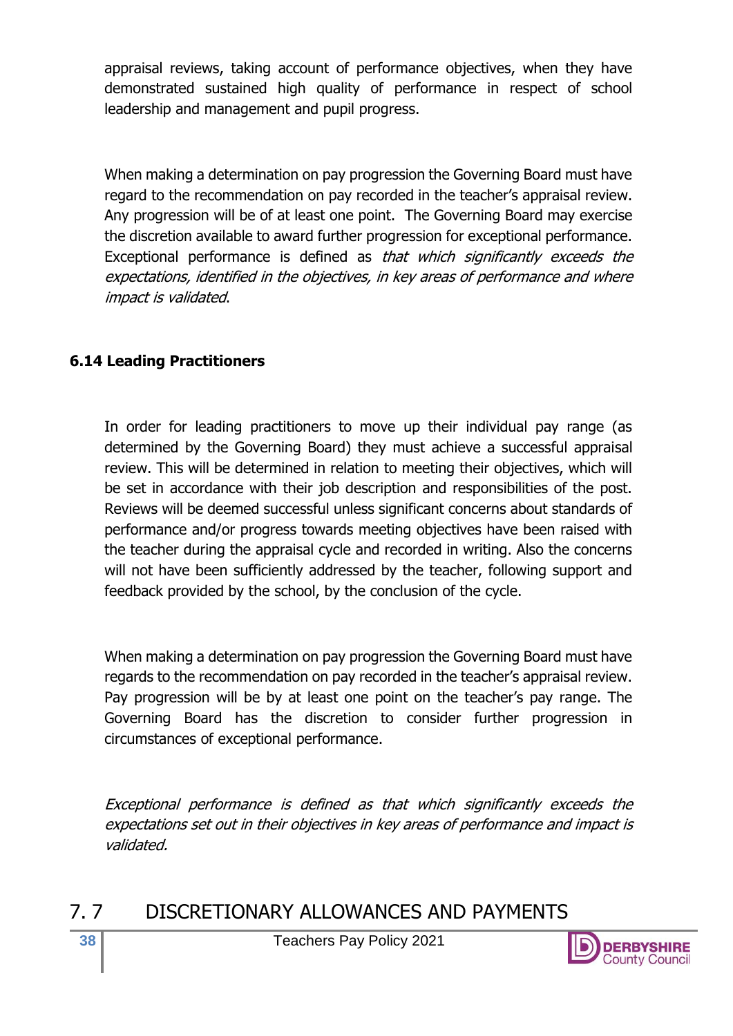appraisal reviews, taking account of performance objectives, when they have demonstrated sustained high quality of performance in respect of school leadership and management and pupil progress.

When making a determination on pay progression the Governing Board must have regard to the recommendation on pay recorded in the teacher's appraisal review. Any progression will be of at least one point. The Governing Board may exercise the discretion available to award further progression for exceptional performance. Exceptional performance is defined as *that which significantly exceeds the expectations, identified in the objectives, in key areas of performance and where impact is validated*.

### 6.14 Leading Practitioners

In order for leading practitioners to move up their individual pay range (as determined by the Governing Board) they must achieve a successful appraisal review. This will be determined in relation to meeting their objectives, which will be set in accordance with their job description and responsibilities of the post. Reviews will be deemed successful unless significant concerns about standards of performance and/or progress towards meeting objectives have been raised with the teacher during the appraisal cycle and recorded in writing. Also the concerns will not have been sufficiently addressed by the teacher, following support and feedback provided by the school, by the conclusion of the cycle.

When making a determination on pay progression the Governing Board must have regards to the recommendation on pay recorded in the teacher's appraisal review. Pay progression will be by at least one point on the teacher's pay range. The Governing Board has the discretion to consider further progression in circumstances of exceptional performance.

*Exceptional performance is defined as that which significantly exceeds the expectations set out in their objectives in key areas of performance and impact is validated.*

## 7. 7 DISCRETIONARY ALLOWANCES AND PAYMENTS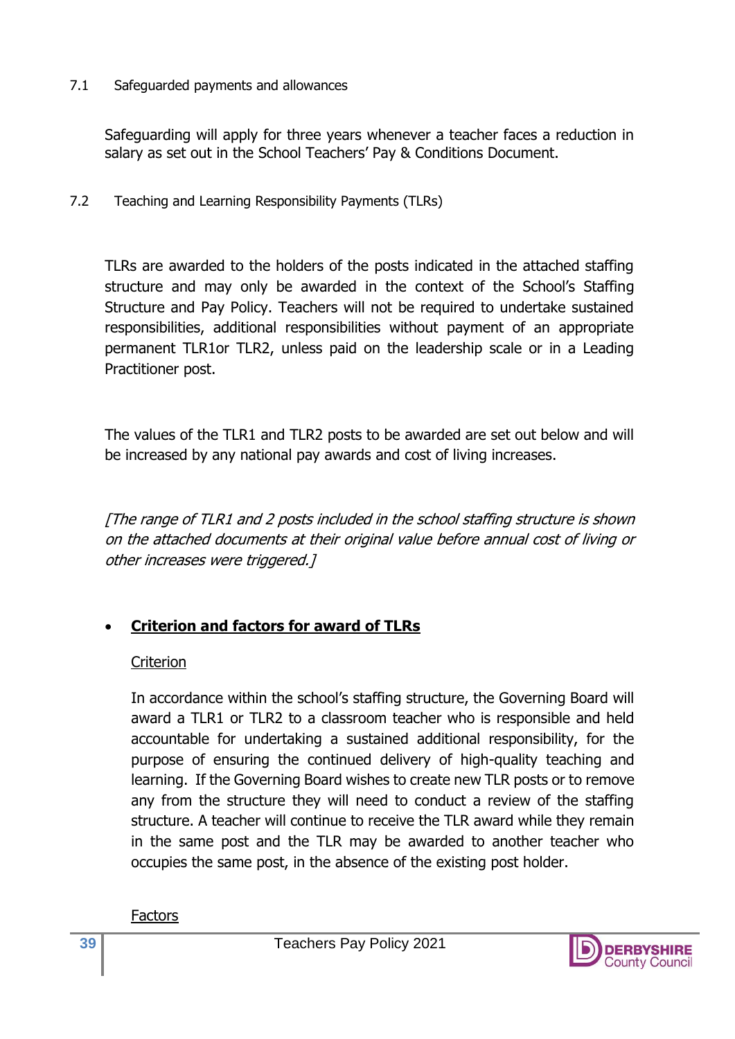7.1 Safeguarded payments and allowances

Safeguarding will apply for three years whenever a teacher faces a reduction in salary as set out in the School Teachers' Pay & Conditions Document.

7.2 Teaching and Learning Responsibility Payments (TLRs)

TLRs are awarded to the holders of the posts indicated in the attached staffing structure and may only be awarded in the context of the School's Staffing Structure and Pay Policy. Teachers will not be required to undertake sustained responsibilities, additional responsibilities without payment of an appropriate permanent TLR1or TLR2, unless paid on the leadership scale or in a Leading Practitioner post.

The values of the TLR1 and TLR2 posts to be awarded are set out below and will be increased by any national pay awards and cost of living increases.

*[The range of TLR1 and 2 posts included in the school staffing structure is shown on the attached documents at their original value before annual cost of living or other increases were triggered.]*

- **Criterion and factors for award of TLRs**

  Criterion

  In accordance within the school's staffing structure, the Governing Board will award a TLR1 or TLR2 to a classroom teacher who is responsible and held accountable for undertaking a sustained additional responsibility, for the purpose of ensuring the continued delivery of high-quality teaching and learning. If the Governing Board wishes to create new TLR posts or to remove any from the structure they will need to conduct a review of the staffing structure. A teacher will continue to receive the TLR award while they remain in the same post and the TLR may be awarded to another teacher who occupies the same post, in the absence of the existing post holder.

  Factors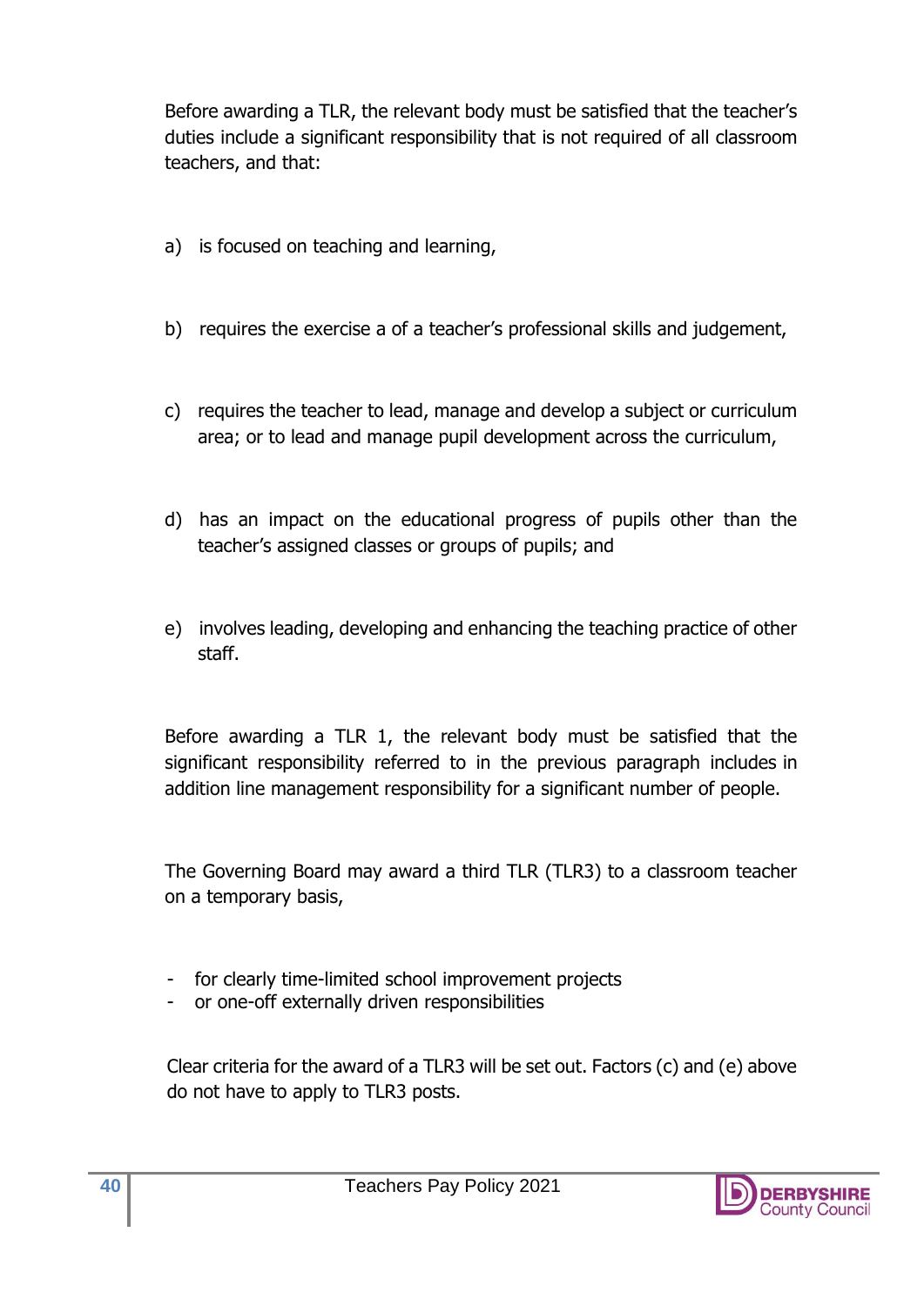Before awarding a TLR, the relevant body must be satisfied that the teacher's duties include a significant responsibility that is not required of all classroom teachers, and that:

a) is focused on teaching and learning,

b) requires the exercise a of a teacher's professional skills and judgement,

c) requires the teacher to lead, manage and develop a subject or curriculum area; or to lead and manage pupil development across the curriculum,

d) has an impact on the educational progress of pupils other than the teacher's assigned classes or groups of pupils; and

e) involves leading, developing and enhancing the teaching practice of other staff.

Before awarding a TLR 1, the relevant body must be satisfied that the significant responsibility referred to in the previous paragraph includes in addition line management responsibility for a significant number of people.

The Governing Board may award a third TLR (TLR3) to a classroom teacher on a temporary basis,

- for clearly time-limited school improvement projects
- or one-off externally driven responsibilities

Clear criteria for the award of a TLR3 will be set out. Factors (c) and (e) above do not have to apply to TLR3 posts.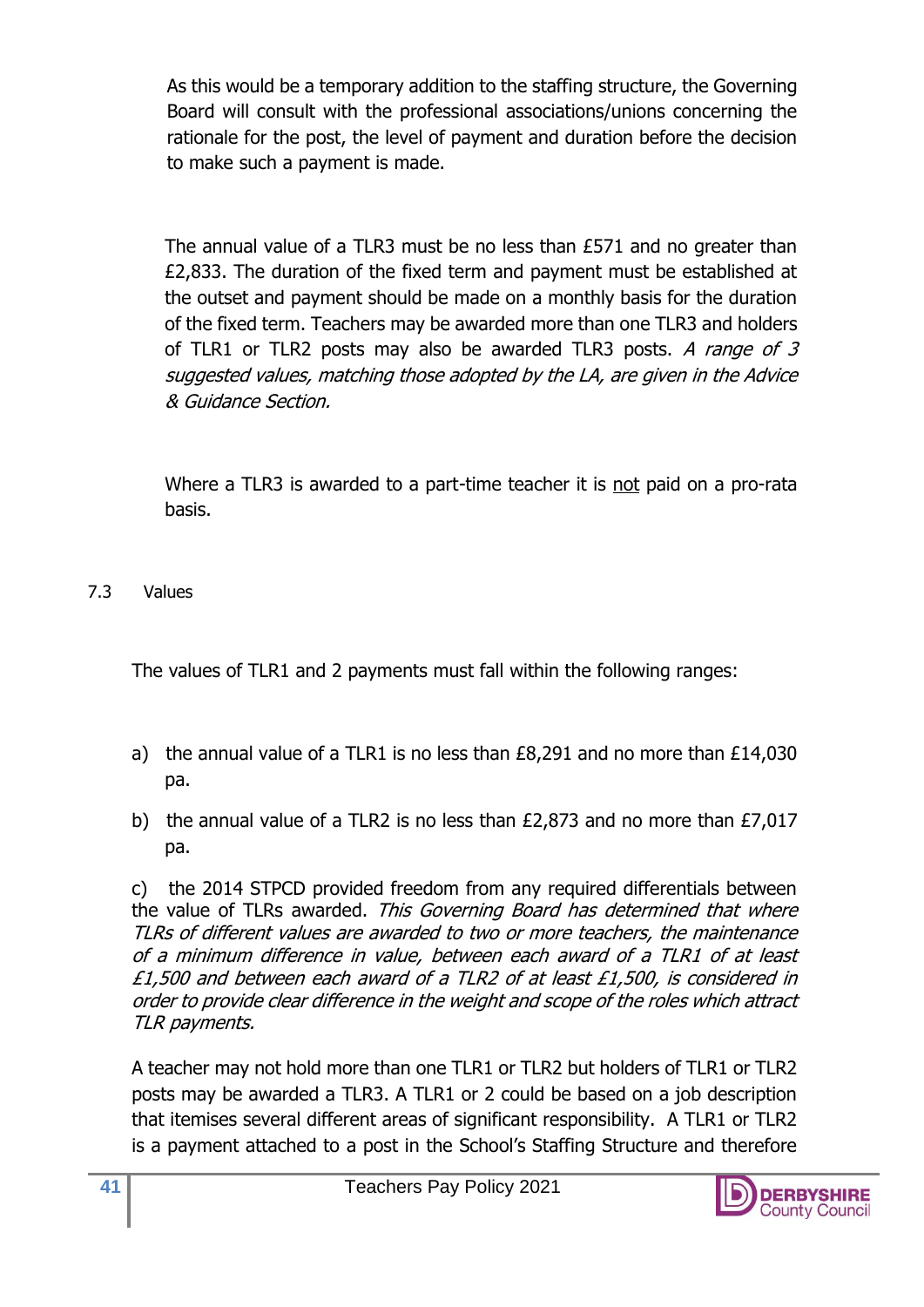As this would be a temporary addition to the staffing structure, the Governing Board will consult with the professional associations/unions concerning the rationale for the post, the level of payment and duration before the decision to make such a payment is made.

The annual value of a TLR3 must be no less than £571 and no greater than £2,833. The duration of the fixed term and payment must be established at the outset and payment should be made on a monthly basis for the duration of the fixed term. Teachers may be awarded more than one TLR3 and holders of TLR1 or TLR2 posts may also be awarded TLR3 posts. *A range of 3 suggested values, matching those adopted by the LA, are given in the Advice & Guidance Section.*

Where a TLR3 is awarded to a part-time teacher it is <u>not</u> paid on a pro-rata basis.

7.3 Values

The values of TLR1 and 2 payments must fall within the following ranges:

a) the annual value of a TLR1 is no less than £8,291 and no more than £14,030 pa.

b) the annual value of a TLR2 is no less than £2,873 and no more than £7,017 pa.

c) the 2014 STPCD provided freedom from any required differentials between the value of TLRs awarded. *This Governing Board has determined that where TLRs of different values are awarded to two or more teachers, the maintenance of a minimum difference in value, between each award of a TLR1 of at least £1,500 and between each award of a TLR2 of at least £1,500, is considered in order to provide clear difference in the weight and scope of the roles which attract TLR payments.*

A teacher may not hold more than one TLR1 or TLR2 but holders of TLR1 or TLR2 posts may be awarded a TLR3. A TLR1 or 2 could be based on a job description that itemises several different areas of significant responsibility. A TLR1 or TLR2 is a payment attached to a post in the School's Staffing Structure and therefore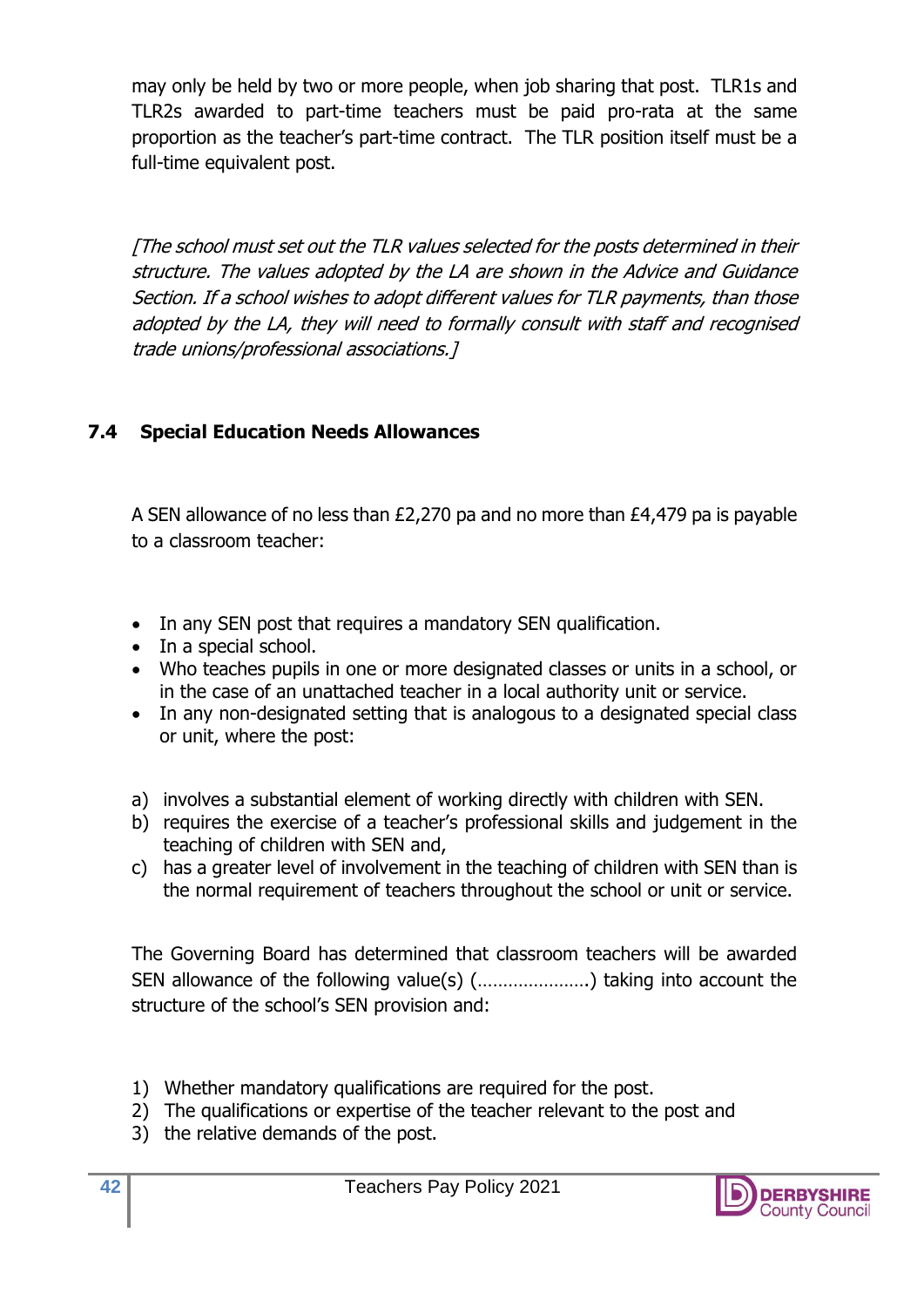may only be held by two or more people, when job sharing that post. TLR1s and TLR2s awarded to part-time teachers must be paid pro-rata at the same proportion as the teacher's part-time contract. The TLR position itself must be a full-time equivalent post.

*[The school must set out the TLR values selected for the posts determined in their structure. The values adopted by the LA are shown in the Advice and Guidance Section. If a school wishes to adopt different values for TLR payments, than those adopted by the LA, they will need to formally consult with staff and recognised trade unions/professional associations.]*

### 7.4 Special Education Needs Allowances

A SEN allowance of no less than £2,270 pa and no more than £4,479 pa is payable to a classroom teacher:

- In any SEN post that requires a mandatory SEN qualification.
- In a special school.
- Who teaches pupils in one or more designated classes or units in a school, or in the case of an unattached teacher in a local authority unit or service.
- In any non-designated setting that is analogous to a designated special class or unit, where the post:

a) involves a substantial element of working directly with children with SEN.
b) requires the exercise of a teacher's professional skills and judgement in the teaching of children with SEN and,
c) has a greater level of involvement in the teaching of children with SEN than is the normal requirement of teachers throughout the school or unit or service.

The Governing Board has determined that classroom teachers will be awarded SEN allowance of the following value(s) (………………….) taking into account the structure of the school's SEN provision and:

1) Whether mandatory qualifications are required for the post.
2) The qualifications or expertise of the teacher relevant to the post and
3) the relative demands of the post.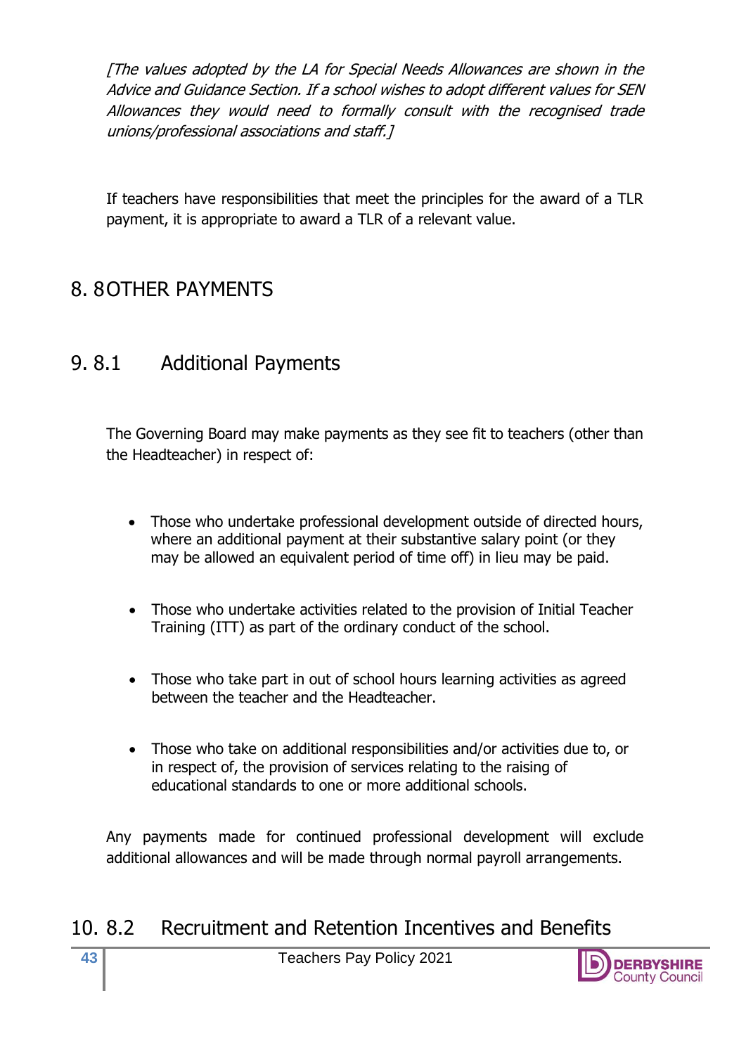*[The values adopted by the LA for Special Needs Allowances are shown in the Advice and Guidance Section. If a school wishes to adopt different values for SEN Allowances they would need to formally consult with the recognised trade unions/professional associations and staff.]*

If teachers have responsibilities that meet the principles for the award of a TLR payment, it is appropriate to award a TLR of a relevant value.

# 8. 8OTHER PAYMENTS

## 9. 8.1 Additional Payments

The Governing Board may make payments as they see fit to teachers (other than the Headteacher) in respect of:

- Those who undertake professional development outside of directed hours, where an additional payment at their substantive salary point (or they may be allowed an equivalent period of time off) in lieu may be paid.
- Those who undertake activities related to the provision of Initial Teacher Training (ITT) as part of the ordinary conduct of the school.
- Those who take part in out of school hours learning activities as agreed between the teacher and the Headteacher.
- Those who take on additional responsibilities and/or activities due to, or in respect of, the provision of services relating to the raising of educational standards to one or more additional schools.

Any payments made for continued professional development will exclude additional allowances and will be made through normal payroll arrangements.

## 10. 8.2 Recruitment and Retention Incentives and Benefits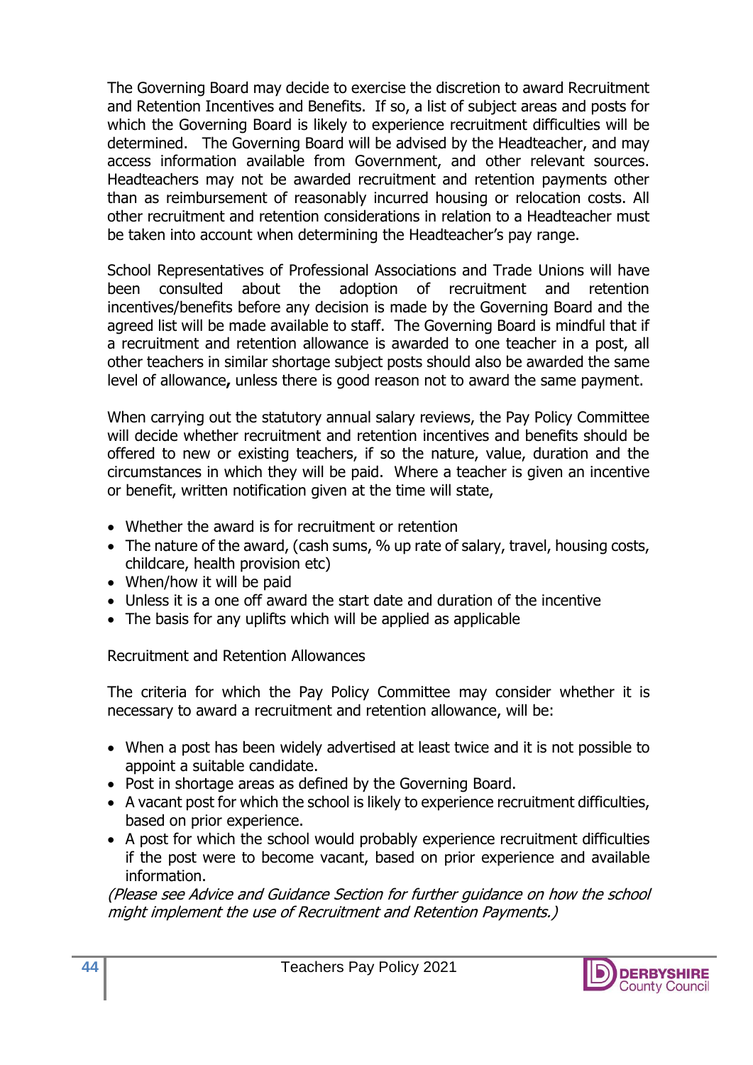The Governing Board may decide to exercise the discretion to award Recruitment and Retention Incentives and Benefits. If so, a list of subject areas and posts for which the Governing Board is likely to experience recruitment difficulties will be determined. The Governing Board will be advised by the Headteacher, and may access information available from Government, and other relevant sources. Headteachers may not be awarded recruitment and retention payments other than as reimbursement of reasonably incurred housing or relocation costs. All other recruitment and retention considerations in relation to a Headteacher must be taken into account when determining the Headteacher's pay range.

School Representatives of Professional Associations and Trade Unions will have been consulted about the adoption of recruitment and retention incentives/benefits before any decision is made by the Governing Board and the agreed list will be made available to staff. The Governing Board is mindful that if a recruitment and retention allowance is awarded to one teacher in a post, all other teachers in similar shortage subject posts should also be awarded the same level of allowance**,** unless there is good reason not to award the same payment.

When carrying out the statutory annual salary reviews, the Pay Policy Committee will decide whether recruitment and retention incentives and benefits should be offered to new or existing teachers, if so the nature, value, duration and the circumstances in which they will be paid. Where a teacher is given an incentive or benefit, written notification given at the time will state,

- Whether the award is for recruitment or retention
- The nature of the award, (cash sums, % up rate of salary, travel, housing costs, childcare, health provision etc)
- When/how it will be paid
- Unless it is a one off award the start date and duration of the incentive
- The basis for any uplifts which will be applied as applicable

Recruitment and Retention Allowances

The criteria for which the Pay Policy Committee may consider whether it is necessary to award a recruitment and retention allowance, will be:

- When a post has been widely advertised at least twice and it is not possible to appoint a suitable candidate.
- Post in shortage areas as defined by the Governing Board.
- A vacant post for which the school is likely to experience recruitment difficulties, based on prior experience.
- A post for which the school would probably experience recruitment difficulties if the post were to become vacant, based on prior experience and available information.

*(Please see Advice and Guidance Section for further guidance on how the school might implement the use of Recruitment and Retention Payments.)*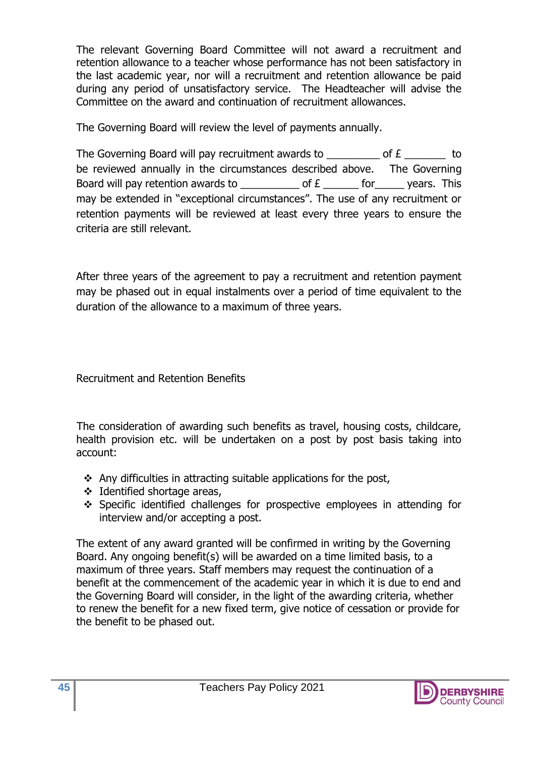The relevant Governing Board Committee will not award a recruitment and retention allowance to a teacher whose performance has not been satisfactory in the last academic year, nor will a recruitment and retention allowance be paid during any period of unsatisfactory service. The Headteacher will advise the Committee on the award and continuation of recruitment allowances.

The Governing Board will review the level of payments annually.

The Governing Board will pay recruitment awards to _________ of £ _______ to be reviewed annually in the circumstances described above. The Governing Board will pay retention awards to __________ of £ ______ for_____ years. This may be extended in "exceptional circumstances". The use of any recruitment or retention payments will be reviewed at least every three years to ensure the criteria are still relevant.

After three years of the agreement to pay a recruitment and retention payment may be phased out in equal instalments over a period of time equivalent to the duration of the allowance to a maximum of three years.

Recruitment and Retention Benefits

The consideration of awarding such benefits as travel, housing costs, childcare, health provision etc. will be undertaken on a post by post basis taking into account:

- Any difficulties in attracting suitable applications for the post,
- Identified shortage areas,
- Specific identified challenges for prospective employees in attending for interview and/or accepting a post.

The extent of any award granted will be confirmed in writing by the Governing Board. Any ongoing benefit(s) will be awarded on a time limited basis, to a maximum of three years. Staff members may request the continuation of a benefit at the commencement of the academic year in which it is due to end and the Governing Board will consider, in the light of the awarding criteria, whether to renew the benefit for a new fixed term, give notice of cessation or provide for the benefit to be phased out.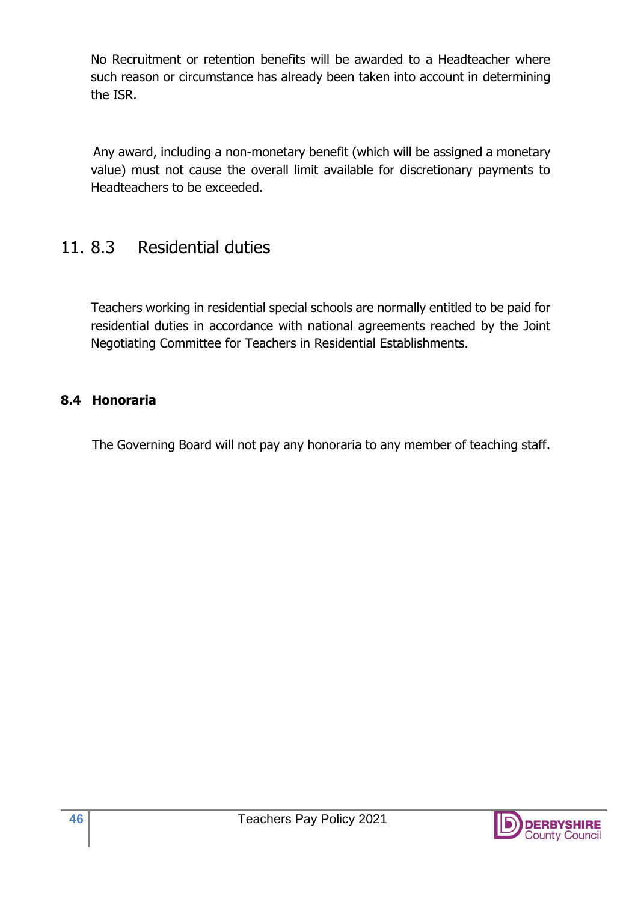No Recruitment or retention benefits will be awarded to a Headteacher where such reason or circumstance has already been taken into account in determining the ISR.

Any award, including a non-monetary benefit (which will be assigned a monetary value) must not cause the overall limit available for discretionary payments to Headteachers to be exceeded.

## 11. 8.3 Residential duties

Teachers working in residential special schools are normally entitled to be paid for residential duties in accordance with national agreements reached by the Joint Negotiating Committee for Teachers in Residential Establishments.

### 8.4 Honoraria

The Governing Board will not pay any honoraria to any member of teaching staff.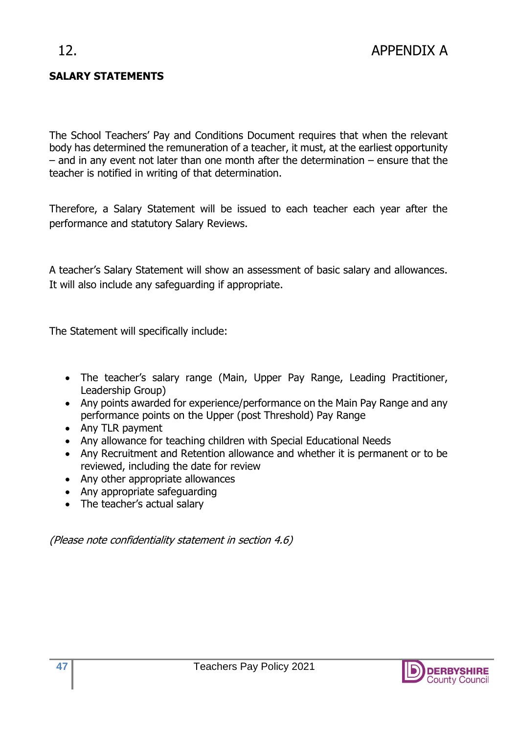12. APPENDIX A

**SALARY STATEMENTS**

The School Teachers' Pay and Conditions Document requires that when the relevant body has determined the remuneration of a teacher, it must, at the earliest opportunity – and in any event not later than one month after the determination – ensure that the teacher is notified in writing of that determination.

Therefore, a Salary Statement will be issued to each teacher each year after the performance and statutory Salary Reviews.

A teacher's Salary Statement will show an assessment of basic salary and allowances. It will also include any safeguarding if appropriate.

The Statement will specifically include:

- The teacher's salary range (Main, Upper Pay Range, Leading Practitioner, Leadership Group)
- Any points awarded for experience/performance on the Main Pay Range and any performance points on the Upper (post Threshold) Pay Range
- Any TLR payment
- Any allowance for teaching children with Special Educational Needs
- Any Recruitment and Retention allowance and whether it is permanent or to be reviewed, including the date for review
- Any other appropriate allowances
- Any appropriate safeguarding
- The teacher's actual salary

*(Please note confidentiality statement in section 4.6)*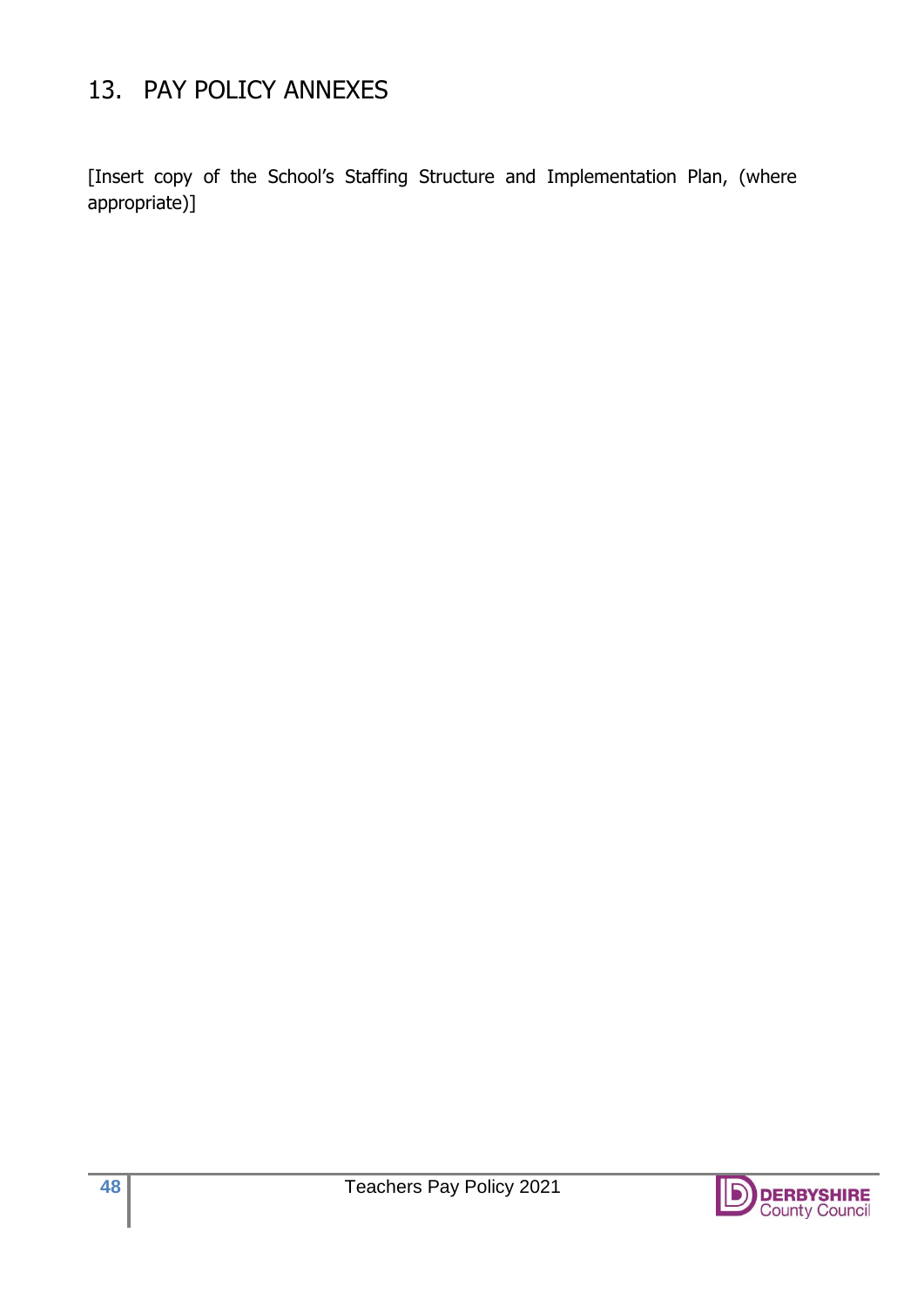## 13. PAY POLICY ANNEXES

[Insert copy of the School's Staffing Structure and Implementation Plan, (where appropriate)]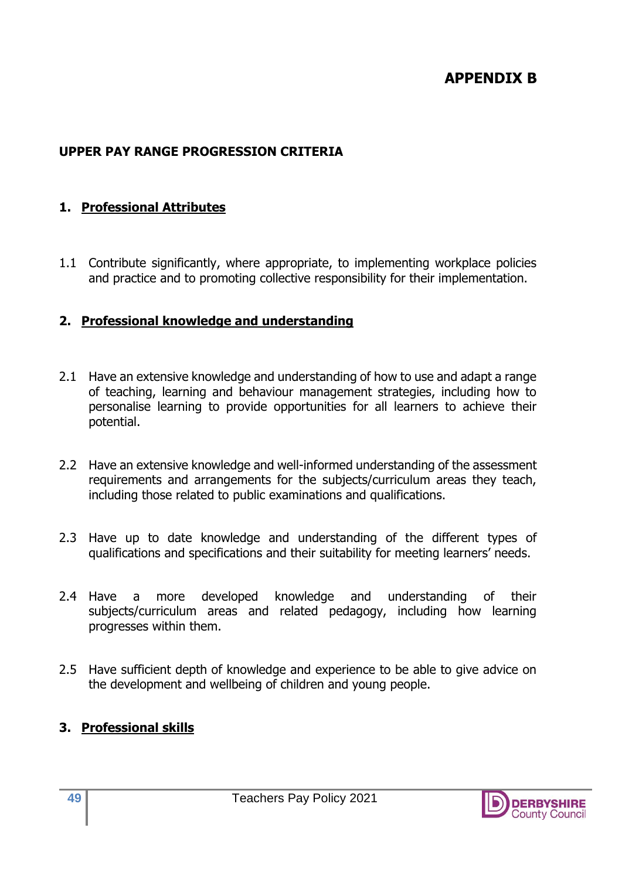# APPENDIX B

## UPPER PAY RANGE PROGRESSION CRITERIA

### 1. Professional Attributes

1.1 Contribute significantly, where appropriate, to implementing workplace policies and practice and to promoting collective responsibility for their implementation.

### 2. Professional knowledge and understanding

2.1 Have an extensive knowledge and understanding of how to use and adapt a range of teaching, learning and behaviour management strategies, including how to personalise learning to provide opportunities for all learners to achieve their potential.

2.2 Have an extensive knowledge and well-informed understanding of the assessment requirements and arrangements for the subjects/curriculum areas they teach, including those related to public examinations and qualifications.

2.3 Have up to date knowledge and understanding of the different types of qualifications and specifications and their suitability for meeting learners' needs.

2.4 Have a more developed knowledge and understanding of their subjects/curriculum areas and related pedagogy, including how learning progresses within them.

2.5 Have sufficient depth of knowledge and experience to be able to give advice on the development and wellbeing of children and young people.

### 3. Professional skills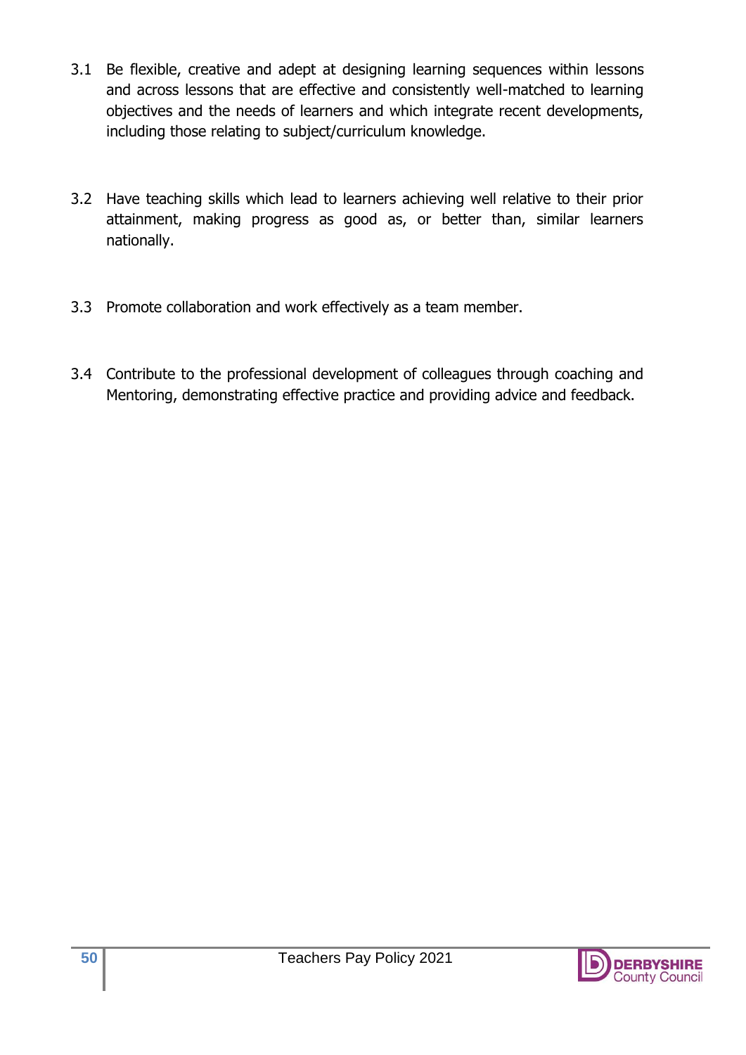3.1 Be flexible, creative and adept at designing learning sequences within lessons and across lessons that are effective and consistently well-matched to learning objectives and the needs of learners and which integrate recent developments, including those relating to subject/curriculum knowledge.

3.2 Have teaching skills which lead to learners achieving well relative to their prior attainment, making progress as good as, or better than, similar learners nationally.

3.3 Promote collaboration and work effectively as a team member.

3.4 Contribute to the professional development of colleagues through coaching and Mentoring, demonstrating effective practice and providing advice and feedback.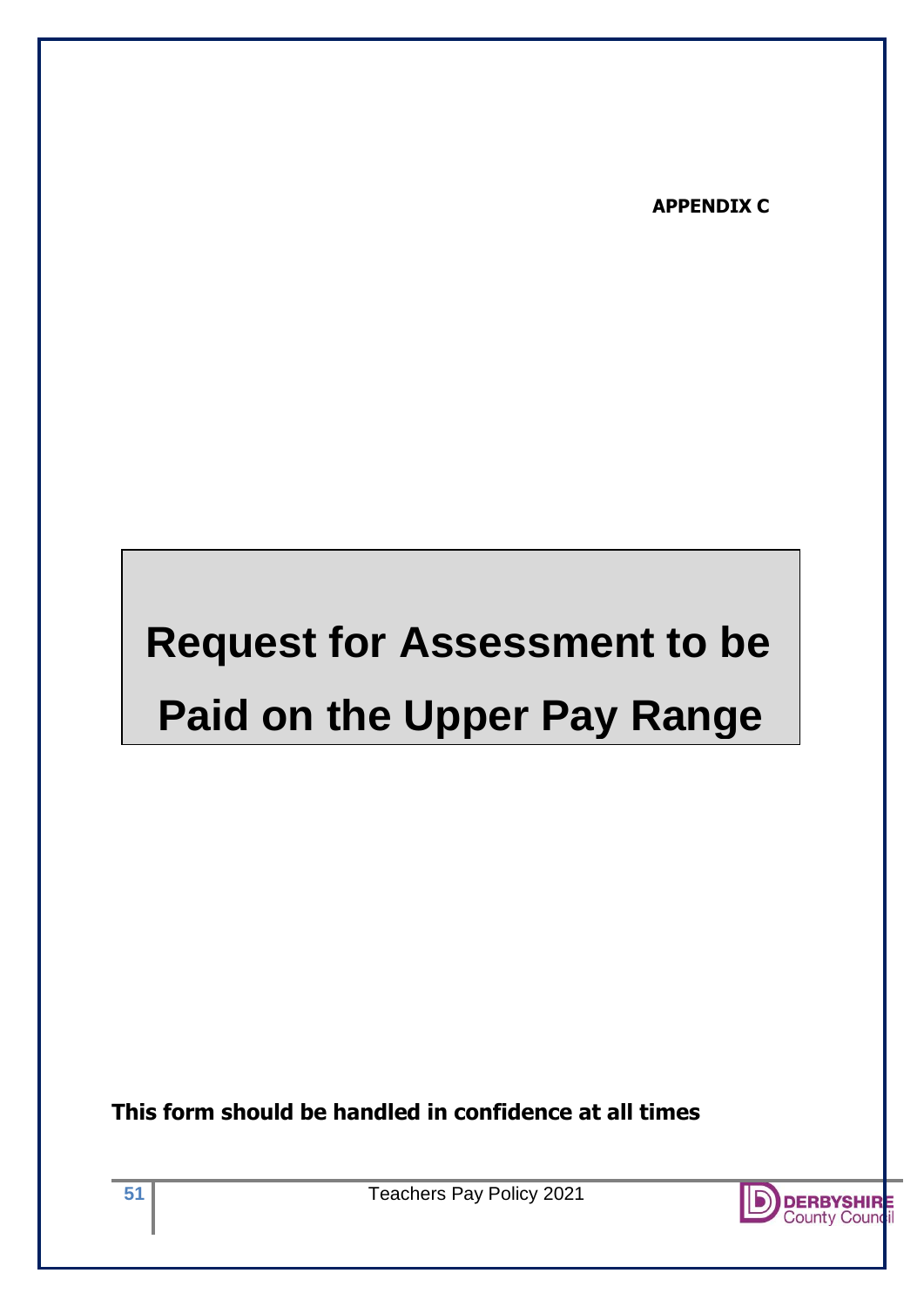**APPENDIX C**

# Request for Assessment to be Paid on the Upper Pay Range

**This form should be handled in confidence at all times**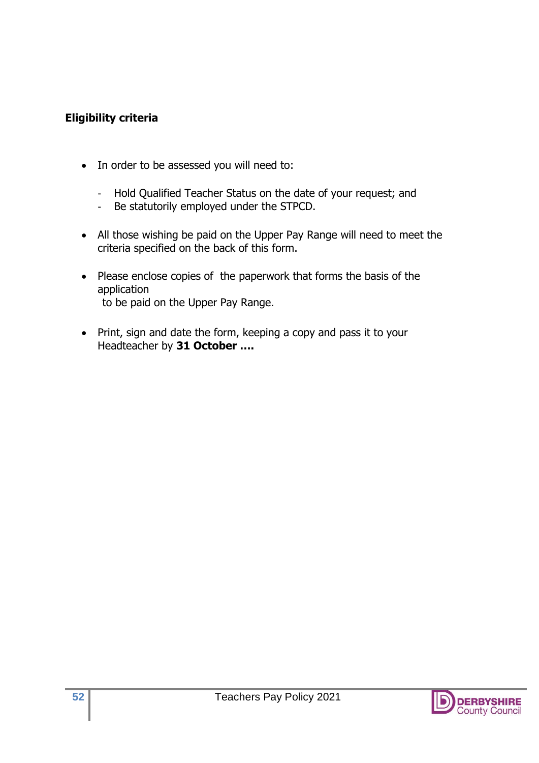**Eligibility criteria**

- In order to be assessed you will need to:
  - Hold Qualified Teacher Status on the date of your request; and
  - Be statutorily employed under the STPCD.

- All those wishing be paid on the Upper Pay Range will need to meet the criteria specified on the back of this form.

- Please enclose copies of the paperwork that forms the basis of the application to be paid on the Upper Pay Range.

- Print, sign and date the form, keeping a copy and pass it to your Headteacher by **31 October ....**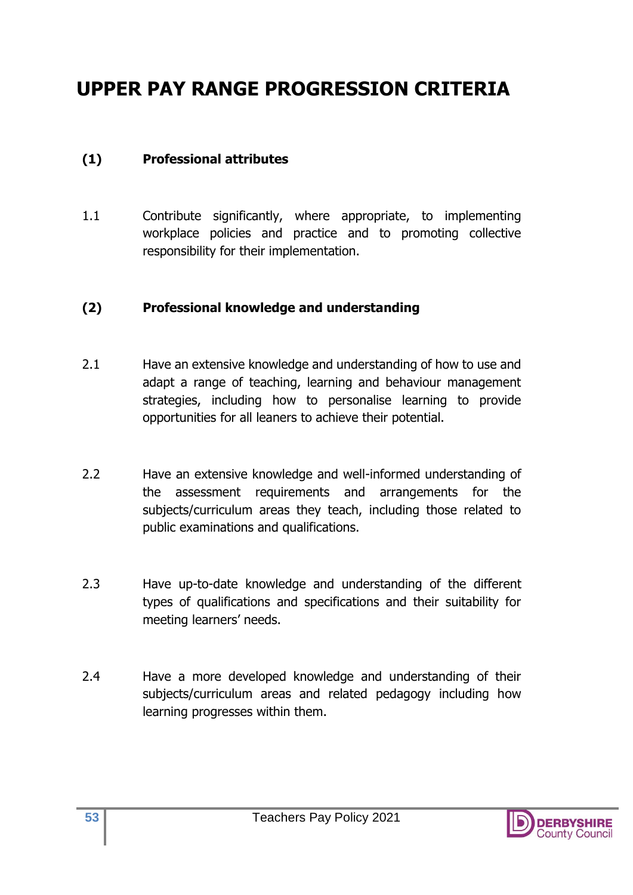# UPPER PAY RANGE PROGRESSION CRITERIA

## (1) Professional attributes

1.1 Contribute significantly, where appropriate, to implementing workplace policies and practice and to promoting collective responsibility for their implementation.

## (2) Professional knowledge and understanding

2.1 Have an extensive knowledge and understanding of how to use and adapt a range of teaching, learning and behaviour management strategies, including how to personalise learning to provide opportunities for all leaners to achieve their potential.

2.2 Have an extensive knowledge and well-informed understanding of the assessment requirements and arrangements for the subjects/curriculum areas they teach, including those related to public examinations and qualifications.

2.3 Have up-to-date knowledge and understanding of the different types of qualifications and specifications and their suitability for meeting learners' needs.

2.4 Have a more developed knowledge and understanding of their subjects/curriculum areas and related pedagogy including how learning progresses within them.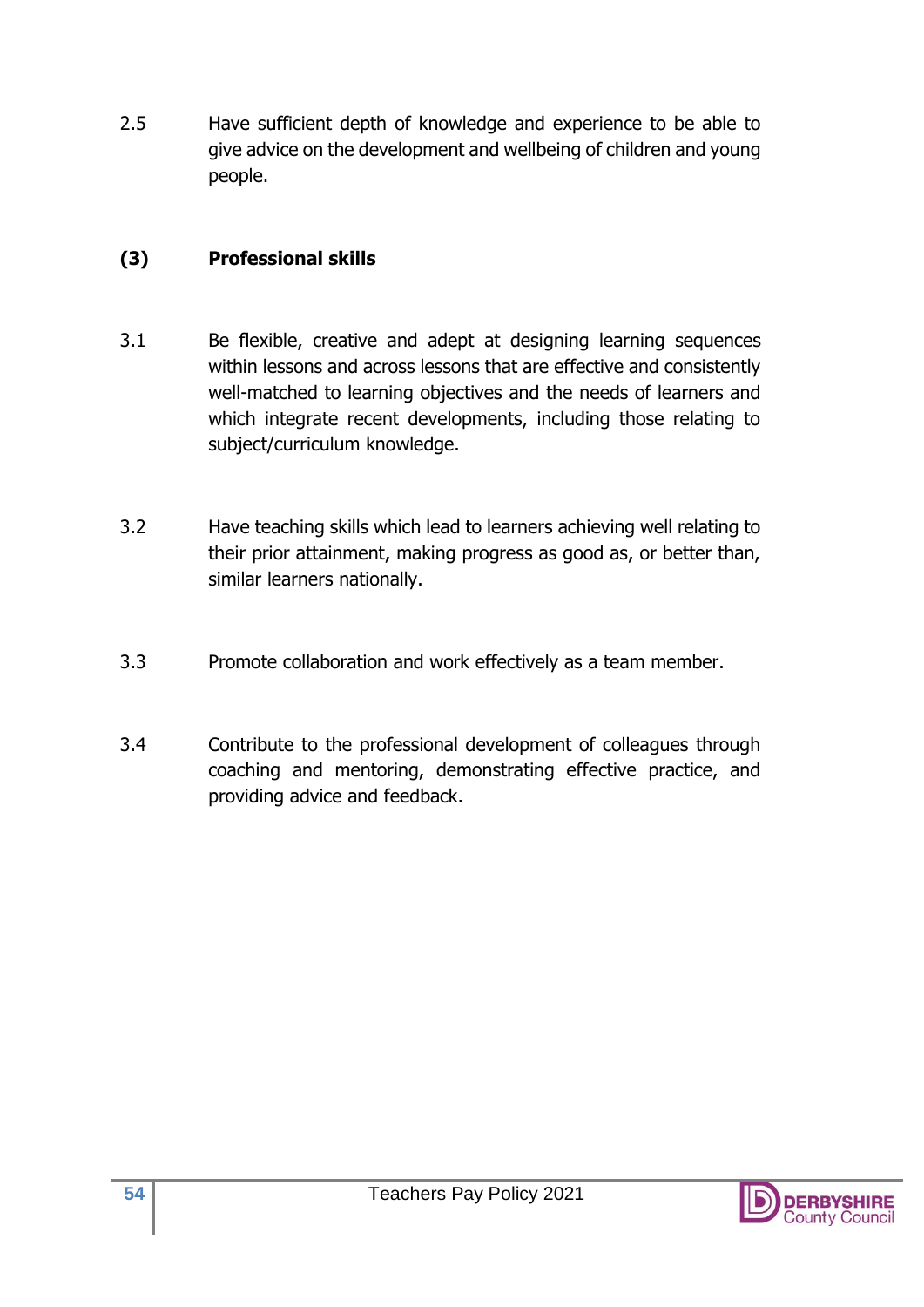2.5 Have sufficient depth of knowledge and experience to be able to give advice on the development and wellbeing of children and young people.

**(3) Professional skills**

3.1 Be flexible, creative and adept at designing learning sequences within lessons and across lessons that are effective and consistently well-matched to learning objectives and the needs of learners and which integrate recent developments, including those relating to subject/curriculum knowledge.

3.2 Have teaching skills which lead to learners achieving well relating to their prior attainment, making progress as good as, or better than, similar learners nationally.

3.3 Promote collaboration and work effectively as a team member.

3.4 Contribute to the professional development of colleagues through coaching and mentoring, demonstrating effective practice, and providing advice and feedback.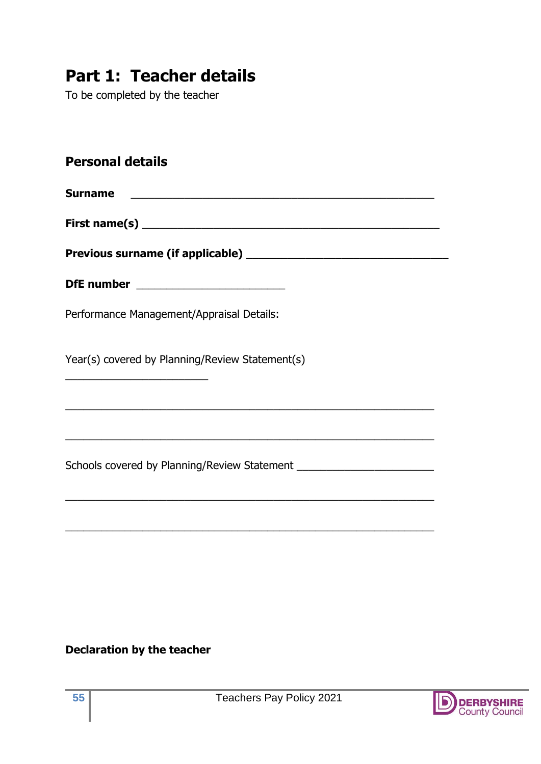# Part 1: Teacher details

To be completed by the teacher

## Personal details

**Surname** ______________________________________________

**First name(s)** ______________________________________________

**Previous surname (if applicable)** ________________________________

**DfE number** ________________________

Performance Management/Appraisal Details:

Year(s) covered by Planning/Review Statement(s)

________________________

____________________________________________________________

____________________________________________________________

Schools covered by Planning/Review Statement ______________________

____________________________________________________________

____________________________________________________________

**Declaration by the teacher**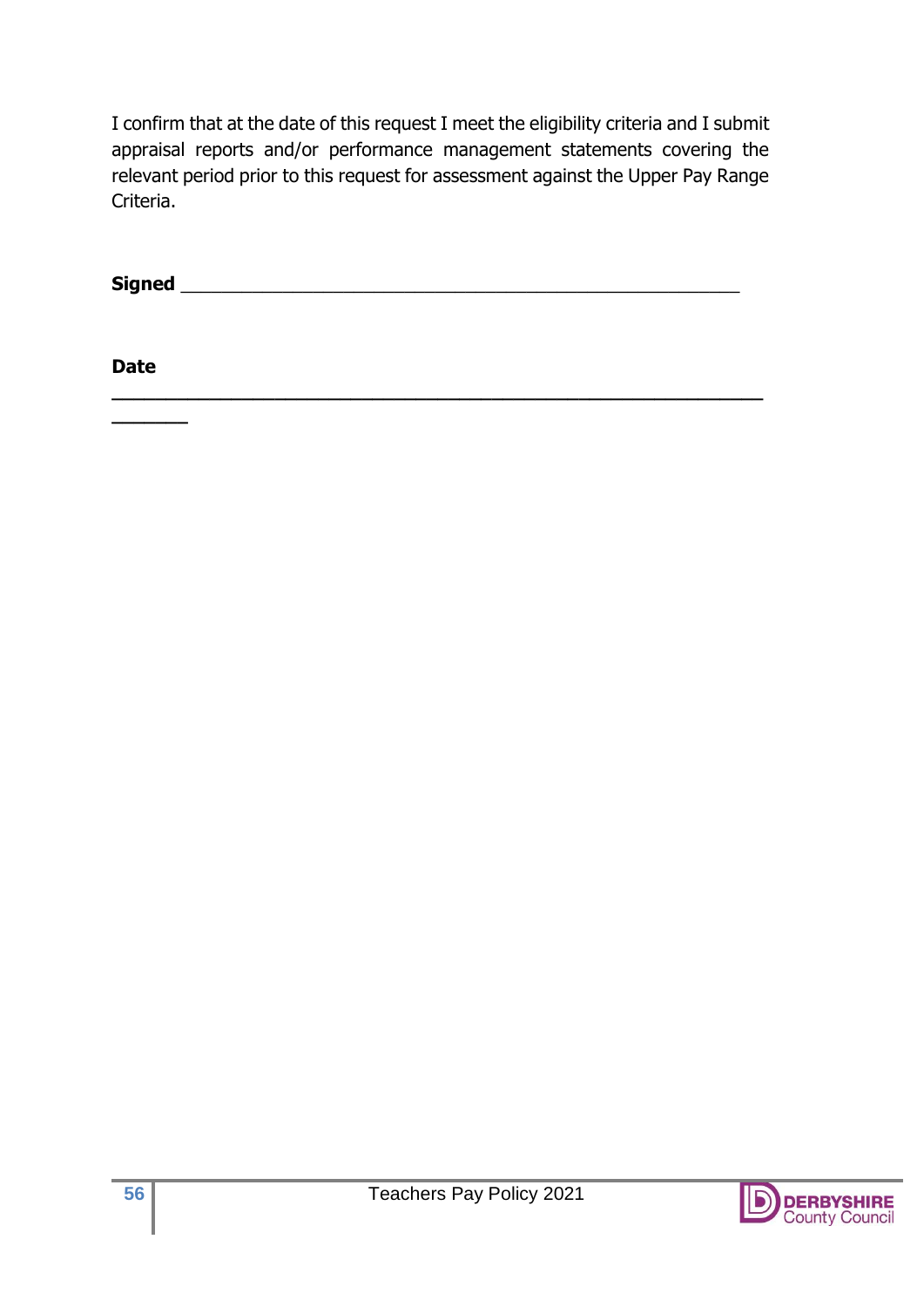I confirm that at the date of this request I meet the eligibility criteria and I submit appraisal reports and/or performance management statements covering the relevant period prior to this request for assessment against the Upper Pay Range Criteria.

**Signed** ____________________________________________________

**Date** ____________________________________________________________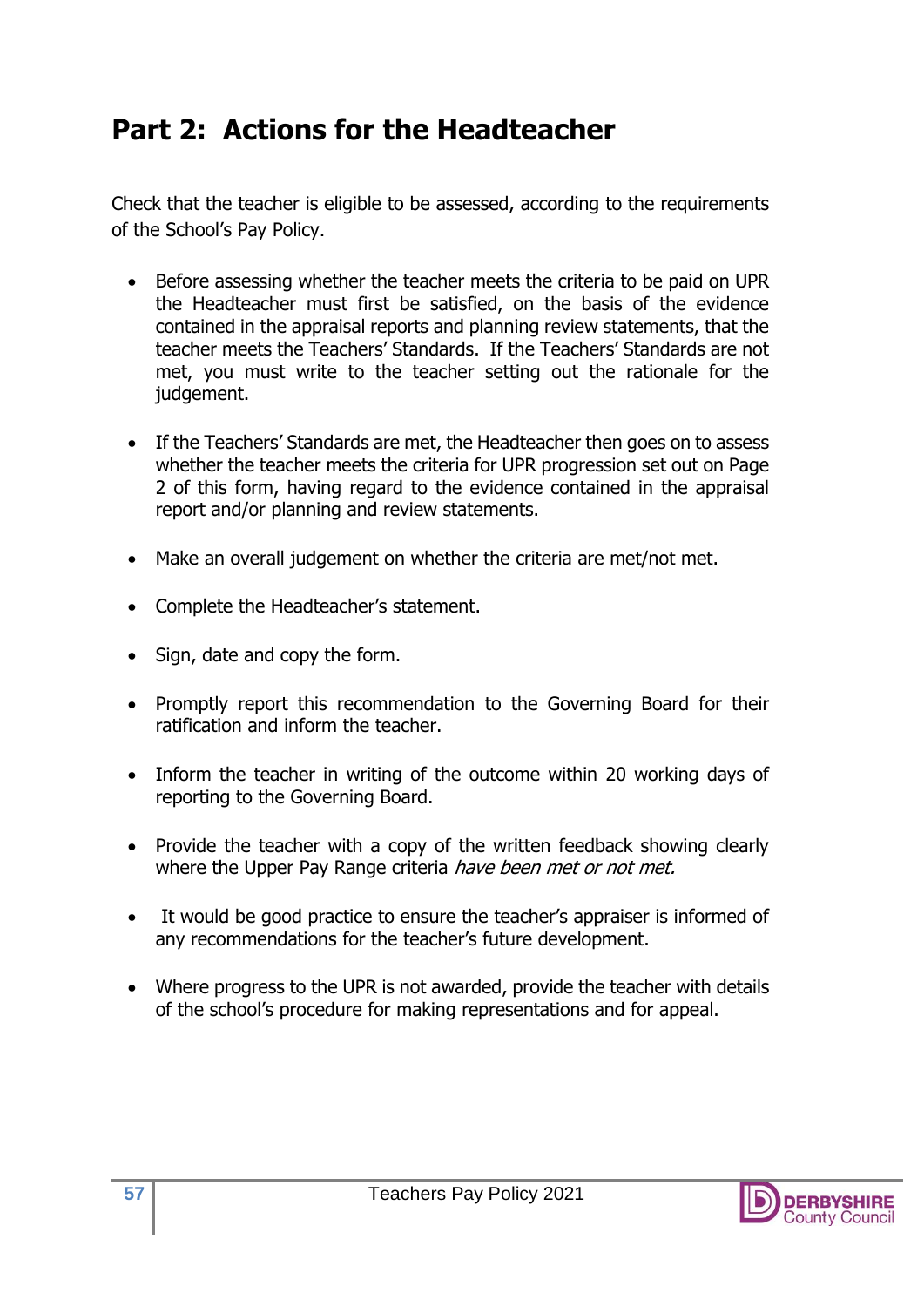# Part 2: Actions for the Headteacher

Check that the teacher is eligible to be assessed, according to the requirements of the School's Pay Policy.

- Before assessing whether the teacher meets the criteria to be paid on UPR the Headteacher must first be satisfied, on the basis of the evidence contained in the appraisal reports and planning review statements, that the teacher meets the Teachers' Standards. If the Teachers' Standards are not met, you must write to the teacher setting out the rationale for the judgement.
- If the Teachers' Standards are met, the Headteacher then goes on to assess whether the teacher meets the criteria for UPR progression set out on Page 2 of this form, having regard to the evidence contained in the appraisal report and/or planning and review statements.
- Make an overall judgement on whether the criteria are met/not met.
- Complete the Headteacher's statement.
- Sign, date and copy the form.
- Promptly report this recommendation to the Governing Board for their ratification and inform the teacher.
- Inform the teacher in writing of the outcome within 20 working days of reporting to the Governing Board.
- Provide the teacher with a copy of the written feedback showing clearly where the Upper Pay Range criteria *have been met or not met.*
- It would be good practice to ensure the teacher's appraiser is informed of any recommendations for the teacher's future development.
- Where progress to the UPR is not awarded, provide the teacher with details of the school's procedure for making representations and for appeal.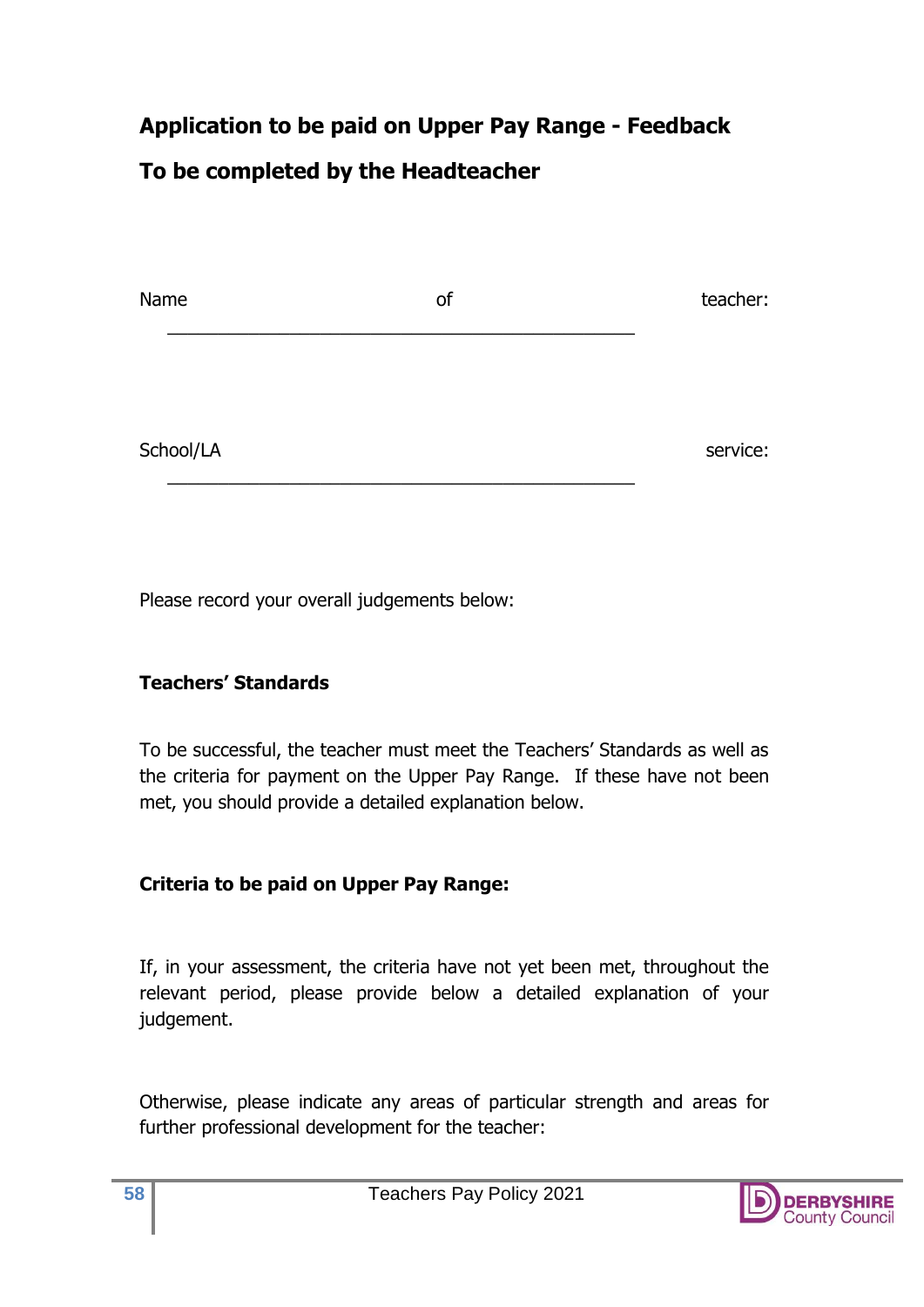## Application to be paid on Upper Pay Range - Feedback

## To be completed by the Headteacher

Name of teacher: \_\_\_\_\_\_\_\_\_\_\_\_\_\_\_\_\_\_\_\_\_\_\_\_\_\_\_\_\_\_\_\_\_\_\_\_\_\_\_\_\_\_\_\_

School/LA service: \_\_\_\_\_\_\_\_\_\_\_\_\_\_\_\_\_\_\_\_\_\_\_\_\_\_\_\_\_\_\_\_\_\_\_\_\_\_\_\_\_\_\_\_

Please record your overall judgements below:

**Teachers' Standards**

To be successful, the teacher must meet the Teachers' Standards as well as the criteria for payment on the Upper Pay Range. If these have not been met, you should provide a detailed explanation below.

**Criteria to be paid on Upper Pay Range:**

If, in your assessment, the criteria have not yet been met, throughout the relevant period, please provide below a detailed explanation of your judgement.

Otherwise, please indicate any areas of particular strength and areas for further professional development for the teacher: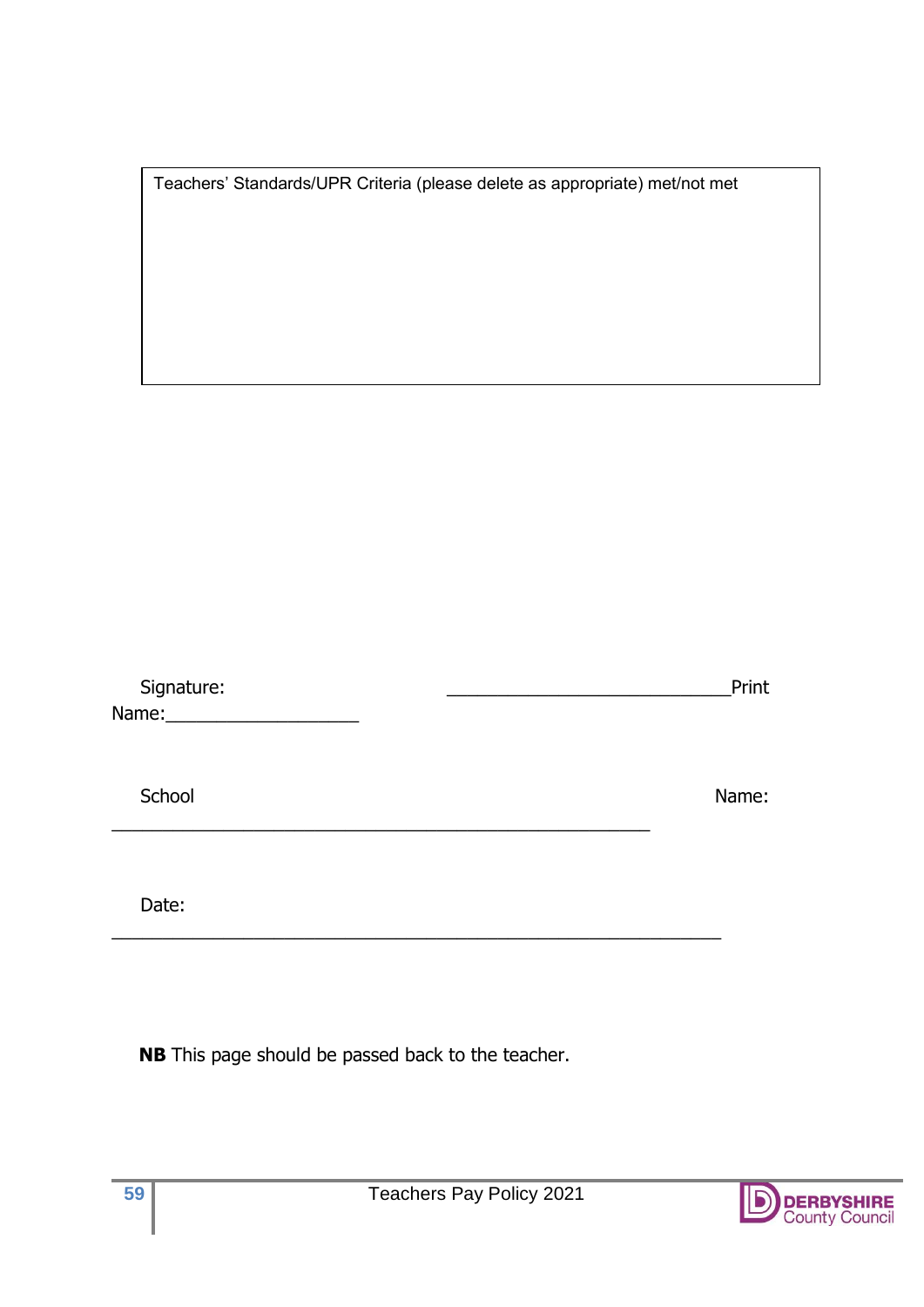| Teachers' Standards/UPR Criteria (please delete as appropriate) met/not met |
| --- |
| |

Signature: ______________________________Print Name:____________________

School Name: ________________________________________________________

Date: _______________________________________________________________

**NB** This page should be passed back to the teacher.